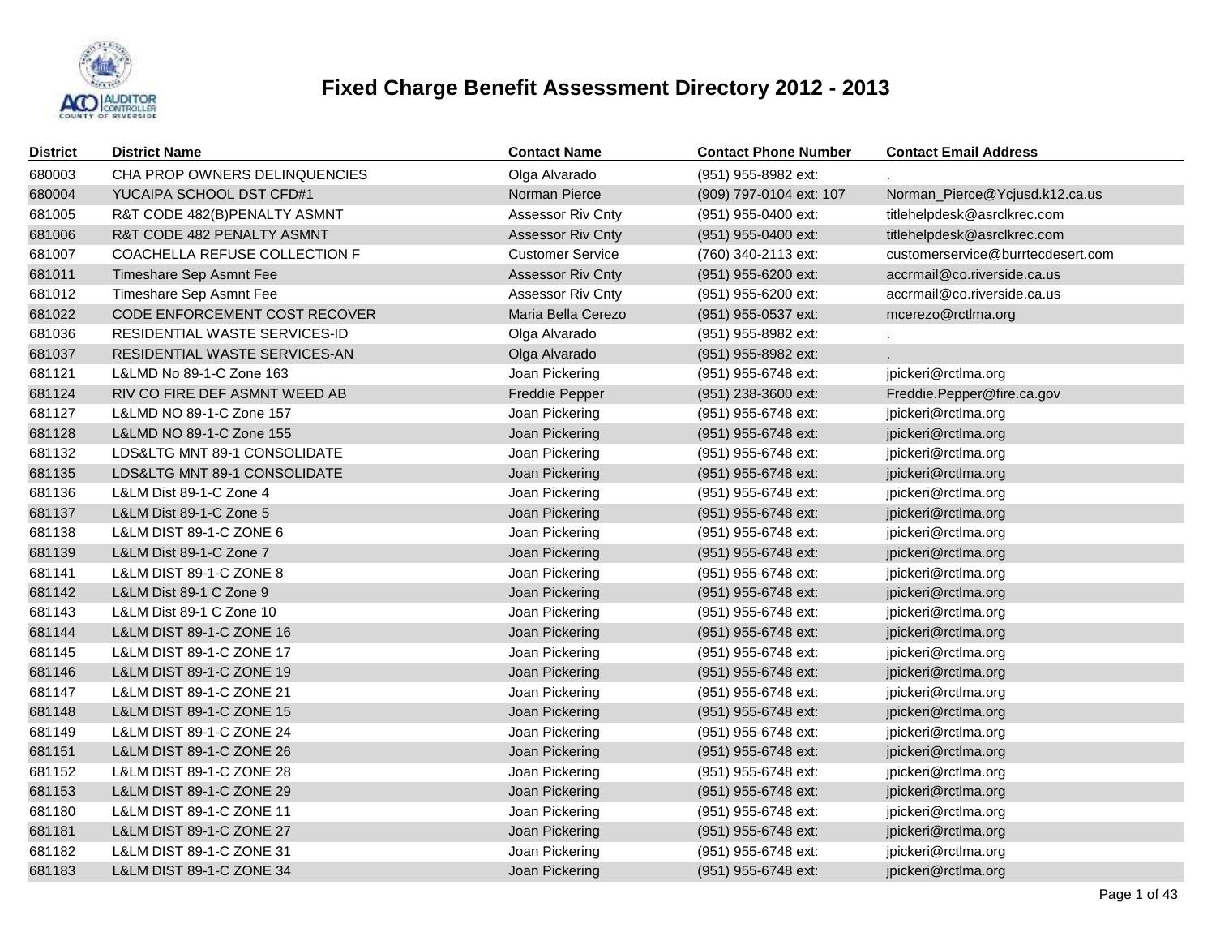# Fixed Charge Benefit Assessment Directory 2012 - 2013

| District | District Name | Contact Name | Contact Phone Number | Contact Email Address |
|---|---|---|---|---|
| 680003 | CHA PROP OWNERS DELINQUENCIES | Olga Alvarado | (951) 955-8982 ext: | . |
| 680004 | YUCAIPA SCHOOL DST CFD#1 | Norman Pierce | (909) 797-0104 ext: 107 | Norman_Pierce@Ycjusd.k12.ca.us |
| 681005 | R&T CODE 482(B)PENALTY ASMNT | Assessor Riv Cnty | (951) 955-0400 ext: | titlehelpdesk@asrclkrec.com |
| 681006 | R&T CODE 482 PENALTY ASMNT | Assessor Riv Cnty | (951) 955-0400 ext: | titlehelpdesk@asrclkrec.com |
| 681007 | COACHELLA REFUSE COLLECTION F | Customer Service | (760) 340-2113 ext: | customerservice@burrtecdesert.com |
| 681011 | Timeshare Sep Asmnt Fee | Assessor Riv Cnty | (951) 955-6200 ext: | accrmail@co.riverside.ca.us |
| 681012 | Timeshare Sep Asmnt Fee | Assessor Riv Cnty | (951) 955-6200 ext: | accrmail@co.riverside.ca.us |
| 681022 | CODE ENFORCEMENT COST RECOVER | Maria Bella Cerezo | (951) 955-0537 ext: | mcerezo@rctlma.org |
| 681036 | RESIDENTIAL WASTE SERVICES-ID | Olga Alvarado | (951) 955-8982 ext: | . |
| 681037 | RESIDENTIAL WASTE SERVICES-AN | Olga Alvarado | (951) 955-8982 ext: | . |
| 681121 | L&LMD No 89-1-C Zone 163 | Joan Pickering | (951) 955-6748 ext: | jpickeri@rctlma.org |
| 681124 | RIV CO FIRE DEF ASMNT WEED AB | Freddie Pepper | (951) 238-3600 ext: | Freddie.Pepper@fire.ca.gov |
| 681127 | L&LMD NO 89-1-C Zone 157 | Joan Pickering | (951) 955-6748 ext: | jpickeri@rctlma.org |
| 681128 | L&LMD NO 89-1-C Zone 155 | Joan Pickering | (951) 955-6748 ext: | jpickeri@rctlma.org |
| 681132 | LDS&LTG MNT 89-1 CONSOLIDATE | Joan Pickering | (951) 955-6748 ext: | jpickeri@rctlma.org |
| 681135 | LDS&LTG MNT 89-1 CONSOLIDATE | Joan Pickering | (951) 955-6748 ext: | jpickeri@rctlma.org |
| 681136 | L&LM Dist 89-1-C Zone 4 | Joan Pickering | (951) 955-6748 ext: | jpickeri@rctlma.org |
| 681137 | L&LM Dist 89-1-C Zone 5 | Joan Pickering | (951) 955-6748 ext: | jpickeri@rctlma.org |
| 681138 | L&LM DIST 89-1-C ZONE 6 | Joan Pickering | (951) 955-6748 ext: | jpickeri@rctlma.org |
| 681139 | L&LM Dist 89-1-C Zone 7 | Joan Pickering | (951) 955-6748 ext: | jpickeri@rctlma.org |
| 681141 | L&LM DIST 89-1-C ZONE 8 | Joan Pickering | (951) 955-6748 ext: | jpickeri@rctlma.org |
| 681142 | L&LM Dist 89-1 C Zone 9 | Joan Pickering | (951) 955-6748 ext: | jpickeri@rctlma.org |
| 681143 | L&LM Dist 89-1 C Zone 10 | Joan Pickering | (951) 955-6748 ext: | jpickeri@rctlma.org |
| 681144 | L&LM DIST 89-1-C ZONE 16 | Joan Pickering | (951) 955-6748 ext: | jpickeri@rctlma.org |
| 681145 | L&LM DIST 89-1-C ZONE 17 | Joan Pickering | (951) 955-6748 ext: | jpickeri@rctlma.org |
| 681146 | L&LM DIST 89-1-C ZONE 19 | Joan Pickering | (951) 955-6748 ext: | jpickeri@rctlma.org |
| 681147 | L&LM DIST 89-1-C ZONE 21 | Joan Pickering | (951) 955-6748 ext: | jpickeri@rctlma.org |
| 681148 | L&LM DIST 89-1-C ZONE 15 | Joan Pickering | (951) 955-6748 ext: | jpickeri@rctlma.org |
| 681149 | L&LM DIST 89-1-C ZONE 24 | Joan Pickering | (951) 955-6748 ext: | jpickeri@rctlma.org |
| 681151 | L&LM DIST 89-1-C ZONE 26 | Joan Pickering | (951) 955-6748 ext: | jpickeri@rctlma.org |
| 681152 | L&LM DIST 89-1-C ZONE 28 | Joan Pickering | (951) 955-6748 ext: | jpickeri@rctlma.org |
| 681153 | L&LM DIST 89-1-C ZONE 29 | Joan Pickering | (951) 955-6748 ext: | jpickeri@rctlma.org |
| 681180 | L&LM DIST 89-1-C ZONE 11 | Joan Pickering | (951) 955-6748 ext: | jpickeri@rctlma.org |
| 681181 | L&LM DIST 89-1-C ZONE 27 | Joan Pickering | (951) 955-6748 ext: | jpickeri@rctlma.org |
| 681182 | L&LM DIST 89-1-C ZONE 31 | Joan Pickering | (951) 955-6748 ext: | jpickeri@rctlma.org |
| 681183 | L&LM DIST 89-1-C ZONE 34 | Joan Pickering | (951) 955-6748 ext: | jpickeri@rctlma.org |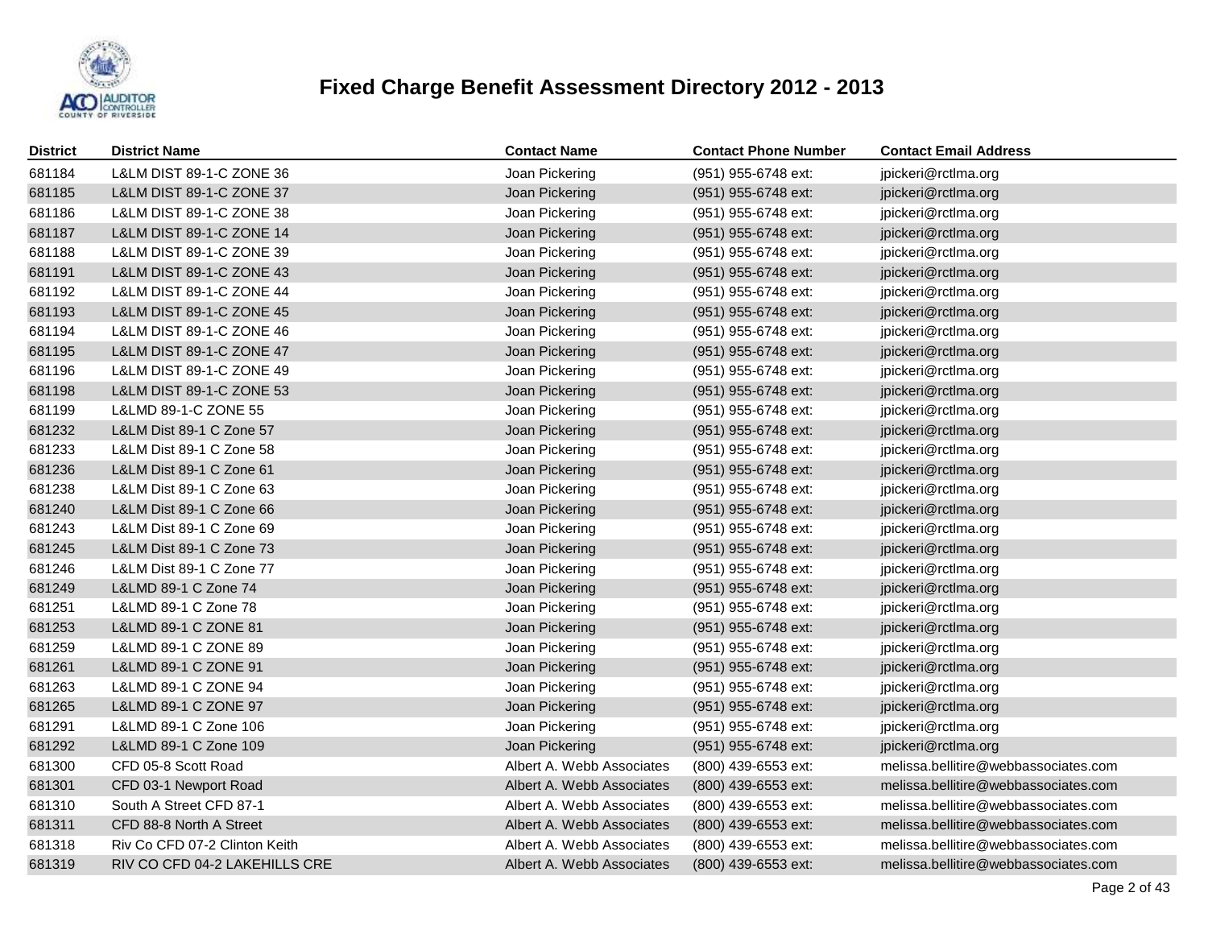# Fixed Charge Benefit Assessment Directory 2012 - 2013

| District | District Name | Contact Name | Contact Phone Number | Contact Email Address |
|---|---|---|---|---|
| 681184 | L&LM DIST 89-1-C ZONE 36 | Joan Pickering | (951) 955-6748 ext: | jpickeri@rctlma.org |
| 681185 | L&LM DIST 89-1-C ZONE 37 | Joan Pickering | (951) 955-6748 ext: | jpickeri@rctlma.org |
| 681186 | L&LM DIST 89-1-C ZONE 38 | Joan Pickering | (951) 955-6748 ext: | jpickeri@rctlma.org |
| 681187 | L&LM DIST 89-1-C ZONE 14 | Joan Pickering | (951) 955-6748 ext: | jpickeri@rctlma.org |
| 681188 | L&LM DIST 89-1-C ZONE 39 | Joan Pickering | (951) 955-6748 ext: | jpickeri@rctlma.org |
| 681191 | L&LM DIST 89-1-C ZONE 43 | Joan Pickering | (951) 955-6748 ext: | jpickeri@rctlma.org |
| 681192 | L&LM DIST 89-1-C ZONE 44 | Joan Pickering | (951) 955-6748 ext: | jpickeri@rctlma.org |
| 681193 | L&LM DIST 89-1-C ZONE 45 | Joan Pickering | (951) 955-6748 ext: | jpickeri@rctlma.org |
| 681194 | L&LM DIST 89-1-C ZONE 46 | Joan Pickering | (951) 955-6748 ext: | jpickeri@rctlma.org |
| 681195 | L&LM DIST 89-1-C ZONE 47 | Joan Pickering | (951) 955-6748 ext: | jpickeri@rctlma.org |
| 681196 | L&LM DIST 89-1-C ZONE 49 | Joan Pickering | (951) 955-6748 ext: | jpickeri@rctlma.org |
| 681198 | L&LM DIST 89-1-C ZONE 53 | Joan Pickering | (951) 955-6748 ext: | jpickeri@rctlma.org |
| 681199 | L&LMD 89-1-C ZONE 55 | Joan Pickering | (951) 955-6748 ext: | jpickeri@rctlma.org |
| 681232 | L&LM Dist 89-1 C Zone 57 | Joan Pickering | (951) 955-6748 ext: | jpickeri@rctlma.org |
| 681233 | L&LM Dist 89-1 C Zone 58 | Joan Pickering | (951) 955-6748 ext: | jpickeri@rctlma.org |
| 681236 | L&LM Dist 89-1 C Zone 61 | Joan Pickering | (951) 955-6748 ext: | jpickeri@rctlma.org |
| 681238 | L&LM Dist 89-1 C Zone 63 | Joan Pickering | (951) 955-6748 ext: | jpickeri@rctlma.org |
| 681240 | L&LM Dist 89-1 C Zone 66 | Joan Pickering | (951) 955-6748 ext: | jpickeri@rctlma.org |
| 681243 | L&LM Dist 89-1 C Zone 69 | Joan Pickering | (951) 955-6748 ext: | jpickeri@rctlma.org |
| 681245 | L&LM Dist 89-1 C Zone 73 | Joan Pickering | (951) 955-6748 ext: | jpickeri@rctlma.org |
| 681246 | L&LM Dist 89-1 C Zone 77 | Joan Pickering | (951) 955-6748 ext: | jpickeri@rctlma.org |
| 681249 | L&LMD 89-1 C Zone 74 | Joan Pickering | (951) 955-6748 ext: | jpickeri@rctlma.org |
| 681251 | L&LMD 89-1 C Zone 78 | Joan Pickering | (951) 955-6748 ext: | jpickeri@rctlma.org |
| 681253 | L&LMD 89-1 C ZONE 81 | Joan Pickering | (951) 955-6748 ext: | jpickeri@rctlma.org |
| 681259 | L&LMD 89-1 C ZONE 89 | Joan Pickering | (951) 955-6748 ext: | jpickeri@rctlma.org |
| 681261 | L&LMD 89-1 C ZONE 91 | Joan Pickering | (951) 955-6748 ext: | jpickeri@rctlma.org |
| 681263 | L&LMD 89-1 C ZONE 94 | Joan Pickering | (951) 955-6748 ext: | jpickeri@rctlma.org |
| 681265 | L&LMD 89-1 C ZONE 97 | Joan Pickering | (951) 955-6748 ext: | jpickeri@rctlma.org |
| 681291 | L&LMD 89-1 C Zone 106 | Joan Pickering | (951) 955-6748 ext: | jpickeri@rctlma.org |
| 681292 | L&LMD 89-1 C Zone 109 | Joan Pickering | (951) 955-6748 ext: | jpickeri@rctlma.org |
| 681300 | CFD 05-8 Scott Road | Albert A. Webb Associates | (800) 439-6553 ext: | melissa.bellitire@webbassociates.com |
| 681301 | CFD 03-1 Newport Road | Albert A. Webb Associates | (800) 439-6553 ext: | melissa.bellitire@webbassociates.com |
| 681310 | South A Street CFD 87-1 | Albert A. Webb Associates | (800) 439-6553 ext: | melissa.bellitire@webbassociates.com |
| 681311 | CFD 88-8 North A Street | Albert A. Webb Associates | (800) 439-6553 ext: | melissa.bellitire@webbassociates.com |
| 681318 | Riv Co CFD 07-2 Clinton Keith | Albert A. Webb Associates | (800) 439-6553 ext: | melissa.bellitire@webbassociates.com |
| 681319 | RIV CO CFD 04-2 LAKEHILLS CRE | Albert A. Webb Associates | (800) 439-6553 ext: | melissa.bellitire@webbassociates.com |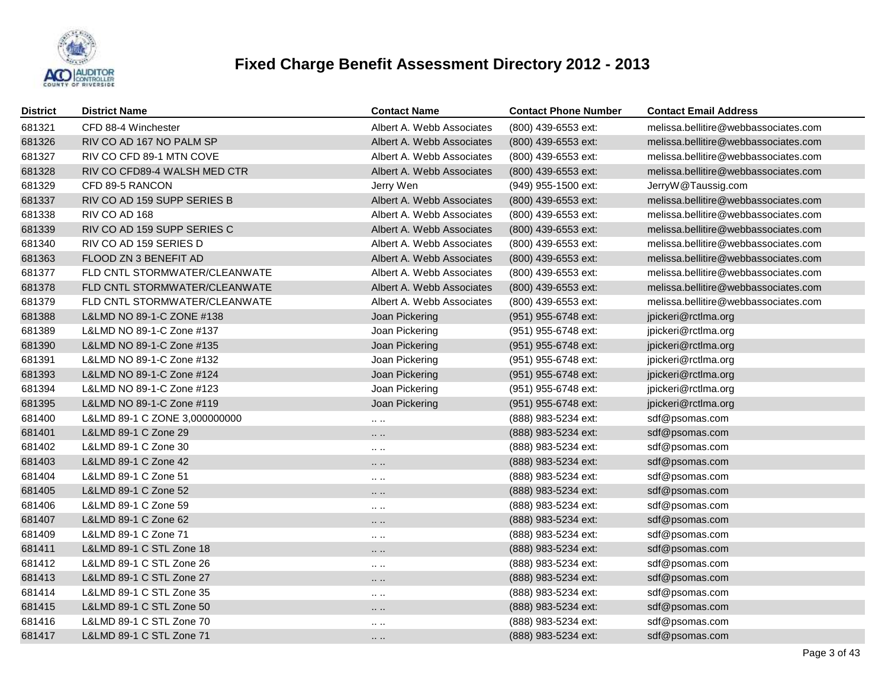# Fixed Charge Benefit Assessment Directory 2012 - 2013

| District | District Name | Contact Name | Contact Phone Number | Contact Email Address |
|---|---|---|---|---|
| 681321 | CFD 88-4 Winchester | Albert A. Webb Associates | (800) 439-6553 ext: | melissa.bellitire@webbassociates.com |
| 681326 | RIV CO AD 167 NO PALM SP | Albert A. Webb Associates | (800) 439-6553 ext: | melissa.bellitire@webbassociates.com |
| 681327 | RIV CO CFD 89-1 MTN COVE | Albert A. Webb Associates | (800) 439-6553 ext: | melissa.bellitire@webbassociates.com |
| 681328 | RIV CO CFD89-4 WALSH MED CTR | Albert A. Webb Associates | (800) 439-6553 ext: | melissa.bellitire@webbassociates.com |
| 681329 | CFD 89-5 RANCON | Jerry Wen | (949) 955-1500 ext: | JerryW@Taussig.com |
| 681337 | RIV CO AD 159 SUPP SERIES B | Albert A. Webb Associates | (800) 439-6553 ext: | melissa.bellitire@webbassociates.com |
| 681338 | RIV CO AD 168 | Albert A. Webb Associates | (800) 439-6553 ext: | melissa.bellitire@webbassociates.com |
| 681339 | RIV CO AD 159 SUPP SERIES C | Albert A. Webb Associates | (800) 439-6553 ext: | melissa.bellitire@webbassociates.com |
| 681340 | RIV CO AD 159 SERIES D | Albert A. Webb Associates | (800) 439-6553 ext: | melissa.bellitire@webbassociates.com |
| 681363 | FLOOD ZN 3 BENEFIT AD | Albert A. Webb Associates | (800) 439-6553 ext: | melissa.bellitire@webbassociates.com |
| 681377 | FLD CNTL STORMWATER/CLEANWATE | Albert A. Webb Associates | (800) 439-6553 ext: | melissa.bellitire@webbassociates.com |
| 681378 | FLD CNTL STORMWATER/CLEANWATE | Albert A. Webb Associates | (800) 439-6553 ext: | melissa.bellitire@webbassociates.com |
| 681379 | FLD CNTL STORMWATER/CLEANWATE | Albert A. Webb Associates | (800) 439-6553 ext: | melissa.bellitire@webbassociates.com |
| 681388 | L&LMD NO 89-1-C ZONE #138 | Joan Pickering | (951) 955-6748 ext: | jpickeri@rctlma.org |
| 681389 | L&LMD NO 89-1-C Zone #137 | Joan Pickering | (951) 955-6748 ext: | jpickeri@rctlma.org |
| 681390 | L&LMD NO 89-1-C Zone #135 | Joan Pickering | (951) 955-6748 ext: | jpickeri@rctlma.org |
| 681391 | L&LMD NO 89-1-C Zone #132 | Joan Pickering | (951) 955-6748 ext: | jpickeri@rctlma.org |
| 681393 | L&LMD NO 89-1-C Zone #124 | Joan Pickering | (951) 955-6748 ext: | jpickeri@rctlma.org |
| 681394 | L&LMD NO 89-1-C Zone #123 | Joan Pickering | (951) 955-6748 ext: | jpickeri@rctlma.org |
| 681395 | L&LMD NO 89-1-C Zone #119 | Joan Pickering | (951) 955-6748 ext: | jpickeri@rctlma.org |
| 681400 | L&LMD 89-1 C ZONE 3,000000000 | .. .. | (888) 983-5234 ext: | sdf@psomas.com |
| 681401 | L&LMD 89-1 C Zone 29 | .. .. | (888) 983-5234 ext: | sdf@psomas.com |
| 681402 | L&LMD 89-1 C Zone 30 | .. .. | (888) 983-5234 ext: | sdf@psomas.com |
| 681403 | L&LMD 89-1 C Zone 42 | .. .. | (888) 983-5234 ext: | sdf@psomas.com |
| 681404 | L&LMD 89-1 C Zone 51 | .. .. | (888) 983-5234 ext: | sdf@psomas.com |
| 681405 | L&LMD 89-1 C Zone 52 | .. .. | (888) 983-5234 ext: | sdf@psomas.com |
| 681406 | L&LMD 89-1 C Zone 59 | .. .. | (888) 983-5234 ext: | sdf@psomas.com |
| 681407 | L&LMD 89-1 C Zone 62 | .. .. | (888) 983-5234 ext: | sdf@psomas.com |
| 681409 | L&LMD 89-1 C Zone 71 | .. .. | (888) 983-5234 ext: | sdf@psomas.com |
| 681411 | L&LMD 89-1 C STL Zone 18 | .. .. | (888) 983-5234 ext: | sdf@psomas.com |
| 681412 | L&LMD 89-1 C STL Zone 26 | .. .. | (888) 983-5234 ext: | sdf@psomas.com |
| 681413 | L&LMD 89-1 C STL Zone 27 | .. .. | (888) 983-5234 ext: | sdf@psomas.com |
| 681414 | L&LMD 89-1 C STL Zone 35 | .. .. | (888) 983-5234 ext: | sdf@psomas.com |
| 681415 | L&LMD 89-1 C STL Zone 50 | .. .. | (888) 983-5234 ext: | sdf@psomas.com |
| 681416 | L&LMD 89-1 C STL Zone 70 | .. .. | (888) 983-5234 ext: | sdf@psomas.com |
| 681417 | L&LMD 89-1 C STL Zone 71 | .. .. | (888) 983-5234 ext: | sdf@psomas.com |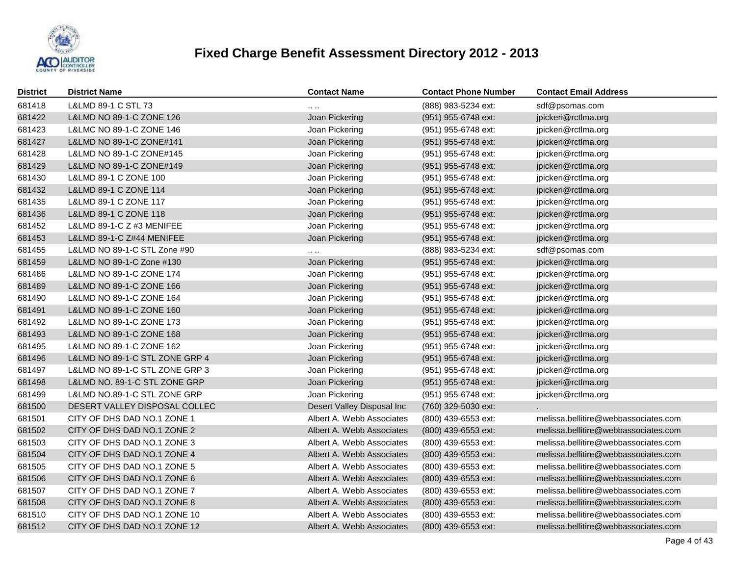# Fixed Charge Benefit Assessment Directory 2012 - 2013

| District | District Name | Contact Name | Contact Phone Number | Contact Email Address |
|---|---|---|---|---|
| 681418 | L&LMD 89-1 C STL 73 | .. .. | (888) 983-5234 ext: | sdf@psomas.com |
| 681422 | L&LMD NO 89-1-C ZONE 126 | Joan Pickering | (951) 955-6748 ext: | jpickeri@rctlma.org |
| 681423 | L&LMC NO 89-1-C ZONE 146 | Joan Pickering | (951) 955-6748 ext: | jpickeri@rctlma.org |
| 681427 | L&LMD NO 89-1-C ZONE#141 | Joan Pickering | (951) 955-6748 ext: | jpickeri@rctlma.org |
| 681428 | L&LMD NO 89-1-C ZONE#145 | Joan Pickering | (951) 955-6748 ext: | jpickeri@rctlma.org |
| 681429 | L&LMD NO 89-1-C ZONE#149 | Joan Pickering | (951) 955-6748 ext: | jpickeri@rctlma.org |
| 681430 | L&LMD 89-1 C ZONE 100 | Joan Pickering | (951) 955-6748 ext: | jpickeri@rctlma.org |
| 681432 | L&LMD 89-1 C ZONE 114 | Joan Pickering | (951) 955-6748 ext: | jpickeri@rctlma.org |
| 681435 | L&LMD 89-1 C ZONE 117 | Joan Pickering | (951) 955-6748 ext: | jpickeri@rctlma.org |
| 681436 | L&LMD 89-1 C ZONE 118 | Joan Pickering | (951) 955-6748 ext: | jpickeri@rctlma.org |
| 681452 | L&LMD 89-1-C Z #3 MENIFEE | Joan Pickering | (951) 955-6748 ext: | jpickeri@rctlma.org |
| 681453 | L&LMD 89-1-C Z#44 MENIFEE | Joan Pickering | (951) 955-6748 ext: | jpickeri@rctlma.org |
| 681455 | L&LMD NO 89-1-C STL Zone #90 | .. .. | (888) 983-5234 ext: | sdf@psomas.com |
| 681459 | L&LMD NO 89-1-C Zone #130 | Joan Pickering | (951) 955-6748 ext: | jpickeri@rctlma.org |
| 681486 | L&LMD NO 89-1-C ZONE 174 | Joan Pickering | (951) 955-6748 ext: | jpickeri@rctlma.org |
| 681489 | L&LMD NO 89-1-C ZONE 166 | Joan Pickering | (951) 955-6748 ext: | jpickeri@rctlma.org |
| 681490 | L&LMD NO 89-1-C ZONE 164 | Joan Pickering | (951) 955-6748 ext: | jpickeri@rctlma.org |
| 681491 | L&LMD NO 89-1-C ZONE 160 | Joan Pickering | (951) 955-6748 ext: | jpickeri@rctlma.org |
| 681492 | L&LMD NO 89-1-C ZONE 173 | Joan Pickering | (951) 955-6748 ext: | jpickeri@rctlma.org |
| 681493 | L&LMD NO 89-1-C ZONE 168 | Joan Pickering | (951) 955-6748 ext: | jpickeri@rctlma.org |
| 681495 | L&LMD NO 89-1-C ZONE 162 | Joan Pickering | (951) 955-6748 ext: | jpickeri@rctlma.org |
| 681496 | L&LMD NO 89-1-C STL ZONE GRP 4 | Joan Pickering | (951) 955-6748 ext: | jpickeri@rctlma.org |
| 681497 | L&LMD NO 89-1-C STL ZONE GRP 3 | Joan Pickering | (951) 955-6748 ext: | jpickeri@rctlma.org |
| 681498 | L&LMD NO. 89-1-C STL ZONE GRP | Joan Pickering | (951) 955-6748 ext: | jpickeri@rctlma.org |
| 681499 | L&LMD NO.89-1-C STL ZONE GRP | Joan Pickering | (951) 955-6748 ext: | jpickeri@rctlma.org |
| 681500 | DESERT VALLEY DISPOSAL COLLEC | Desert Valley Disposal Inc | (760) 329-5030 ext: | . |
| 681501 | CITY OF DHS DAD NO.1 ZONE 1 | Albert A. Webb Associates | (800) 439-6553 ext: | melissa.bellitire@webbassociates.com |
| 681502 | CITY OF DHS DAD NO.1 ZONE 2 | Albert A. Webb Associates | (800) 439-6553 ext: | melissa.bellitire@webbassociates.com |
| 681503 | CITY OF DHS DAD NO.1 ZONE 3 | Albert A. Webb Associates | (800) 439-6553 ext: | melissa.bellitire@webbassociates.com |
| 681504 | CITY OF DHS DAD NO.1 ZONE 4 | Albert A. Webb Associates | (800) 439-6553 ext: | melissa.bellitire@webbassociates.com |
| 681505 | CITY OF DHS DAD NO.1 ZONE 5 | Albert A. Webb Associates | (800) 439-6553 ext: | melissa.bellitire@webbassociates.com |
| 681506 | CITY OF DHS DAD NO.1 ZONE 6 | Albert A. Webb Associates | (800) 439-6553 ext: | melissa.bellitire@webbassociates.com |
| 681507 | CITY OF DHS DAD NO.1 ZONE 7 | Albert A. Webb Associates | (800) 439-6553 ext: | melissa.bellitire@webbassociates.com |
| 681508 | CITY OF DHS DAD NO.1 ZONE 8 | Albert A. Webb Associates | (800) 439-6553 ext: | melissa.bellitire@webbassociates.com |
| 681510 | CITY OF DHS DAD NO.1 ZONE 10 | Albert A. Webb Associates | (800) 439-6553 ext: | melissa.bellitire@webbassociates.com |
| 681512 | CITY OF DHS DAD NO.1 ZONE 12 | Albert A. Webb Associates | (800) 439-6553 ext: | melissa.bellitire@webbassociates.com |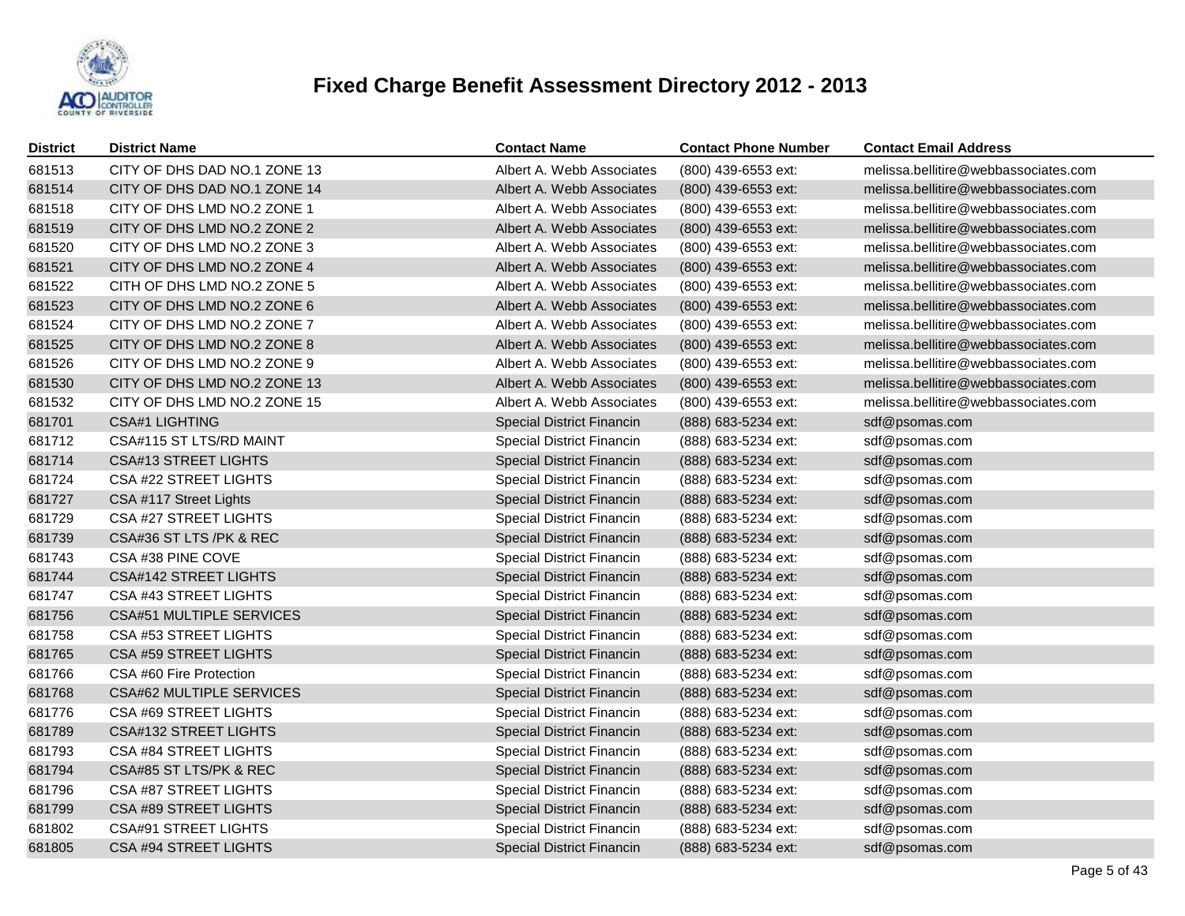# Fixed Charge Benefit Assessment Directory 2012 - 2013

| District | District Name | Contact Name | Contact Phone Number | Contact Email Address |
|---|---|---|---|---|
| 681513 | CITY OF DHS DAD NO.1 ZONE 13 | Albert A. Webb Associates | (800) 439-6553 ext: | melissa.bellitire@webbassociates.com |
| 681514 | CITY OF DHS DAD NO.1 ZONE 14 | Albert A. Webb Associates | (800) 439-6553 ext: | melissa.bellitire@webbassociates.com |
| 681518 | CITY OF DHS LMD NO.2 ZONE 1 | Albert A. Webb Associates | (800) 439-6553 ext: | melissa.bellitire@webbassociates.com |
| 681519 | CITY OF DHS LMD NO.2 ZONE 2 | Albert A. Webb Associates | (800) 439-6553 ext: | melissa.bellitire@webbassociates.com |
| 681520 | CITY OF DHS LMD NO.2 ZONE 3 | Albert A. Webb Associates | (800) 439-6553 ext: | melissa.bellitire@webbassociates.com |
| 681521 | CITY OF DHS LMD NO.2 ZONE 4 | Albert A. Webb Associates | (800) 439-6553 ext: | melissa.bellitire@webbassociates.com |
| 681522 | CITH OF DHS LMD NO.2 ZONE 5 | Albert A. Webb Associates | (800) 439-6553 ext: | melissa.bellitire@webbassociates.com |
| 681523 | CITY OF DHS LMD NO.2 ZONE 6 | Albert A. Webb Associates | (800) 439-6553 ext: | melissa.bellitire@webbassociates.com |
| 681524 | CITY OF DHS LMD NO.2 ZONE 7 | Albert A. Webb Associates | (800) 439-6553 ext: | melissa.bellitire@webbassociates.com |
| 681525 | CITY OF DHS LMD NO.2 ZONE 8 | Albert A. Webb Associates | (800) 439-6553 ext: | melissa.bellitire@webbassociates.com |
| 681526 | CITY OF DHS LMD NO.2 ZONE 9 | Albert A. Webb Associates | (800) 439-6553 ext: | melissa.bellitire@webbassociates.com |
| 681530 | CITY OF DHS LMD NO.2 ZONE 13 | Albert A. Webb Associates | (800) 439-6553 ext: | melissa.bellitire@webbassociates.com |
| 681532 | CITY OF DHS LMD NO.2 ZONE 15 | Albert A. Webb Associates | (800) 439-6553 ext: | melissa.bellitire@webbassociates.com |
| 681701 | CSA#1 LIGHTING | Special District Financin | (888) 683-5234 ext: | sdf@psomas.com |
| 681712 | CSA#115 ST LTS/RD MAINT | Special District Financin | (888) 683-5234 ext: | sdf@psomas.com |
| 681714 | CSA#13 STREET LIGHTS | Special District Financin | (888) 683-5234 ext: | sdf@psomas.com |
| 681724 | CSA #22 STREET LIGHTS | Special District Financin | (888) 683-5234 ext: | sdf@psomas.com |
| 681727 | CSA #117 Street Lights | Special District Financin | (888) 683-5234 ext: | sdf@psomas.com |
| 681729 | CSA #27 STREET LIGHTS | Special District Financin | (888) 683-5234 ext: | sdf@psomas.com |
| 681739 | CSA#36 ST LTS /PK & REC | Special District Financin | (888) 683-5234 ext: | sdf@psomas.com |
| 681743 | CSA #38 PINE COVE | Special District Financin | (888) 683-5234 ext: | sdf@psomas.com |
| 681744 | CSA#142 STREET LIGHTS | Special District Financin | (888) 683-5234 ext: | sdf@psomas.com |
| 681747 | CSA #43 STREET LIGHTS | Special District Financin | (888) 683-5234 ext: | sdf@psomas.com |
| 681756 | CSA#51 MULTIPLE SERVICES | Special District Financin | (888) 683-5234 ext: | sdf@psomas.com |
| 681758 | CSA #53 STREET LIGHTS | Special District Financin | (888) 683-5234 ext: | sdf@psomas.com |
| 681765 | CSA #59 STREET LIGHTS | Special District Financin | (888) 683-5234 ext: | sdf@psomas.com |
| 681766 | CSA #60 Fire Protection | Special District Financin | (888) 683-5234 ext: | sdf@psomas.com |
| 681768 | CSA#62 MULTIPLE SERVICES | Special District Financin | (888) 683-5234 ext: | sdf@psomas.com |
| 681776 | CSA #69 STREET LIGHTS | Special District Financin | (888) 683-5234 ext: | sdf@psomas.com |
| 681789 | CSA#132 STREET LIGHTS | Special District Financin | (888) 683-5234 ext: | sdf@psomas.com |
| 681793 | CSA #84 STREET LIGHTS | Special District Financin | (888) 683-5234 ext: | sdf@psomas.com |
| 681794 | CSA#85 ST LTS/PK & REC | Special District Financin | (888) 683-5234 ext: | sdf@psomas.com |
| 681796 | CSA #87 STREET LIGHTS | Special District Financin | (888) 683-5234 ext: | sdf@psomas.com |
| 681799 | CSA #89 STREET LIGHTS | Special District Financin | (888) 683-5234 ext: | sdf@psomas.com |
| 681802 | CSA#91 STREET LIGHTS | Special District Financin | (888) 683-5234 ext: | sdf@psomas.com |
| 681805 | CSA #94 STREET LIGHTS | Special District Financin | (888) 683-5234 ext: | sdf@psomas.com |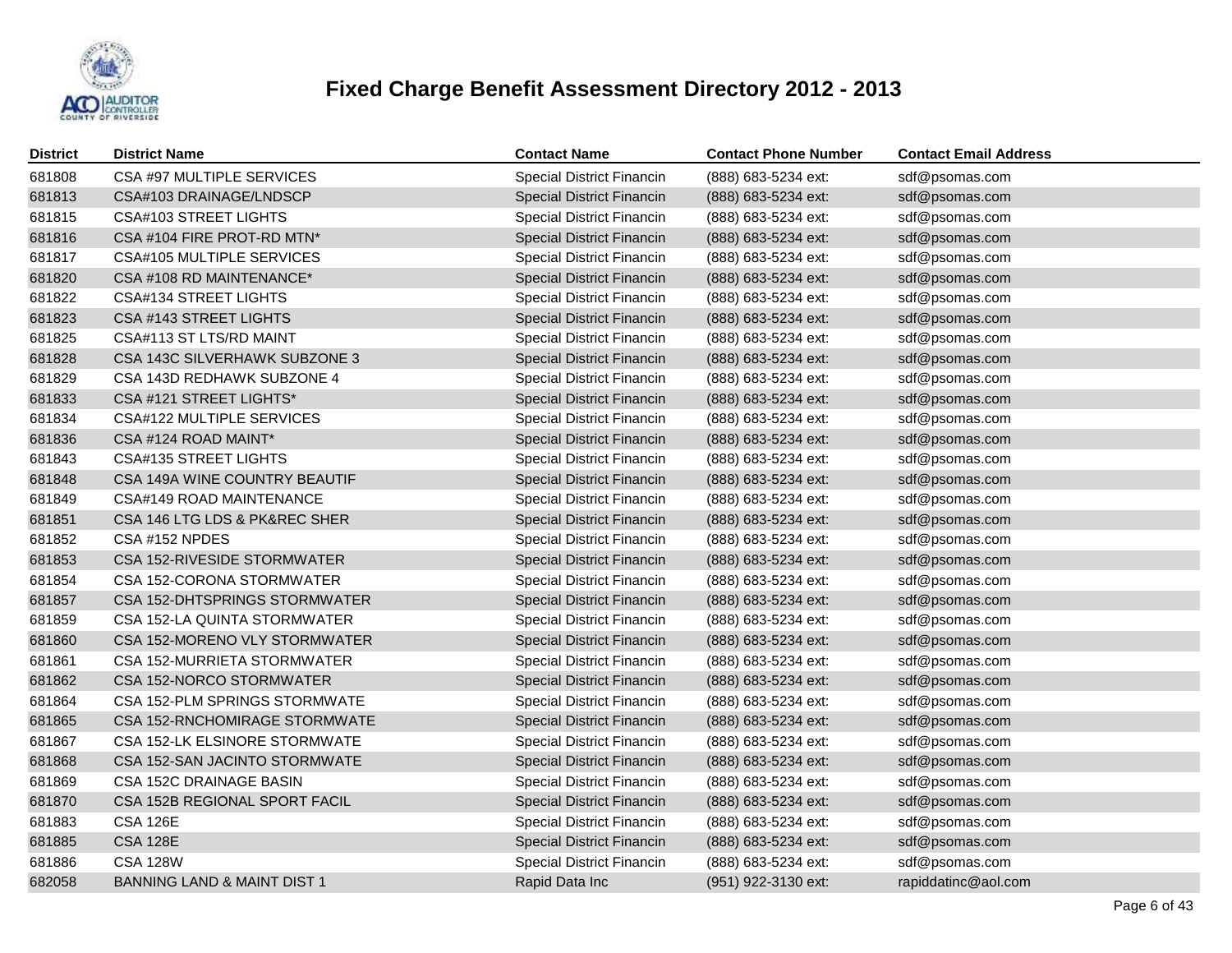# Fixed Charge Benefit Assessment Directory 2012 - 2013

| District | District Name | Contact Name | Contact Phone Number | Contact Email Address |
|---|---|---|---|---|
| 681808 | CSA #97 MULTIPLE SERVICES | Special District Financin | (888) 683-5234 ext: | sdf@psomas.com |
| 681813 | CSA#103 DRAINAGE/LNDSCP | Special District Financin | (888) 683-5234 ext: | sdf@psomas.com |
| 681815 | CSA#103 STREET LIGHTS | Special District Financin | (888) 683-5234 ext: | sdf@psomas.com |
| 681816 | CSA #104 FIRE PROT-RD MTN* | Special District Financin | (888) 683-5234 ext: | sdf@psomas.com |
| 681817 | CSA#105 MULTIPLE SERVICES | Special District Financin | (888) 683-5234 ext: | sdf@psomas.com |
| 681820 | CSA #108 RD MAINTENANCE* | Special District Financin | (888) 683-5234 ext: | sdf@psomas.com |
| 681822 | CSA#134 STREET LIGHTS | Special District Financin | (888) 683-5234 ext: | sdf@psomas.com |
| 681823 | CSA #143 STREET LIGHTS | Special District Financin | (888) 683-5234 ext: | sdf@psomas.com |
| 681825 | CSA#113 ST LTS/RD MAINT | Special District Financin | (888) 683-5234 ext: | sdf@psomas.com |
| 681828 | CSA 143C SILVERHAWK SUBZONE 3 | Special District Financin | (888) 683-5234 ext: | sdf@psomas.com |
| 681829 | CSA 143D REDHAWK SUBZONE 4 | Special District Financin | (888) 683-5234 ext: | sdf@psomas.com |
| 681833 | CSA #121 STREET LIGHTS* | Special District Financin | (888) 683-5234 ext: | sdf@psomas.com |
| 681834 | CSA#122 MULTIPLE SERVICES | Special District Financin | (888) 683-5234 ext: | sdf@psomas.com |
| 681836 | CSA #124 ROAD MAINT* | Special District Financin | (888) 683-5234 ext: | sdf@psomas.com |
| 681843 | CSA#135 STREET LIGHTS | Special District Financin | (888) 683-5234 ext: | sdf@psomas.com |
| 681848 | CSA 149A WINE COUNTRY BEAUTIF | Special District Financin | (888) 683-5234 ext: | sdf@psomas.com |
| 681849 | CSA#149 ROAD MAINTENANCE | Special District Financin | (888) 683-5234 ext: | sdf@psomas.com |
| 681851 | CSA 146 LTG LDS & PK&REC SHER | Special District Financin | (888) 683-5234 ext: | sdf@psomas.com |
| 681852 | CSA #152 NPDES | Special District Financin | (888) 683-5234 ext: | sdf@psomas.com |
| 681853 | CSA 152-RIVESIDE STORMWATER | Special District Financin | (888) 683-5234 ext: | sdf@psomas.com |
| 681854 | CSA 152-CORONA STORMWATER | Special District Financin | (888) 683-5234 ext: | sdf@psomas.com |
| 681857 | CSA 152-DHTSPRINGS STORMWATER | Special District Financin | (888) 683-5234 ext: | sdf@psomas.com |
| 681859 | CSA 152-LA QUINTA STORMWATER | Special District Financin | (888) 683-5234 ext: | sdf@psomas.com |
| 681860 | CSA 152-MORENO VLY STORMWATER | Special District Financin | (888) 683-5234 ext: | sdf@psomas.com |
| 681861 | CSA 152-MURRIETA STORMWATER | Special District Financin | (888) 683-5234 ext: | sdf@psomas.com |
| 681862 | CSA 152-NORCO STORMWATER | Special District Financin | (888) 683-5234 ext: | sdf@psomas.com |
| 681864 | CSA 152-PLM SPRINGS STORMWATE | Special District Financin | (888) 683-5234 ext: | sdf@psomas.com |
| 681865 | CSA 152-RNCHOMIRAGE STORMWATE | Special District Financin | (888) 683-5234 ext: | sdf@psomas.com |
| 681867 | CSA 152-LK ELSINORE STORMWATE | Special District Financin | (888) 683-5234 ext: | sdf@psomas.com |
| 681868 | CSA 152-SAN JACINTO STORMWATE | Special District Financin | (888) 683-5234 ext: | sdf@psomas.com |
| 681869 | CSA 152C DRAINAGE BASIN | Special District Financin | (888) 683-5234 ext: | sdf@psomas.com |
| 681870 | CSA 152B REGIONAL SPORT FACIL | Special District Financin | (888) 683-5234 ext: | sdf@psomas.com |
| 681883 | CSA 126E | Special District Financin | (888) 683-5234 ext: | sdf@psomas.com |
| 681885 | CSA 128E | Special District Financin | (888) 683-5234 ext: | sdf@psomas.com |
| 681886 | CSA 128W | Special District Financin | (888) 683-5234 ext: | sdf@psomas.com |
| 682058 | BANNING LAND & MAINT DIST 1 | Rapid Data Inc | (951) 922-3130 ext: | rapiddatinc@aol.com |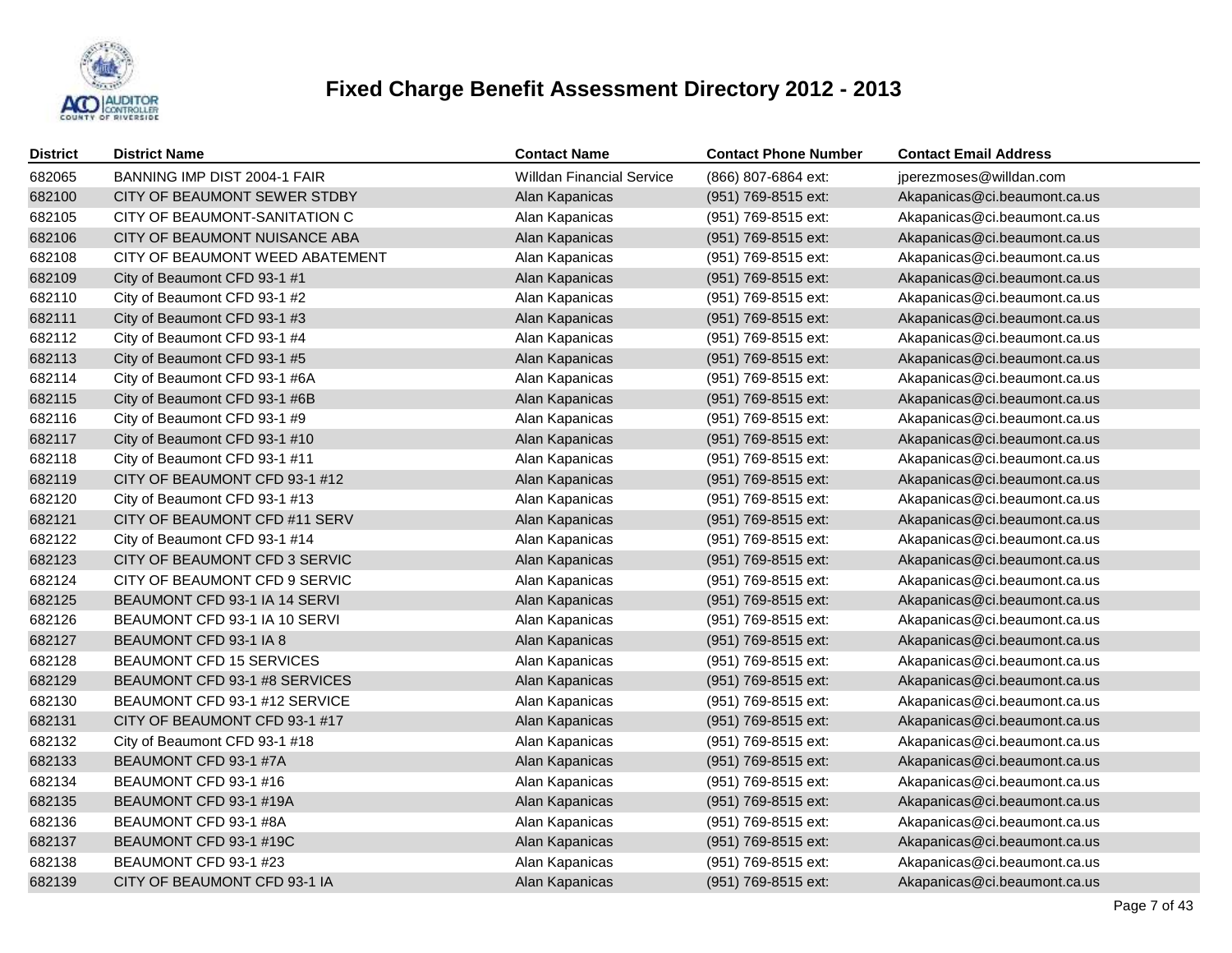# Fixed Charge Benefit Assessment Directory 2012 - 2013

| District | District Name | Contact Name | Contact Phone Number | Contact Email Address |
|---|---|---|---|---|
| 682065 | BANNING IMP DIST 2004-1 FAIR | Willdan Financial Service | (866) 807-6864 ext: | jperezmoses@willdan.com |
| 682100 | CITY OF BEAUMONT SEWER STDBY | Alan Kapanicas | (951) 769-8515 ext: | Akapanicas@ci.beaumont.ca.us |
| 682105 | CITY OF BEAUMONT-SANITATION C | Alan Kapanicas | (951) 769-8515 ext: | Akapanicas@ci.beaumont.ca.us |
| 682106 | CITY OF BEAUMONT NUISANCE ABA | Alan Kapanicas | (951) 769-8515 ext: | Akapanicas@ci.beaumont.ca.us |
| 682108 | CITY OF BEAUMONT WEED ABATEMENT | Alan Kapanicas | (951) 769-8515 ext: | Akapanicas@ci.beaumont.ca.us |
| 682109 | City of Beaumont CFD 93-1 #1 | Alan Kapanicas | (951) 769-8515 ext: | Akapanicas@ci.beaumont.ca.us |
| 682110 | City of Beaumont CFD 93-1 #2 | Alan Kapanicas | (951) 769-8515 ext: | Akapanicas@ci.beaumont.ca.us |
| 682111 | City of Beaumont CFD 93-1 #3 | Alan Kapanicas | (951) 769-8515 ext: | Akapanicas@ci.beaumont.ca.us |
| 682112 | City of Beaumont CFD 93-1 #4 | Alan Kapanicas | (951) 769-8515 ext: | Akapanicas@ci.beaumont.ca.us |
| 682113 | City of Beaumont CFD 93-1 #5 | Alan Kapanicas | (951) 769-8515 ext: | Akapanicas@ci.beaumont.ca.us |
| 682114 | City of Beaumont CFD 93-1 #6A | Alan Kapanicas | (951) 769-8515 ext: | Akapanicas@ci.beaumont.ca.us |
| 682115 | City of Beaumont CFD 93-1 #6B | Alan Kapanicas | (951) 769-8515 ext: | Akapanicas@ci.beaumont.ca.us |
| 682116 | City of Beaumont CFD 93-1 #9 | Alan Kapanicas | (951) 769-8515 ext: | Akapanicas@ci.beaumont.ca.us |
| 682117 | City of Beaumont CFD 93-1 #10 | Alan Kapanicas | (951) 769-8515 ext: | Akapanicas@ci.beaumont.ca.us |
| 682118 | City of Beaumont CFD 93-1 #11 | Alan Kapanicas | (951) 769-8515 ext: | Akapanicas@ci.beaumont.ca.us |
| 682119 | CITY OF BEAUMONT CFD 93-1 #12 | Alan Kapanicas | (951) 769-8515 ext: | Akapanicas@ci.beaumont.ca.us |
| 682120 | City of Beaumont CFD 93-1 #13 | Alan Kapanicas | (951) 769-8515 ext: | Akapanicas@ci.beaumont.ca.us |
| 682121 | CITY OF BEAUMONT CFD #11 SERV | Alan Kapanicas | (951) 769-8515 ext: | Akapanicas@ci.beaumont.ca.us |
| 682122 | City of Beaumont CFD 93-1 #14 | Alan Kapanicas | (951) 769-8515 ext: | Akapanicas@ci.beaumont.ca.us |
| 682123 | CITY OF BEAUMONT CFD 3 SERVIC | Alan Kapanicas | (951) 769-8515 ext: | Akapanicas@ci.beaumont.ca.us |
| 682124 | CITY OF BEAUMONT CFD 9 SERVIC | Alan Kapanicas | (951) 769-8515 ext: | Akapanicas@ci.beaumont.ca.us |
| 682125 | BEAUMONT CFD 93-1 IA 14 SERVI | Alan Kapanicas | (951) 769-8515 ext: | Akapanicas@ci.beaumont.ca.us |
| 682126 | BEAUMONT CFD 93-1 IA 10 SERVI | Alan Kapanicas | (951) 769-8515 ext: | Akapanicas@ci.beaumont.ca.us |
| 682127 | BEAUMONT CFD 93-1 IA 8 | Alan Kapanicas | (951) 769-8515 ext: | Akapanicas@ci.beaumont.ca.us |
| 682128 | BEAUMONT CFD 15 SERVICES | Alan Kapanicas | (951) 769-8515 ext: | Akapanicas@ci.beaumont.ca.us |
| 682129 | BEAUMONT CFD 93-1 #8 SERVICES | Alan Kapanicas | (951) 769-8515 ext: | Akapanicas@ci.beaumont.ca.us |
| 682130 | BEAUMONT CFD 93-1 #12 SERVICE | Alan Kapanicas | (951) 769-8515 ext: | Akapanicas@ci.beaumont.ca.us |
| 682131 | CITY OF BEAUMONT CFD 93-1 #17 | Alan Kapanicas | (951) 769-8515 ext: | Akapanicas@ci.beaumont.ca.us |
| 682132 | City of Beaumont CFD 93-1 #18 | Alan Kapanicas | (951) 769-8515 ext: | Akapanicas@ci.beaumont.ca.us |
| 682133 | BEAUMONT CFD 93-1 #7A | Alan Kapanicas | (951) 769-8515 ext: | Akapanicas@ci.beaumont.ca.us |
| 682134 | BEAUMONT CFD 93-1 #16 | Alan Kapanicas | (951) 769-8515 ext: | Akapanicas@ci.beaumont.ca.us |
| 682135 | BEAUMONT CFD 93-1 #19A | Alan Kapanicas | (951) 769-8515 ext: | Akapanicas@ci.beaumont.ca.us |
| 682136 | BEAUMONT CFD 93-1 #8A | Alan Kapanicas | (951) 769-8515 ext: | Akapanicas@ci.beaumont.ca.us |
| 682137 | BEAUMONT CFD 93-1 #19C | Alan Kapanicas | (951) 769-8515 ext: | Akapanicas@ci.beaumont.ca.us |
| 682138 | BEAUMONT CFD 93-1 #23 | Alan Kapanicas | (951) 769-8515 ext: | Akapanicas@ci.beaumont.ca.us |
| 682139 | CITY OF BEAUMONT CFD 93-1 IA | Alan Kapanicas | (951) 769-8515 ext: | Akapanicas@ci.beaumont.ca.us |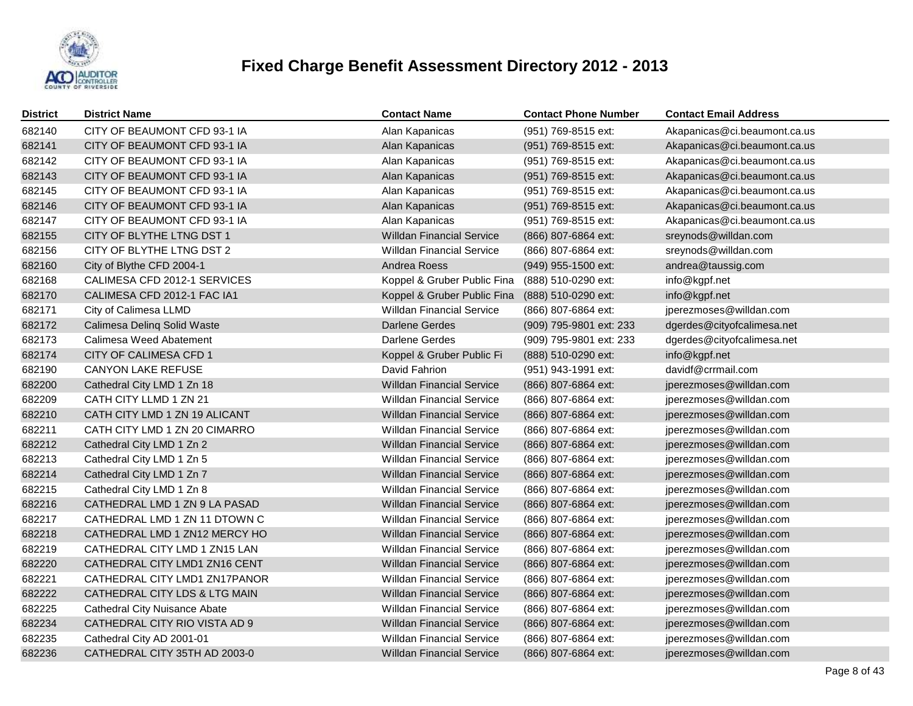# Fixed Charge Benefit Assessment Directory 2012 - 2013

| District | District Name | Contact Name | Contact Phone Number | Contact Email Address |
|---|---|---|---|---|
| 682140 | CITY OF BEAUMONT CFD 93-1 IA | Alan Kapanicas | (951) 769-8515 ext: | Akapanicas@ci.beaumont.ca.us |
| 682141 | CITY OF BEAUMONT CFD 93-1 IA | Alan Kapanicas | (951) 769-8515 ext: | Akapanicas@ci.beaumont.ca.us |
| 682142 | CITY OF BEAUMONT CFD 93-1 IA | Alan Kapanicas | (951) 769-8515 ext: | Akapanicas@ci.beaumont.ca.us |
| 682143 | CITY OF BEAUMONT CFD 93-1 IA | Alan Kapanicas | (951) 769-8515 ext: | Akapanicas@ci.beaumont.ca.us |
| 682145 | CITY OF BEAUMONT CFD 93-1 IA | Alan Kapanicas | (951) 769-8515 ext: | Akapanicas@ci.beaumont.ca.us |
| 682146 | CITY OF BEAUMONT CFD 93-1 IA | Alan Kapanicas | (951) 769-8515 ext: | Akapanicas@ci.beaumont.ca.us |
| 682147 | CITY OF BEAUMONT CFD 93-1 IA | Alan Kapanicas | (951) 769-8515 ext: | Akapanicas@ci.beaumont.ca.us |
| 682155 | CITY OF BLYTHE LTNG DST 1 | Willdan Financial Service | (866) 807-6864 ext: | sreynods@willdan.com |
| 682156 | CITY OF BLYTHE LTNG DST 2 | Willdan Financial Service | (866) 807-6864 ext: | sreynods@willdan.com |
| 682160 | City of Blythe CFD 2004-1 | Andrea Roess | (949) 955-1500 ext: | andrea@taussig.com |
| 682168 | CALIMESA CFD 2012-1 SERVICES | Koppel & Gruber Public Fina | (888) 510-0290 ext: | info@kgpf.net |
| 682170 | CALIMESA CFD 2012-1 FAC IA1 | Koppel & Gruber Public Fina | (888) 510-0290 ext: | info@kgpf.net |
| 682171 | City of Calimesa LLMD | Willdan Financial Service | (866) 807-6864 ext: | jperezmoses@willdan.com |
| 682172 | Calimesa Delinq Solid Waste | Darlene Gerdes | (909) 795-9801 ext: 233 | dgerdes@cityofcalimesa.net |
| 682173 | Calimesa Weed Abatement | Darlene Gerdes | (909) 795-9801 ext: 233 | dgerdes@cityofcalimesa.net |
| 682174 | CITY OF CALIMESA CFD 1 | Koppel & Gruber Public Fi | (888) 510-0290 ext: | info@kgpf.net |
| 682190 | CANYON LAKE REFUSE | David Fahrion | (951) 943-1991 ext: | davidf@crrmail.com |
| 682200 | Cathedral City LMD 1 Zn 18 | Willdan Financial Service | (866) 807-6864 ext: | jperezmoses@willdan.com |
| 682209 | CATH CITY LLMD 1 ZN 21 | Willdan Financial Service | (866) 807-6864 ext: | jperezmoses@willdan.com |
| 682210 | CATH CITY LMD 1 ZN 19 ALICANT | Willdan Financial Service | (866) 807-6864 ext: | jperezmoses@willdan.com |
| 682211 | CATH CITY LMD 1 ZN 20 CIMARRO | Willdan Financial Service | (866) 807-6864 ext: | jperezmoses@willdan.com |
| 682212 | Cathedral City LMD 1 Zn 2 | Willdan Financial Service | (866) 807-6864 ext: | jperezmoses@willdan.com |
| 682213 | Cathedral City LMD 1 Zn 5 | Willdan Financial Service | (866) 807-6864 ext: | jperezmoses@willdan.com |
| 682214 | Cathedral City LMD 1 Zn 7 | Willdan Financial Service | (866) 807-6864 ext: | jperezmoses@willdan.com |
| 682215 | Cathedral City LMD 1 Zn 8 | Willdan Financial Service | (866) 807-6864 ext: | jperezmoses@willdan.com |
| 682216 | CATHEDRAL LMD 1 ZN 9 LA PASAD | Willdan Financial Service | (866) 807-6864 ext: | jperezmoses@willdan.com |
| 682217 | CATHEDRAL LMD 1 ZN 11 DTOWN C | Willdan Financial Service | (866) 807-6864 ext: | jperezmoses@willdan.com |
| 682218 | CATHEDRAL LMD 1 ZN12 MERCY HO | Willdan Financial Service | (866) 807-6864 ext: | jperezmoses@willdan.com |
| 682219 | CATHEDRAL CITY LMD 1 ZN15 LAN | Willdan Financial Service | (866) 807-6864 ext: | jperezmoses@willdan.com |
| 682220 | CATHEDRAL CITY LMD1 ZN16 CENT | Willdan Financial Service | (866) 807-6864 ext: | jperezmoses@willdan.com |
| 682221 | CATHEDRAL CITY LMD1 ZN17PANOR | Willdan Financial Service | (866) 807-6864 ext: | jperezmoses@willdan.com |
| 682222 | CATHEDRAL CITY LDS & LTG MAIN | Willdan Financial Service | (866) 807-6864 ext: | jperezmoses@willdan.com |
| 682225 | Cathedral City Nuisance Abate | Willdan Financial Service | (866) 807-6864 ext: | jperezmoses@willdan.com |
| 682234 | CATHEDRAL CITY RIO VISTA AD 9 | Willdan Financial Service | (866) 807-6864 ext: | jperezmoses@willdan.com |
| 682235 | Cathedral City AD 2001-01 | Willdan Financial Service | (866) 807-6864 ext: | jperezmoses@willdan.com |
| 682236 | CATHEDRAL CITY 35TH AD 2003-0 | Willdan Financial Service | (866) 807-6864 ext: | jperezmoses@willdan.com |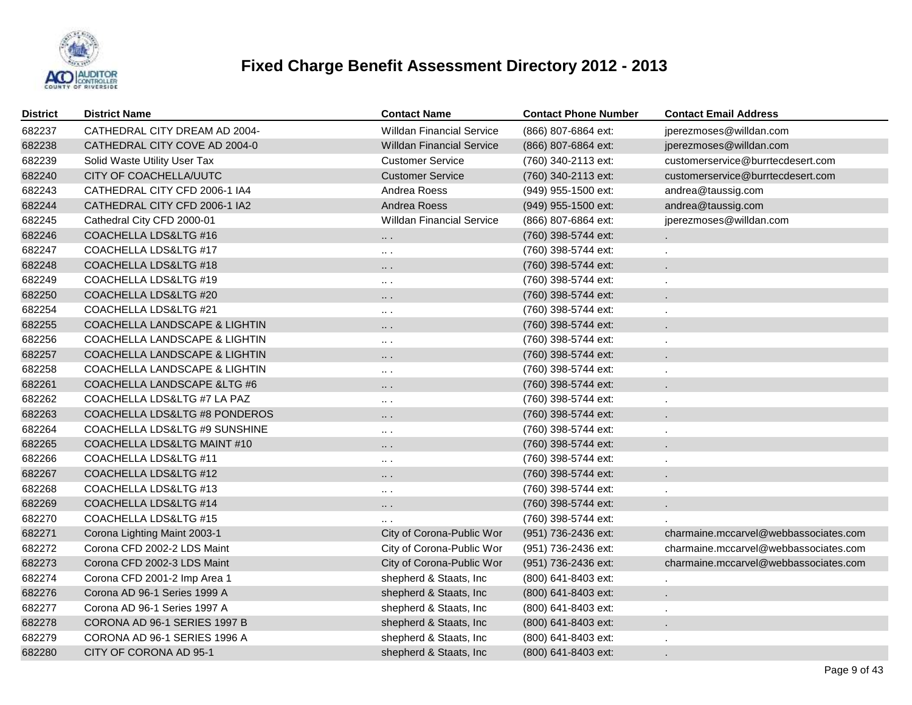# Fixed Charge Benefit Assessment Directory 2012 - 2013

| District | District Name | Contact Name | Contact Phone Number | Contact Email Address |
|---|---|---|---|---|
| 682237 | CATHEDRAL CITY DREAM AD 2004- | Willdan Financial Service | (866) 807-6864 ext: | jperezmoses@willdan.com |
| 682238 | CATHEDRAL CITY COVE AD 2004-0 | Willdan Financial Service | (866) 807-6864 ext: | jperezmoses@willdan.com |
| 682239 | Solid Waste Utility User Tax | Customer Service | (760) 340-2113 ext: | customerservice@burrtecdesert.com |
| 682240 | CITY OF COACHELLA/UUTC | Customer Service | (760) 340-2113 ext: | customerservice@burrtecdesert.com |
| 682243 | CATHEDRAL CITY CFD 2006-1 IA4 | Andrea Roess | (949) 955-1500 ext: | andrea@taussig.com |
| 682244 | CATHEDRAL CITY CFD 2006-1 IA2 | Andrea Roess | (949) 955-1500 ext: | andrea@taussig.com |
| 682245 | Cathedral City CFD 2000-01 | Willdan Financial Service | (866) 807-6864 ext: | jperezmoses@willdan.com |
| 682246 | COACHELLA LDS&LTG #16 | .. . | (760) 398-5744 ext: | . |
| 682247 | COACHELLA LDS&LTG #17 | .. . | (760) 398-5744 ext: | . |
| 682248 | COACHELLA LDS&LTG #18 | .. . | (760) 398-5744 ext: | . |
| 682249 | COACHELLA LDS&LTG #19 | .. . | (760) 398-5744 ext: | . |
| 682250 | COACHELLA LDS&LTG #20 | .. . | (760) 398-5744 ext: | . |
| 682254 | COACHELLA LDS&LTG #21 | .. . | (760) 398-5744 ext: | . |
| 682255 | COACHELLA LANDSCAPE & LIGHTIN | .. . | (760) 398-5744 ext: | . |
| 682256 | COACHELLA LANDSCAPE & LIGHTIN | .. . | (760) 398-5744 ext: | . |
| 682257 | COACHELLA LANDSCAPE & LIGHTIN | .. . | (760) 398-5744 ext: | . |
| 682258 | COACHELLA LANDSCAPE & LIGHTIN | .. . | (760) 398-5744 ext: | . |
| 682261 | COACHELLA LANDSCAPE &LTG #6 | .. . | (760) 398-5744 ext: | . |
| 682262 | COACHELLA LDS&LTG #7 LA PAZ | .. . | (760) 398-5744 ext: | . |
| 682263 | COACHELLA LDS&LTG #8 PONDEROS | .. . | (760) 398-5744 ext: | . |
| 682264 | COACHELLA LDS&LTG #9 SUNSHINE | .. . | (760) 398-5744 ext: | . |
| 682265 | COACHELLA LDS&LTG MAINT #10 | .. . | (760) 398-5744 ext: | . |
| 682266 | COACHELLA LDS&LTG #11 | .. . | (760) 398-5744 ext: | . |
| 682267 | COACHELLA LDS&LTG #12 | .. . | (760) 398-5744 ext: | . |
| 682268 | COACHELLA LDS&LTG #13 | .. . | (760) 398-5744 ext: | . |
| 682269 | COACHELLA LDS&LTG #14 | .. . | (760) 398-5744 ext: | . |
| 682270 | COACHELLA LDS&LTG #15 | .. . | (760) 398-5744 ext: | . |
| 682271 | Corona Lighting Maint 2003-1 | City of Corona-Public Wor | (951) 736-2436 ext: | charmaine.mccarvel@webbassociates.com |
| 682272 | Corona CFD 2002-2 LDS Maint | City of Corona-Public Wor | (951) 736-2436 ext: | charmaine.mccarvel@webbassociates.com |
| 682273 | Corona CFD 2002-3 LDS Maint | City of Corona-Public Wor | (951) 736-2436 ext: | charmaine.mccarvel@webbassociates.com |
| 682274 | Corona CFD 2001-2 Imp Area 1 | shepherd & Staats, Inc | (800) 641-8403 ext: | . |
| 682276 | Corona AD 96-1 Series 1999 A | shepherd & Staats, Inc | (800) 641-8403 ext: | . |
| 682277 | Corona AD 96-1 Series 1997 A | shepherd & Staats, Inc | (800) 641-8403 ext: | . |
| 682278 | CORONA AD 96-1 SERIES 1997 B | shepherd & Staats, Inc | (800) 641-8403 ext: | . |
| 682279 | CORONA AD 96-1 SERIES 1996 A | shepherd & Staats, Inc | (800) 641-8403 ext: | . |
| 682280 | CITY OF CORONA AD 95-1 | shepherd & Staats, Inc | (800) 641-8403 ext: | . |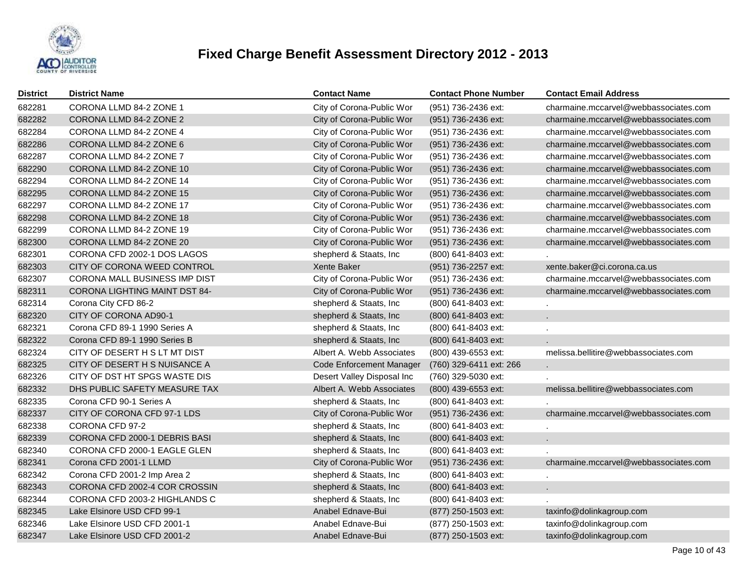# Fixed Charge Benefit Assessment Directory 2012 - 2013

| District | District Name | Contact Name | Contact Phone Number | Contact Email Address |
|---|---|---|---|---|
| 682281 | CORONA LLMD 84-2 ZONE 1 | City of Corona-Public Wor | (951) 736-2436 ext: | charmaine.mccarvel@webbassociates.com |
| 682282 | CORONA LLMD 84-2 ZONE 2 | City of Corona-Public Wor | (951) 736-2436 ext: | charmaine.mccarvel@webbassociates.com |
| 682284 | CORONA LLMD 84-2 ZONE 4 | City of Corona-Public Wor | (951) 736-2436 ext: | charmaine.mccarvel@webbassociates.com |
| 682286 | CORONA LLMD 84-2 ZONE 6 | City of Corona-Public Wor | (951) 736-2436 ext: | charmaine.mccarvel@webbassociates.com |
| 682287 | CORONA LLMD 84-2 ZONE 7 | City of Corona-Public Wor | (951) 736-2436 ext: | charmaine.mccarvel@webbassociates.com |
| 682290 | CORONA LLMD 84-2 ZONE 10 | City of Corona-Public Wor | (951) 736-2436 ext: | charmaine.mccarvel@webbassociates.com |
| 682294 | CORONA LLMD 84-2 ZONE 14 | City of Corona-Public Wor | (951) 736-2436 ext: | charmaine.mccarvel@webbassociates.com |
| 682295 | CORONA LLMD 84-2 ZONE 15 | City of Corona-Public Wor | (951) 736-2436 ext: | charmaine.mccarvel@webbassociates.com |
| 682297 | CORONA LLMD 84-2 ZONE 17 | City of Corona-Public Wor | (951) 736-2436 ext: | charmaine.mccarvel@webbassociates.com |
| 682298 | CORONA LLMD 84-2 ZONE 18 | City of Corona-Public Wor | (951) 736-2436 ext: | charmaine.mccarvel@webbassociates.com |
| 682299 | CORONA LLMD 84-2 ZONE 19 | City of Corona-Public Wor | (951) 736-2436 ext: | charmaine.mccarvel@webbassociates.com |
| 682300 | CORONA LLMD 84-2 ZONE 20 | City of Corona-Public Wor | (951) 736-2436 ext: | charmaine.mccarvel@webbassociates.com |
| 682301 | CORONA CFD 2002-1 DOS LAGOS | shepherd & Staats, Inc | (800) 641-8403 ext: | . |
| 682303 | CITY OF CORONA WEED CONTROL | Xente Baker | (951) 736-2257 ext: | xente.baker@ci.corona.ca.us |
| 682307 | CORONA MALL BUSINESS IMP DIST | City of Corona-Public Wor | (951) 736-2436 ext: | charmaine.mccarvel@webbassociates.com |
| 682311 | CORONA LIGHTING MAINT DST 84- | City of Corona-Public Wor | (951) 736-2436 ext: | charmaine.mccarvel@webbassociates.com |
| 682314 | Corona City CFD 86-2 | shepherd & Staats, Inc | (800) 641-8403 ext: | . |
| 682320 | CITY OF CORONA AD90-1 | shepherd & Staats, Inc | (800) 641-8403 ext: | . |
| 682321 | Corona CFD 89-1 1990 Series A | shepherd & Staats, Inc | (800) 641-8403 ext: | . |
| 682322 | Corona CFD 89-1 1990 Series B | shepherd & Staats, Inc | (800) 641-8403 ext: | . |
| 682324 | CITY OF DESERT H S LT MT DIST | Albert A. Webb Associates | (800) 439-6553 ext: | melissa.bellitire@webbassociates.com |
| 682325 | CITY OF DESERT H S NUISANCE A | Code Enforcement Manager | (760) 329-6411 ext: 266 | . |
| 682326 | CITY OF DST HT SPGS WASTE DIS | Desert Valley Disposal Inc | (760) 329-5030 ext: | . |
| 682332 | DHS PUBLIC SAFETY MEASURE TAX | Albert A. Webb Associates | (800) 439-6553 ext: | melissa.bellitire@webbassociates.com |
| 682335 | Corona CFD 90-1 Series A | shepherd & Staats, Inc | (800) 641-8403 ext: | . |
| 682337 | CITY OF CORONA CFD 97-1 LDS | City of Corona-Public Wor | (951) 736-2436 ext: | charmaine.mccarvel@webbassociates.com |
| 682338 | CORONA CFD 97-2 | shepherd & Staats, Inc | (800) 641-8403 ext: | . |
| 682339 | CORONA CFD 2000-1 DEBRIS BASI | shepherd & Staats, Inc | (800) 641-8403 ext: | . |
| 682340 | CORONA CFD 2000-1 EAGLE GLEN | shepherd & Staats, Inc | (800) 641-8403 ext: | . |
| 682341 | Corona CFD 2001-1 LLMD | City of Corona-Public Wor | (951) 736-2436 ext: | charmaine.mccarvel@webbassociates.com |
| 682342 | Corona CFD 2001-2 Imp Area 2 | shepherd & Staats, Inc | (800) 641-8403 ext: | . |
| 682343 | CORONA CFD 2002-4 COR CROSSIN | shepherd & Staats, Inc | (800) 641-8403 ext: | . |
| 682344 | CORONA CFD 2003-2 HIGHLANDS C | shepherd & Staats, Inc | (800) 641-8403 ext: | . |
| 682345 | Lake Elsinore USD CFD 99-1 | Anabel Ednave-Bui | (877) 250-1503 ext: | taxinfo@dolinkagroup.com |
| 682346 | Lake Elsinore USD CFD 2001-1 | Anabel Ednave-Bui | (877) 250-1503 ext: | taxinfo@dolinkagroup.com |
| 682347 | Lake Elsinore USD CFD 2001-2 | Anabel Ednave-Bui | (877) 250-1503 ext: | taxinfo@dolinkagroup.com |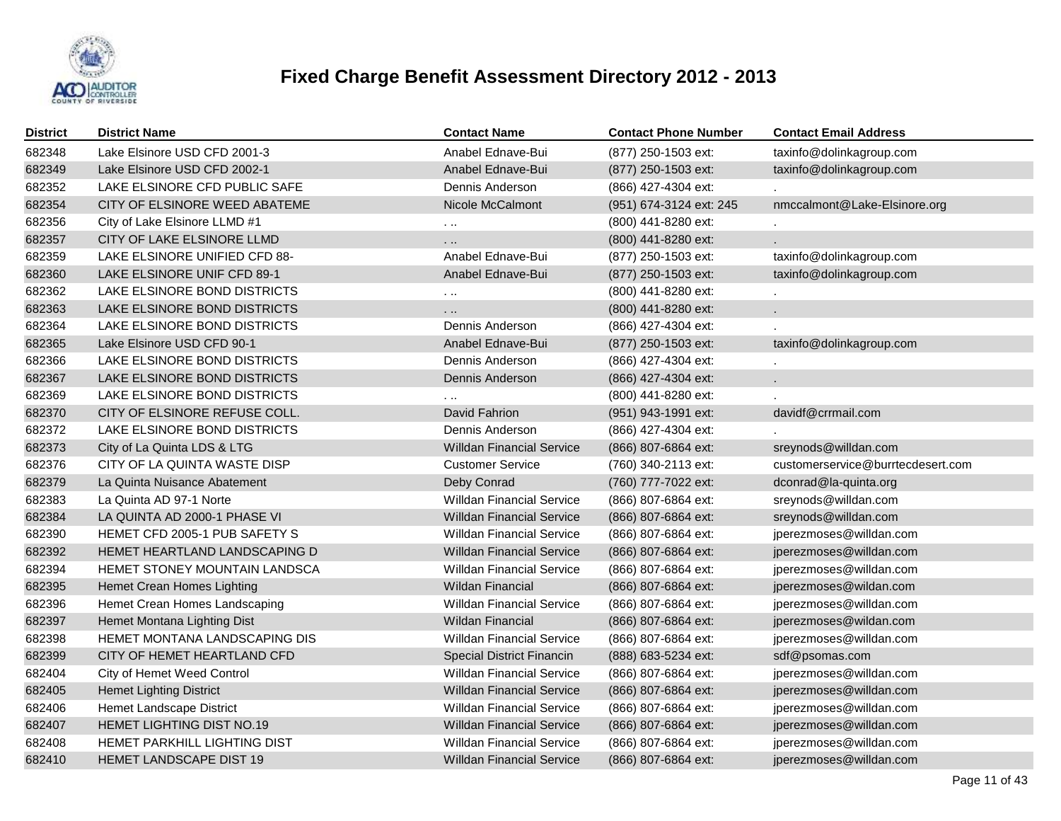# Fixed Charge Benefit Assessment Directory 2012 - 2013

| District | District Name | Contact Name | Contact Phone Number | Contact Email Address |
|---|---|---|---|---|
| 682348 | Lake Elsinore USD CFD 2001-3 | Anabel Ednave-Bui | (877) 250-1503 ext: | taxinfo@dolinkagroup.com |
| 682349 | Lake Elsinore USD CFD 2002-1 | Anabel Ednave-Bui | (877) 250-1503 ext: | taxinfo@dolinkagroup.com |
| 682352 | LAKE ELSINORE CFD PUBLIC SAFE | Dennis Anderson | (866) 427-4304 ext: | . |
| 682354 | CITY OF ELSINORE WEED ABATEME | Nicole McCalmont | (951) 674-3124 ext: 245 | nmccalmont@Lake-Elsinore.org |
| 682356 | City of Lake Elsinore LLMD #1 | . .. | (800) 441-8280 ext: | . |
| 682357 | CITY OF LAKE ELSINORE LLMD | . .. | (800) 441-8280 ext: | . |
| 682359 | LAKE ELSINORE UNIFIED CFD 88- | Anabel Ednave-Bui | (877) 250-1503 ext: | taxinfo@dolinkagroup.com |
| 682360 | LAKE ELSINORE UNIF CFD 89-1 | Anabel Ednave-Bui | (877) 250-1503 ext: | taxinfo@dolinkagroup.com |
| 682362 | LAKE ELSINORE BOND DISTRICTS | . .. | (800) 441-8280 ext: | . |
| 682363 | LAKE ELSINORE BOND DISTRICTS | . .. | (800) 441-8280 ext: | . |
| 682364 | LAKE ELSINORE BOND DISTRICTS | Dennis Anderson | (866) 427-4304 ext: | . |
| 682365 | Lake Elsinore USD CFD 90-1 | Anabel Ednave-Bui | (877) 250-1503 ext: | taxinfo@dolinkagroup.com |
| 682366 | LAKE ELSINORE BOND DISTRICTS | Dennis Anderson | (866) 427-4304 ext: | . |
| 682367 | LAKE ELSINORE BOND DISTRICTS | Dennis Anderson | (866) 427-4304 ext: | . |
| 682369 | LAKE ELSINORE BOND DISTRICTS | . .. | (800) 441-8280 ext: | . |
| 682370 | CITY OF ELSINORE REFUSE COLL. | David Fahrion | (951) 943-1991 ext: | davidf@crrmail.com |
| 682372 | LAKE ELSINORE BOND DISTRICTS | Dennis Anderson | (866) 427-4304 ext: | . |
| 682373 | City of La Quinta LDS & LTG | Willdan Financial Service | (866) 807-6864 ext: | sreynods@willdan.com |
| 682376 | CITY OF LA QUINTA WASTE DISP | Customer Service | (760) 340-2113 ext: | customerservice@burrtecdesert.com |
| 682379 | La Quinta Nuisance Abatement | Deby Conrad | (760) 777-7022 ext: | dconrad@la-quinta.org |
| 682383 | La Quinta AD 97-1 Norte | Willdan Financial Service | (866) 807-6864 ext: | sreynods@willdan.com |
| 682384 | LA QUINTA AD 2000-1 PHASE VI | Willdan Financial Service | (866) 807-6864 ext: | sreynods@willdan.com |
| 682390 | HEMET CFD 2005-1 PUB SAFETY S | Willdan Financial Service | (866) 807-6864 ext: | jperezmoses@willdan.com |
| 682392 | HEMET HEARTLAND LANDSCAPING D | Willdan Financial Service | (866) 807-6864 ext: | jperezmoses@willdan.com |
| 682394 | HEMET STONEY MOUNTAIN LANDSCA | Willdan Financial Service | (866) 807-6864 ext: | jperezmoses@willdan.com |
| 682395 | Hemet Crean Homes Lighting | Wildan Financial | (866) 807-6864 ext: | jperezmoses@wildan.com |
| 682396 | Hemet Crean Homes Landscaping | Willdan Financial Service | (866) 807-6864 ext: | jperezmoses@willdan.com |
| 682397 | Hemet Montana Lighting Dist | Wildan Financial | (866) 807-6864 ext: | jperezmoses@wildan.com |
| 682398 | HEMET MONTANA LANDSCAPING DIS | Willdan Financial Service | (866) 807-6864 ext: | jperezmoses@willdan.com |
| 682399 | CITY OF HEMET HEARTLAND CFD | Special District Financin | (888) 683-5234 ext: | sdf@psomas.com |
| 682404 | City of Hemet Weed Control | Willdan Financial Service | (866) 807-6864 ext: | jperezmoses@willdan.com |
| 682405 | Hemet Lighting District | Willdan Financial Service | (866) 807-6864 ext: | jperezmoses@willdan.com |
| 682406 | Hemet Landscape District | Willdan Financial Service | (866) 807-6864 ext: | jperezmoses@willdan.com |
| 682407 | HEMET LIGHTING DIST NO.19 | Willdan Financial Service | (866) 807-6864 ext: | jperezmoses@willdan.com |
| 682408 | HEMET PARKHILL LIGHTING DIST | Willdan Financial Service | (866) 807-6864 ext: | jperezmoses@willdan.com |
| 682410 | HEMET LANDSCAPE DIST 19 | Willdan Financial Service | (866) 807-6864 ext: | jperezmoses@willdan.com |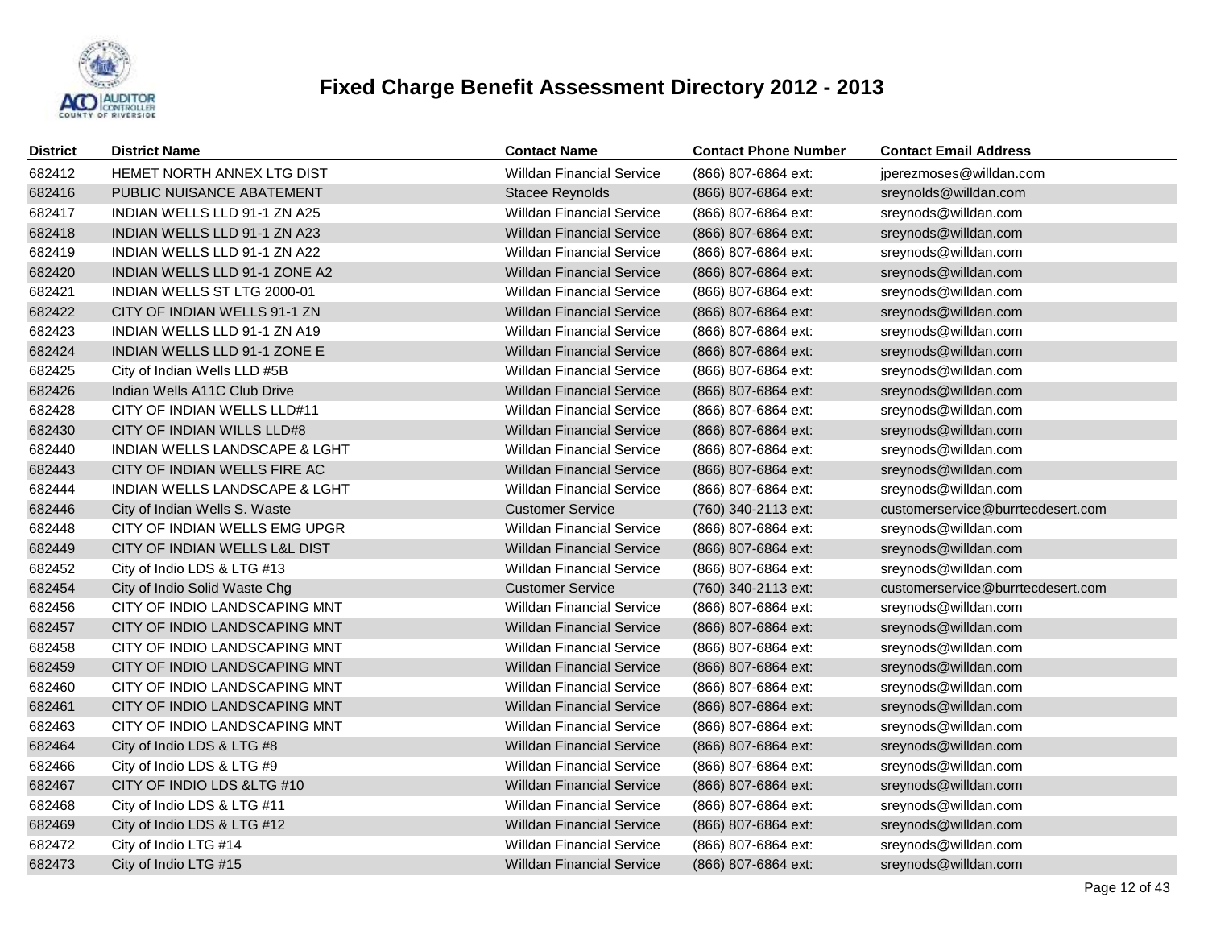# Fixed Charge Benefit Assessment Directory 2012 - 2013

| District | District Name | Contact Name | Contact Phone Number | Contact Email Address |
|---|---|---|---|---|
| 682412 | HEMET NORTH ANNEX LTG DIST | Willdan Financial Service | (866) 807-6864 ext: | jperezmoses@willdan.com |
| 682416 | PUBLIC NUISANCE ABATEMENT | Stacee Reynolds | (866) 807-6864 ext: | sreynolds@willdan.com |
| 682417 | INDIAN WELLS LLD 91-1 ZN A25 | Willdan Financial Service | (866) 807-6864 ext: | sreynods@willdan.com |
| 682418 | INDIAN WELLS LLD 91-1 ZN A23 | Willdan Financial Service | (866) 807-6864 ext: | sreynods@willdan.com |
| 682419 | INDIAN WELLS LLD 91-1 ZN A22 | Willdan Financial Service | (866) 807-6864 ext: | sreynods@willdan.com |
| 682420 | INDIAN WELLS LLD 91-1 ZONE A2 | Willdan Financial Service | (866) 807-6864 ext: | sreynods@willdan.com |
| 682421 | INDIAN WELLS ST LTG 2000-01 | Willdan Financial Service | (866) 807-6864 ext: | sreynods@willdan.com |
| 682422 | CITY OF INDIAN WELLS 91-1 ZN | Willdan Financial Service | (866) 807-6864 ext: | sreynods@willdan.com |
| 682423 | INDIAN WELLS LLD 91-1 ZN A19 | Willdan Financial Service | (866) 807-6864 ext: | sreynods@willdan.com |
| 682424 | INDIAN WELLS LLD 91-1 ZONE E | Willdan Financial Service | (866) 807-6864 ext: | sreynods@willdan.com |
| 682425 | City of Indian Wells LLD #5B | Willdan Financial Service | (866) 807-6864 ext: | sreynods@willdan.com |
| 682426 | Indian Wells A11C Club Drive | Willdan Financial Service | (866) 807-6864 ext: | sreynods@willdan.com |
| 682428 | CITY OF INDIAN WELLS LLD#11 | Willdan Financial Service | (866) 807-6864 ext: | sreynods@willdan.com |
| 682430 | CITY OF INDIAN WILLS LLD#8 | Willdan Financial Service | (866) 807-6864 ext: | sreynods@willdan.com |
| 682440 | INDIAN WELLS LANDSCAPE & LGHT | Willdan Financial Service | (866) 807-6864 ext: | sreynods@willdan.com |
| 682443 | CITY OF INDIAN WELLS FIRE AC | Willdan Financial Service | (866) 807-6864 ext: | sreynods@willdan.com |
| 682444 | INDIAN WELLS LANDSCAPE & LGHT | Willdan Financial Service | (866) 807-6864 ext: | sreynods@willdan.com |
| 682446 | City of Indian Wells S. Waste | Customer Service | (760) 340-2113 ext: | customerservice@burrtecdesert.com |
| 682448 | CITY OF INDIAN WELLS EMG UPGR | Willdan Financial Service | (866) 807-6864 ext: | sreynods@willdan.com |
| 682449 | CITY OF INDIAN WELLS L&L DIST | Willdan Financial Service | (866) 807-6864 ext: | sreynods@willdan.com |
| 682452 | City of Indio LDS & LTG #13 | Willdan Financial Service | (866) 807-6864 ext: | sreynods@willdan.com |
| 682454 | City of Indio Solid Waste Chg | Customer Service | (760) 340-2113 ext: | customerservice@burrtecdesert.com |
| 682456 | CITY OF INDIO LANDSCAPING MNT | Willdan Financial Service | (866) 807-6864 ext: | sreynods@willdan.com |
| 682457 | CITY OF INDIO LANDSCAPING MNT | Willdan Financial Service | (866) 807-6864 ext: | sreynods@willdan.com |
| 682458 | CITY OF INDIO LANDSCAPING MNT | Willdan Financial Service | (866) 807-6864 ext: | sreynods@willdan.com |
| 682459 | CITY OF INDIO LANDSCAPING MNT | Willdan Financial Service | (866) 807-6864 ext: | sreynods@willdan.com |
| 682460 | CITY OF INDIO LANDSCAPING MNT | Willdan Financial Service | (866) 807-6864 ext: | sreynods@willdan.com |
| 682461 | CITY OF INDIO LANDSCAPING MNT | Willdan Financial Service | (866) 807-6864 ext: | sreynods@willdan.com |
| 682463 | CITY OF INDIO LANDSCAPING MNT | Willdan Financial Service | (866) 807-6864 ext: | sreynods@willdan.com |
| 682464 | City of Indio LDS & LTG #8 | Willdan Financial Service | (866) 807-6864 ext: | sreynods@willdan.com |
| 682466 | City of Indio LDS & LTG #9 | Willdan Financial Service | (866) 807-6864 ext: | sreynods@willdan.com |
| 682467 | CITY OF INDIO LDS &LTG #10 | Willdan Financial Service | (866) 807-6864 ext: | sreynods@willdan.com |
| 682468 | City of Indio LDS & LTG #11 | Willdan Financial Service | (866) 807-6864 ext: | sreynods@willdan.com |
| 682469 | City of Indio LDS & LTG #12 | Willdan Financial Service | (866) 807-6864 ext: | sreynods@willdan.com |
| 682472 | City of Indio LTG #14 | Willdan Financial Service | (866) 807-6864 ext: | sreynods@willdan.com |
| 682473 | City of Indio LTG #15 | Willdan Financial Service | (866) 807-6864 ext: | sreynods@willdan.com |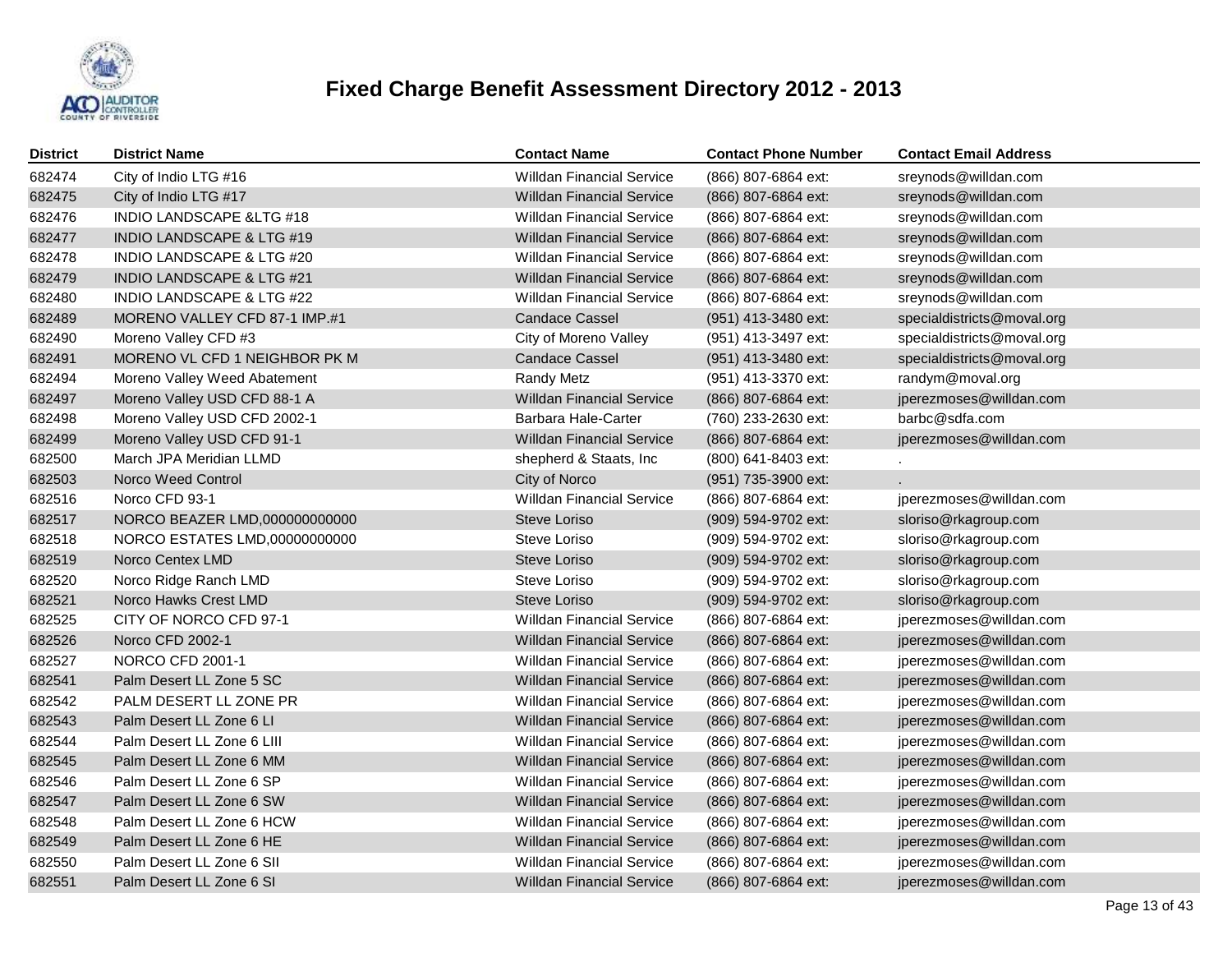# Fixed Charge Benefit Assessment Directory 2012 - 2013

| District | District Name | Contact Name | Contact Phone Number | Contact Email Address |
|---|---|---|---|---|
| 682474 | City of Indio LTG #16 | Willdan Financial Service | (866) 807-6864 ext: | sreynods@willdan.com |
| 682475 | City of Indio LTG #17 | Willdan Financial Service | (866) 807-6864 ext: | sreynods@willdan.com |
| 682476 | INDIO LANDSCAPE &LTG #18 | Willdan Financial Service | (866) 807-6864 ext: | sreynods@willdan.com |
| 682477 | INDIO LANDSCAPE & LTG #19 | Willdan Financial Service | (866) 807-6864 ext: | sreynods@willdan.com |
| 682478 | INDIO LANDSCAPE & LTG #20 | Willdan Financial Service | (866) 807-6864 ext: | sreynods@willdan.com |
| 682479 | INDIO LANDSCAPE & LTG #21 | Willdan Financial Service | (866) 807-6864 ext: | sreynods@willdan.com |
| 682480 | INDIO LANDSCAPE & LTG #22 | Willdan Financial Service | (866) 807-6864 ext: | sreynods@willdan.com |
| 682489 | MORENO VALLEY CFD 87-1 IMP.#1 | Candace Cassel | (951) 413-3480 ext: | specialdistricts@moval.org |
| 682490 | Moreno Valley CFD #3 | City of Moreno Valley | (951) 413-3497 ext: | specialdistricts@moval.org |
| 682491 | MORENO VL CFD 1 NEIGHBOR PK M | Candace Cassel | (951) 413-3480 ext: | specialdistricts@moval.org |
| 682494 | Moreno Valley Weed Abatement | Randy Metz | (951) 413-3370 ext: | randym@moval.org |
| 682497 | Moreno Valley USD CFD 88-1 A | Willdan Financial Service | (866) 807-6864 ext: | jperezmoses@willdan.com |
| 682498 | Moreno Valley USD CFD 2002-1 | Barbara Hale-Carter | (760) 233-2630 ext: | barbc@sdfa.com |
| 682499 | Moreno Valley USD CFD 91-1 | Willdan Financial Service | (866) 807-6864 ext: | jperezmoses@willdan.com |
| 682500 | March JPA Meridian LLMD | shepherd & Staats, Inc | (800) 641-8403 ext: | . |
| 682503 | Norco Weed Control | City of Norco | (951) 735-3900 ext: | . |
| 682516 | Norco CFD 93-1 | Willdan Financial Service | (866) 807-6864 ext: | jperezmoses@willdan.com |
| 682517 | NORCO BEAZER LMD,000000000000 | Steve Loriso | (909) 594-9702 ext: | sloriso@rkagroup.com |
| 682518 | NORCO ESTATES LMD,00000000000 | Steve Loriso | (909) 594-9702 ext: | sloriso@rkagroup.com |
| 682519 | Norco Centex LMD | Steve Loriso | (909) 594-9702 ext: | sloriso@rkagroup.com |
| 682520 | Norco Ridge Ranch LMD | Steve Loriso | (909) 594-9702 ext: | sloriso@rkagroup.com |
| 682521 | Norco Hawks Crest LMD | Steve Loriso | (909) 594-9702 ext: | sloriso@rkagroup.com |
| 682525 | CITY OF NORCO CFD 97-1 | Willdan Financial Service | (866) 807-6864 ext: | jperezmoses@willdan.com |
| 682526 | Norco CFD 2002-1 | Willdan Financial Service | (866) 807-6864 ext: | jperezmoses@willdan.com |
| 682527 | NORCO CFD 2001-1 | Willdan Financial Service | (866) 807-6864 ext: | jperezmoses@willdan.com |
| 682541 | Palm Desert LL Zone 5 SC | Willdan Financial Service | (866) 807-6864 ext: | jperezmoses@willdan.com |
| 682542 | PALM DESERT LL ZONE PR | Willdan Financial Service | (866) 807-6864 ext: | jperezmoses@willdan.com |
| 682543 | Palm Desert LL Zone 6 LI | Willdan Financial Service | (866) 807-6864 ext: | jperezmoses@willdan.com |
| 682544 | Palm Desert LL Zone 6 LIII | Willdan Financial Service | (866) 807-6864 ext: | jperezmoses@willdan.com |
| 682545 | Palm Desert LL Zone 6 MM | Willdan Financial Service | (866) 807-6864 ext: | jperezmoses@willdan.com |
| 682546 | Palm Desert LL Zone 6 SP | Willdan Financial Service | (866) 807-6864 ext: | jperezmoses@willdan.com |
| 682547 | Palm Desert LL Zone 6 SW | Willdan Financial Service | (866) 807-6864 ext: | jperezmoses@willdan.com |
| 682548 | Palm Desert LL Zone 6 HCW | Willdan Financial Service | (866) 807-6864 ext: | jperezmoses@willdan.com |
| 682549 | Palm Desert LL Zone 6 HE | Willdan Financial Service | (866) 807-6864 ext: | jperezmoses@willdan.com |
| 682550 | Palm Desert LL Zone 6 SII | Willdan Financial Service | (866) 807-6864 ext: | jperezmoses@willdan.com |
| 682551 | Palm Desert LL Zone 6 SI | Willdan Financial Service | (866) 807-6864 ext: | jperezmoses@willdan.com |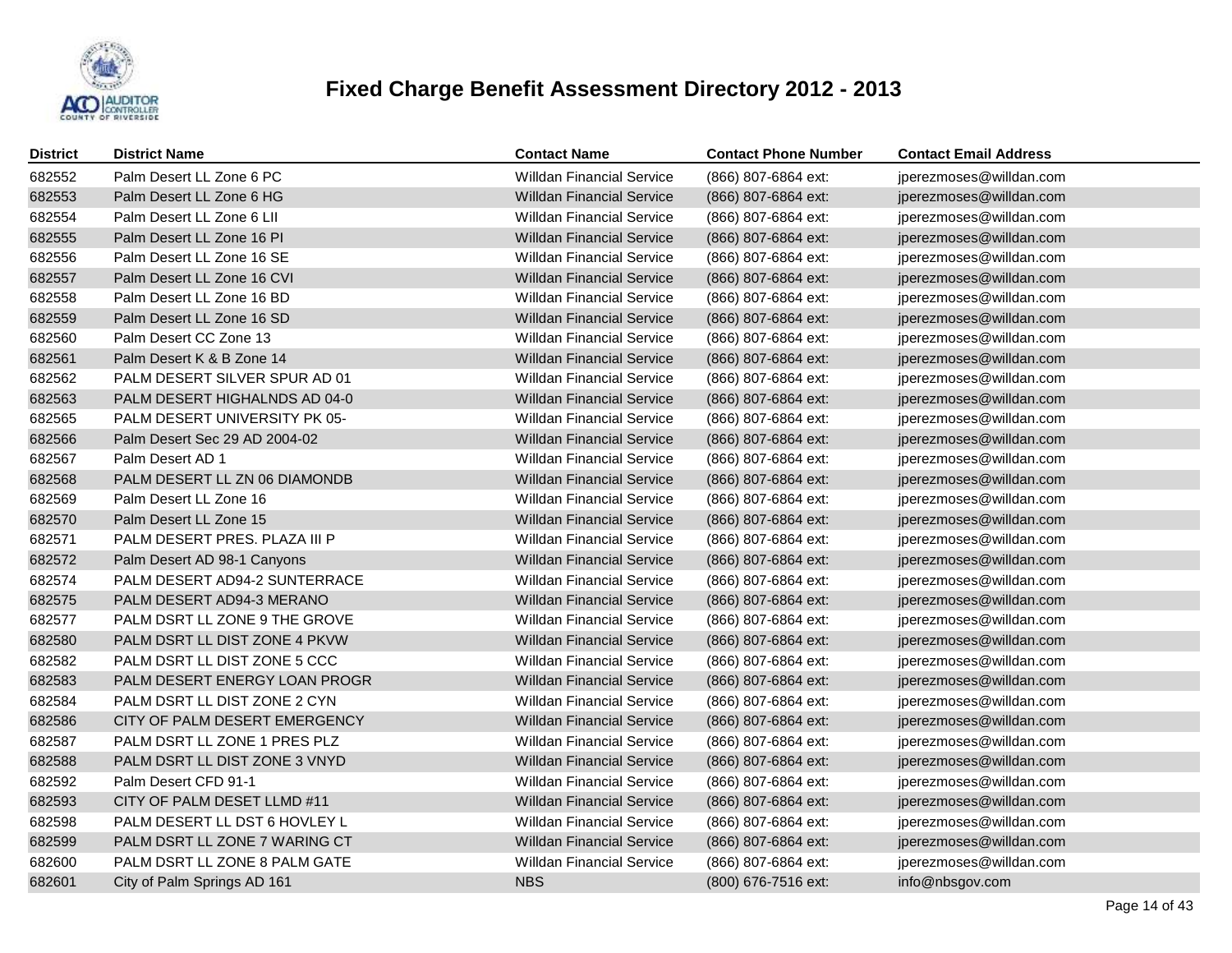# Fixed Charge Benefit Assessment Directory 2012 - 2013

| District | District Name | Contact Name | Contact Phone Number | Contact Email Address |
|---|---|---|---|---|
| 682552 | Palm Desert LL Zone 6 PC | Willdan Financial Service | (866) 807-6864 ext: | jperezmoses@willdan.com |
| 682553 | Palm Desert LL Zone 6 HG | Willdan Financial Service | (866) 807-6864 ext: | jperezmoses@willdan.com |
| 682554 | Palm Desert LL Zone 6 LII | Willdan Financial Service | (866) 807-6864 ext: | jperezmoses@willdan.com |
| 682555 | Palm Desert LL Zone 16 PI | Willdan Financial Service | (866) 807-6864 ext: | jperezmoses@willdan.com |
| 682556 | Palm Desert LL Zone 16 SE | Willdan Financial Service | (866) 807-6864 ext: | jperezmoses@willdan.com |
| 682557 | Palm Desert LL Zone 16 CVI | Willdan Financial Service | (866) 807-6864 ext: | jperezmoses@willdan.com |
| 682558 | Palm Desert LL Zone 16 BD | Willdan Financial Service | (866) 807-6864 ext: | jperezmoses@willdan.com |
| 682559 | Palm Desert LL Zone 16 SD | Willdan Financial Service | (866) 807-6864 ext: | jperezmoses@willdan.com |
| 682560 | Palm Desert CC Zone 13 | Willdan Financial Service | (866) 807-6864 ext: | jperezmoses@willdan.com |
| 682561 | Palm Desert K & B Zone 14 | Willdan Financial Service | (866) 807-6864 ext: | jperezmoses@willdan.com |
| 682562 | PALM DESERT SILVER SPUR AD 01 | Willdan Financial Service | (866) 807-6864 ext: | jperezmoses@willdan.com |
| 682563 | PALM DESERT HIGHALNDS AD 04-0 | Willdan Financial Service | (866) 807-6864 ext: | jperezmoses@willdan.com |
| 682565 | PALM DESERT UNIVERSITY PK 05- | Willdan Financial Service | (866) 807-6864 ext: | jperezmoses@willdan.com |
| 682566 | Palm Desert Sec 29 AD 2004-02 | Willdan Financial Service | (866) 807-6864 ext: | jperezmoses@willdan.com |
| 682567 | Palm Desert AD 1 | Willdan Financial Service | (866) 807-6864 ext: | jperezmoses@willdan.com |
| 682568 | PALM DESERT LL ZN 06 DIAMONDB | Willdan Financial Service | (866) 807-6864 ext: | jperezmoses@willdan.com |
| 682569 | Palm Desert LL Zone 16 | Willdan Financial Service | (866) 807-6864 ext: | jperezmoses@willdan.com |
| 682570 | Palm Desert LL Zone 15 | Willdan Financial Service | (866) 807-6864 ext: | jperezmoses@willdan.com |
| 682571 | PALM DESERT PRES. PLAZA III P | Willdan Financial Service | (866) 807-6864 ext: | jperezmoses@willdan.com |
| 682572 | Palm Desert AD 98-1 Canyons | Willdan Financial Service | (866) 807-6864 ext: | jperezmoses@willdan.com |
| 682574 | PALM DESERT AD94-2 SUNTERRACE | Willdan Financial Service | (866) 807-6864 ext: | jperezmoses@willdan.com |
| 682575 | PALM DESERT AD94-3 MERANO | Willdan Financial Service | (866) 807-6864 ext: | jperezmoses@willdan.com |
| 682577 | PALM DSRT LL ZONE 9 THE GROVE | Willdan Financial Service | (866) 807-6864 ext: | jperezmoses@willdan.com |
| 682580 | PALM DSRT LL DIST ZONE 4 PKVW | Willdan Financial Service | (866) 807-6864 ext: | jperezmoses@willdan.com |
| 682582 | PALM DSRT LL DIST ZONE 5 CCC | Willdan Financial Service | (866) 807-6864 ext: | jperezmoses@willdan.com |
| 682583 | PALM DESERT ENERGY LOAN PROGR | Willdan Financial Service | (866) 807-6864 ext: | jperezmoses@willdan.com |
| 682584 | PALM DSRT LL DIST ZONE 2 CYN | Willdan Financial Service | (866) 807-6864 ext: | jperezmoses@willdan.com |
| 682586 | CITY OF PALM DESERT EMERGENCY | Willdan Financial Service | (866) 807-6864 ext: | jperezmoses@willdan.com |
| 682587 | PALM DSRT LL ZONE 1 PRES PLZ | Willdan Financial Service | (866) 807-6864 ext: | jperezmoses@willdan.com |
| 682588 | PALM DSRT LL DIST ZONE 3 VNYD | Willdan Financial Service | (866) 807-6864 ext: | jperezmoses@willdan.com |
| 682592 | Palm Desert CFD 91-1 | Willdan Financial Service | (866) 807-6864 ext: | jperezmoses@willdan.com |
| 682593 | CITY OF PALM DESET LLMD #11 | Willdan Financial Service | (866) 807-6864 ext: | jperezmoses@willdan.com |
| 682598 | PALM DESERT LL DST 6 HOVLEY L | Willdan Financial Service | (866) 807-6864 ext: | jperezmoses@willdan.com |
| 682599 | PALM DSRT LL ZONE 7 WARING CT | Willdan Financial Service | (866) 807-6864 ext: | jperezmoses@willdan.com |
| 682600 | PALM DSRT LL ZONE 8 PALM GATE | Willdan Financial Service | (866) 807-6864 ext: | jperezmoses@willdan.com |
| 682601 | City of Palm Springs AD 161 | NBS | (800) 676-7516 ext: | info@nbsgov.com |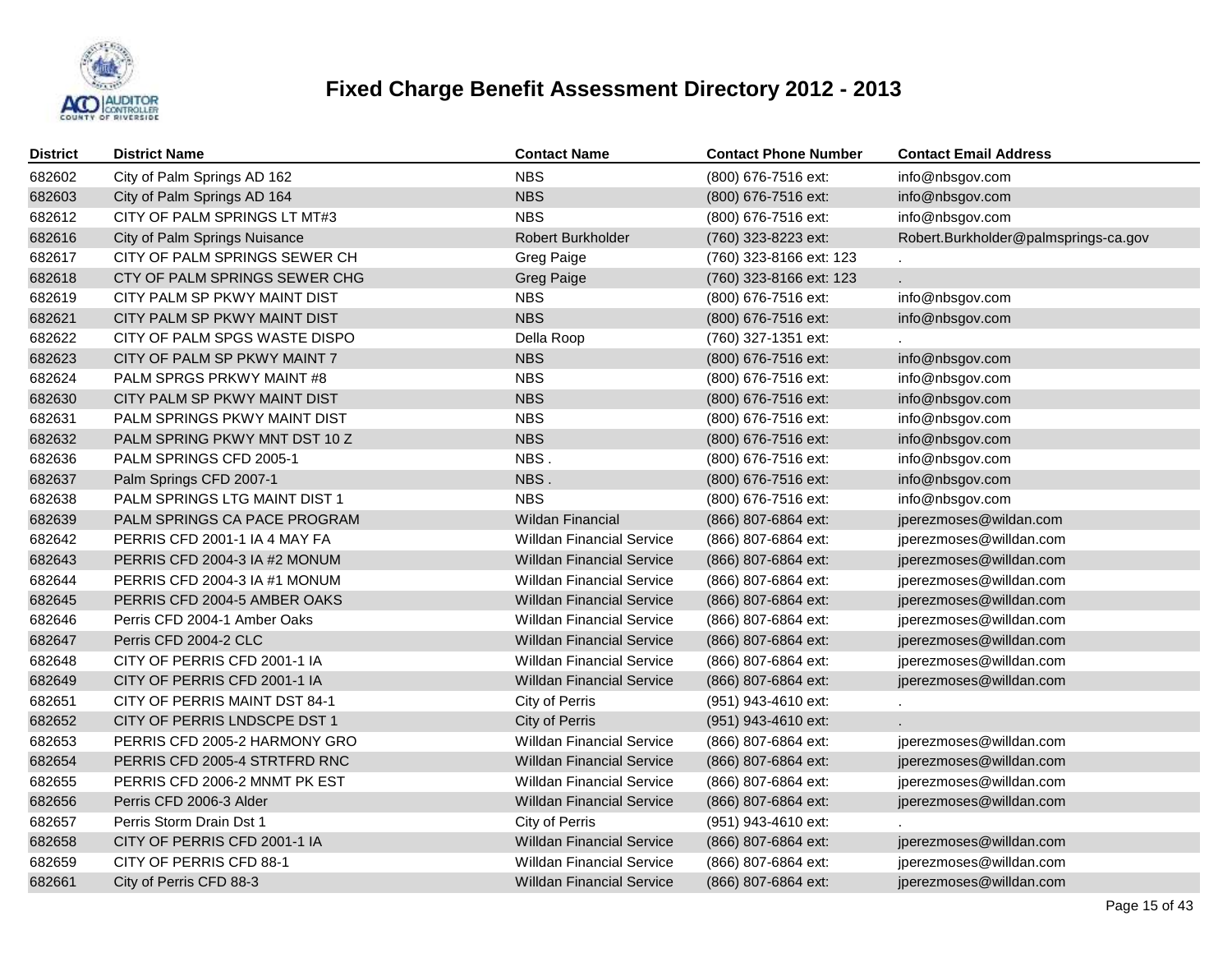# Fixed Charge Benefit Assessment Directory 2012 - 2013

| District | District Name | Contact Name | Contact Phone Number | Contact Email Address |
|---|---|---|---|---|
| 682602 | City of Palm Springs AD 162 | NBS | (800) 676-7516 ext: | info@nbsgov.com |
| 682603 | City of Palm Springs AD 164 | NBS | (800) 676-7516 ext: | info@nbsgov.com |
| 682612 | CITY OF PALM SPRINGS LT MT#3 | NBS | (800) 676-7516 ext: | info@nbsgov.com |
| 682616 | City of Palm Springs Nuisance | Robert Burkholder | (760) 323-8223 ext: | Robert.Burkholder@palmsprings-ca.gov |
| 682617 | CITY OF PALM SPRINGS SEWER CH | Greg Paige | (760) 323-8166 ext: 123 | . |
| 682618 | CTY OF PALM SPRINGS SEWER CHG | Greg Paige | (760) 323-8166 ext: 123 | . |
| 682619 | CITY PALM SP PKWY MAINT DIST | NBS | (800) 676-7516 ext: | info@nbsgov.com |
| 682621 | CITY PALM SP PKWY MAINT DIST | NBS | (800) 676-7516 ext: | info@nbsgov.com |
| 682622 | CITY OF PALM SPGS WASTE DISPO | Della Roop | (760) 327-1351 ext: | . |
| 682623 | CITY OF PALM SP PKWY MAINT 7 | NBS | (800) 676-7516 ext: | info@nbsgov.com |
| 682624 | PALM SPRGS PRKWY MAINT #8 | NBS | (800) 676-7516 ext: | info@nbsgov.com |
| 682630 | CITY PALM SP PKWY MAINT DIST | NBS | (800) 676-7516 ext: | info@nbsgov.com |
| 682631 | PALM SPRINGS PKWY MAINT DIST | NBS | (800) 676-7516 ext: | info@nbsgov.com |
| 682632 | PALM SPRING PKWY MNT DST 10 Z | NBS | (800) 676-7516 ext: | info@nbsgov.com |
| 682636 | PALM SPRINGS CFD 2005-1 | NBS . | (800) 676-7516 ext: | info@nbsgov.com |
| 682637 | Palm Springs CFD 2007-1 | NBS . | (800) 676-7516 ext: | info@nbsgov.com |
| 682638 | PALM SPRINGS LTG MAINT DIST 1 | NBS | (800) 676-7516 ext: | info@nbsgov.com |
| 682639 | PALM SPRINGS CA PACE PROGRAM | Wildan Financial | (866) 807-6864 ext: | jperezmoses@wildan.com |
| 682642 | PERRIS CFD 2001-1 IA 4 MAY FA | Willdan Financial Service | (866) 807-6864 ext: | jperezmoses@willdan.com |
| 682643 | PERRIS CFD 2004-3 IA #2 MONUM | Willdan Financial Service | (866) 807-6864 ext: | jperezmoses@willdan.com |
| 682644 | PERRIS CFD 2004-3 IA #1 MONUM | Willdan Financial Service | (866) 807-6864 ext: | jperezmoses@willdan.com |
| 682645 | PERRIS CFD 2004-5 AMBER OAKS | Willdan Financial Service | (866) 807-6864 ext: | jperezmoses@willdan.com |
| 682646 | Perris CFD 2004-1 Amber Oaks | Willdan Financial Service | (866) 807-6864 ext: | jperezmoses@willdan.com |
| 682647 | Perris CFD 2004-2 CLC | Willdan Financial Service | (866) 807-6864 ext: | jperezmoses@willdan.com |
| 682648 | CITY OF PERRIS CFD 2001-1 IA | Willdan Financial Service | (866) 807-6864 ext: | jperezmoses@willdan.com |
| 682649 | CITY OF PERRIS CFD 2001-1 IA | Willdan Financial Service | (866) 807-6864 ext: | jperezmoses@willdan.com |
| 682651 | CITY OF PERRIS MAINT DST 84-1 | City of Perris | (951) 943-4610 ext: | . |
| 682652 | CITY OF PERRIS LNDSCPE DST 1 | City of Perris | (951) 943-4610 ext: | . |
| 682653 | PERRIS CFD 2005-2 HARMONY GRO | Willdan Financial Service | (866) 807-6864 ext: | jperezmoses@willdan.com |
| 682654 | PERRIS CFD 2005-4 STRTFRD RNC | Willdan Financial Service | (866) 807-6864 ext: | jperezmoses@willdan.com |
| 682655 | PERRIS CFD 2006-2 MNMT PK EST | Willdan Financial Service | (866) 807-6864 ext: | jperezmoses@willdan.com |
| 682656 | Perris CFD 2006-3 Alder | Willdan Financial Service | (866) 807-6864 ext: | jperezmoses@willdan.com |
| 682657 | Perris Storm Drain Dst 1 | City of Perris | (951) 943-4610 ext: | . |
| 682658 | CITY OF PERRIS CFD 2001-1 IA | Willdan Financial Service | (866) 807-6864 ext: | jperezmoses@willdan.com |
| 682659 | CITY OF PERRIS CFD 88-1 | Willdan Financial Service | (866) 807-6864 ext: | jperezmoses@willdan.com |
| 682661 | City of Perris CFD 88-3 | Willdan Financial Service | (866) 807-6864 ext: | jperezmoses@willdan.com |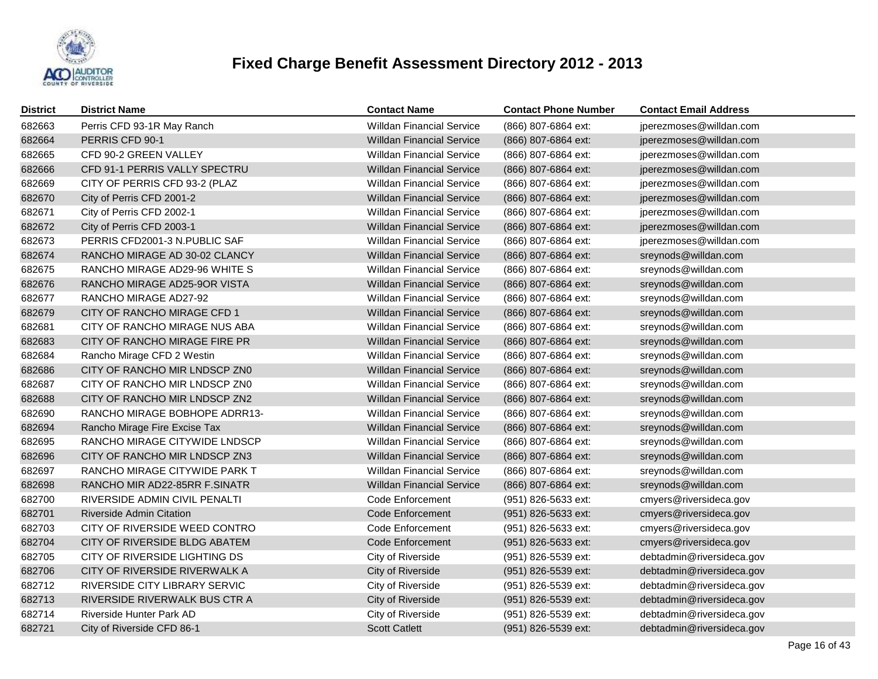# Fixed Charge Benefit Assessment Directory 2012 - 2013

| District | District Name | Contact Name | Contact Phone Number | Contact Email Address |
|---|---|---|---|---|
| 682663 | Perris CFD 93-1R May Ranch | Willdan Financial Service | (866) 807-6864 ext: | jperezmoses@willdan.com |
| 682664 | PERRIS CFD 90-1 | Willdan Financial Service | (866) 807-6864 ext: | jperezmoses@willdan.com |
| 682665 | CFD 90-2 GREEN VALLEY | Willdan Financial Service | (866) 807-6864 ext: | jperezmoses@willdan.com |
| 682666 | CFD 91-1 PERRIS VALLY SPECTRU | Willdan Financial Service | (866) 807-6864 ext: | jperezmoses@willdan.com |
| 682669 | CITY OF PERRIS CFD 93-2 (PLAZ | Willdan Financial Service | (866) 807-6864 ext: | jperezmoses@willdan.com |
| 682670 | City of Perris CFD 2001-2 | Willdan Financial Service | (866) 807-6864 ext: | jperezmoses@willdan.com |
| 682671 | City of Perris CFD 2002-1 | Willdan Financial Service | (866) 807-6864 ext: | jperezmoses@willdan.com |
| 682672 | City of Perris CFD 2003-1 | Willdan Financial Service | (866) 807-6864 ext: | jperezmoses@willdan.com |
| 682673 | PERRIS CFD2001-3 N.PUBLIC SAF | Willdan Financial Service | (866) 807-6864 ext: | jperezmoses@willdan.com |
| 682674 | RANCHO MIRAGE AD 30-02 CLANCY | Willdan Financial Service | (866) 807-6864 ext: | sreynods@willdan.com |
| 682675 | RANCHO MIRAGE AD29-96 WHITE S | Willdan Financial Service | (866) 807-6864 ext: | sreynods@willdan.com |
| 682676 | RANCHO MIRAGE AD25-9OR VISTA | Willdan Financial Service | (866) 807-6864 ext: | sreynods@willdan.com |
| 682677 | RANCHO MIRAGE AD27-92 | Willdan Financial Service | (866) 807-6864 ext: | sreynods@willdan.com |
| 682679 | CITY OF RANCHO MIRAGE CFD 1 | Willdan Financial Service | (866) 807-6864 ext: | sreynods@willdan.com |
| 682681 | CITY OF RANCHO MIRAGE NUS ABA | Willdan Financial Service | (866) 807-6864 ext: | sreynods@willdan.com |
| 682683 | CITY OF RANCHO MIRAGE FIRE PR | Willdan Financial Service | (866) 807-6864 ext: | sreynods@willdan.com |
| 682684 | Rancho Mirage CFD 2 Westin | Willdan Financial Service | (866) 807-6864 ext: | sreynods@willdan.com |
| 682686 | CITY OF RANCHO MIR LNDSCP ZN0 | Willdan Financial Service | (866) 807-6864 ext: | sreynods@willdan.com |
| 682687 | CITY OF RANCHO MIR LNDSCP ZN0 | Willdan Financial Service | (866) 807-6864 ext: | sreynods@willdan.com |
| 682688 | CITY OF RANCHO MIR LNDSCP ZN2 | Willdan Financial Service | (866) 807-6864 ext: | sreynods@willdan.com |
| 682690 | RANCHO MIRAGE BOBHOPE ADRR13- | Willdan Financial Service | (866) 807-6864 ext: | sreynods@willdan.com |
| 682694 | Rancho Mirage Fire Excise Tax | Willdan Financial Service | (866) 807-6864 ext: | sreynods@willdan.com |
| 682695 | RANCHO MIRAGE CITYWIDE LNDSCP | Willdan Financial Service | (866) 807-6864 ext: | sreynods@willdan.com |
| 682696 | CITY OF RANCHO MIR LNDSCP ZN3 | Willdan Financial Service | (866) 807-6864 ext: | sreynods@willdan.com |
| 682697 | RANCHO MIRAGE CITYWIDE PARK T | Willdan Financial Service | (866) 807-6864 ext: | sreynods@willdan.com |
| 682698 | RANCHO MIR AD22-85RR F.SINATR | Willdan Financial Service | (866) 807-6864 ext: | sreynods@willdan.com |
| 682700 | RIVERSIDE ADMIN CIVIL PENALTI | Code Enforcement | (951) 826-5633 ext: | cmyers@riversideca.gov |
| 682701 | Riverside Admin Citation | Code Enforcement | (951) 826-5633 ext: | cmyers@riversideca.gov |
| 682703 | CITY OF RIVERSIDE WEED CONTRO | Code Enforcement | (951) 826-5633 ext: | cmyers@riversideca.gov |
| 682704 | CITY OF RIVERSIDE BLDG ABATEM | Code Enforcement | (951) 826-5633 ext: | cmyers@riversideca.gov |
| 682705 | CITY OF RIVERSIDE LIGHTING DS | City of Riverside | (951) 826-5539 ext: | debtadmin@riversideca.gov |
| 682706 | CITY OF RIVERSIDE RIVERWALK A | City of Riverside | (951) 826-5539 ext: | debtadmin@riversideca.gov |
| 682712 | RIVERSIDE CITY LIBRARY SERVIC | City of Riverside | (951) 826-5539 ext: | debtadmin@riversideca.gov |
| 682713 | RIVERSIDE RIVERWALK BUS CTR A | City of Riverside | (951) 826-5539 ext: | debtadmin@riversideca.gov |
| 682714 | Riverside Hunter Park AD | City of Riverside | (951) 826-5539 ext: | debtadmin@riversideca.gov |
| 682721 | City of Riverside CFD 86-1 | Scott Catlett | (951) 826-5539 ext: | debtadmin@riversideca.gov |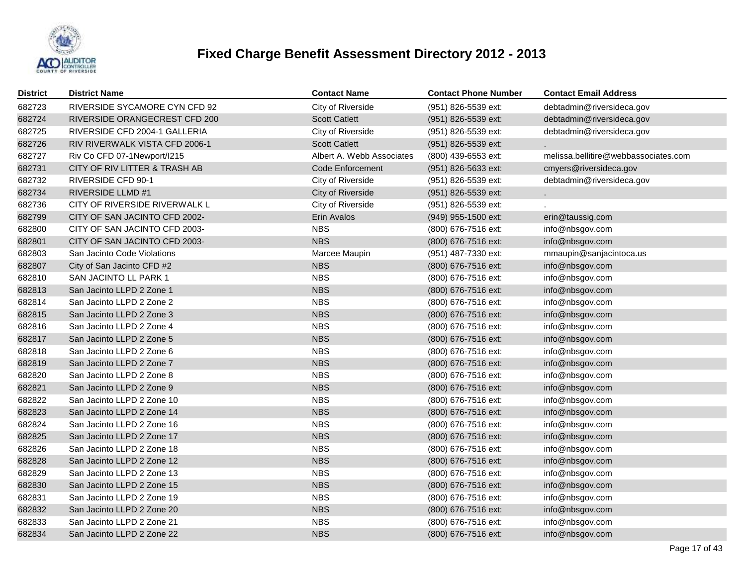# Fixed Charge Benefit Assessment Directory 2012 - 2013

| District | District Name | Contact Name | Contact Phone Number | Contact Email Address |
|---|---|---|---|---|
| 682723 | RIVERSIDE SYCAMORE CYN CFD 92 | City of Riverside | (951) 826-5539 ext: | debtadmin@riversideca.gov |
| 682724 | RIVERSIDE ORANGECREST CFD 200 | Scott Catlett | (951) 826-5539 ext: | debtadmin@riversideca.gov |
| 682725 | RIVERSIDE CFD 2004-1 GALLERIA | City of Riverside | (951) 826-5539 ext: | debtadmin@riversideca.gov |
| 682726 | RIV RIVERWALK VISTA CFD 2006-1 | Scott Catlett | (951) 826-5539 ext: | . |
| 682727 | Riv Co CFD 07-1Newport/I215 | Albert A. Webb Associates | (800) 439-6553 ext: | melissa.bellitire@webbassociates.com |
| 682731 | CITY OF RIV LITTER & TRASH AB | Code Enforcement | (951) 826-5633 ext: | cmyers@riversideca.gov |
| 682732 | RIVERSIDE CFD 90-1 | City of Riverside | (951) 826-5539 ext: | debtadmin@riversideca.gov |
| 682734 | RIVERSIDE LLMD #1 | City of Riverside | (951) 826-5539 ext: | . |
| 682736 | CITY OF RIVERSIDE RIVERWALK L | City of Riverside | (951) 826-5539 ext: | . |
| 682799 | CITY OF SAN JACINTO CFD 2002- | Erin Avalos | (949) 955-1500 ext: | erin@taussig.com |
| 682800 | CITY OF SAN JACINTO CFD 2003- | NBS | (800) 676-7516 ext: | info@nbsgov.com |
| 682801 | CITY OF SAN JACINTO CFD 2003- | NBS | (800) 676-7516 ext: | info@nbsgov.com |
| 682803 | San Jacinto Code Violations | Marcee Maupin | (951) 487-7330 ext: | mmaupin@sanjacintoca.us |
| 682807 | City of San Jacinto CFD #2 | NBS | (800) 676-7516 ext: | info@nbsgov.com |
| 682810 | SAN JACINTO LL PARK 1 | NBS | (800) 676-7516 ext: | info@nbsgov.com |
| 682813 | San Jacinto LLPD 2 Zone 1 | NBS | (800) 676-7516 ext: | info@nbsgov.com |
| 682814 | San Jacinto LLPD 2 Zone 2 | NBS | (800) 676-7516 ext: | info@nbsgov.com |
| 682815 | San Jacinto LLPD 2 Zone 3 | NBS | (800) 676-7516 ext: | info@nbsgov.com |
| 682816 | San Jacinto LLPD 2 Zone 4 | NBS | (800) 676-7516 ext: | info@nbsgov.com |
| 682817 | San Jacinto LLPD 2 Zone 5 | NBS | (800) 676-7516 ext: | info@nbsgov.com |
| 682818 | San Jacinto LLPD 2 Zone 6 | NBS | (800) 676-7516 ext: | info@nbsgov.com |
| 682819 | San Jacinto LLPD 2 Zone 7 | NBS | (800) 676-7516 ext: | info@nbsgov.com |
| 682820 | San Jacinto LLPD 2 Zone 8 | NBS | (800) 676-7516 ext: | info@nbsgov.com |
| 682821 | San Jacinto LLPD 2 Zone 9 | NBS | (800) 676-7516 ext: | info@nbsgov.com |
| 682822 | San Jacinto LLPD 2 Zone 10 | NBS | (800) 676-7516 ext: | info@nbsgov.com |
| 682823 | San Jacinto LLPD 2 Zone 14 | NBS | (800) 676-7516 ext: | info@nbsgov.com |
| 682824 | San Jacinto LLPD 2 Zone 16 | NBS | (800) 676-7516 ext: | info@nbsgov.com |
| 682825 | San Jacinto LLPD 2 Zone 17 | NBS | (800) 676-7516 ext: | info@nbsgov.com |
| 682826 | San Jacinto LLPD 2 Zone 18 | NBS | (800) 676-7516 ext: | info@nbsgov.com |
| 682828 | San Jacinto LLPD 2 Zone 12 | NBS | (800) 676-7516 ext: | info@nbsgov.com |
| 682829 | San Jacinto LLPD 2 Zone 13 | NBS | (800) 676-7516 ext: | info@nbsgov.com |
| 682830 | San Jacinto LLPD 2 Zone 15 | NBS | (800) 676-7516 ext: | info@nbsgov.com |
| 682831 | San Jacinto LLPD 2 Zone 19 | NBS | (800) 676-7516 ext: | info@nbsgov.com |
| 682832 | San Jacinto LLPD 2 Zone 20 | NBS | (800) 676-7516 ext: | info@nbsgov.com |
| 682833 | San Jacinto LLPD 2 Zone 21 | NBS | (800) 676-7516 ext: | info@nbsgov.com |
| 682834 | San Jacinto LLPD 2 Zone 22 | NBS | (800) 676-7516 ext: | info@nbsgov.com |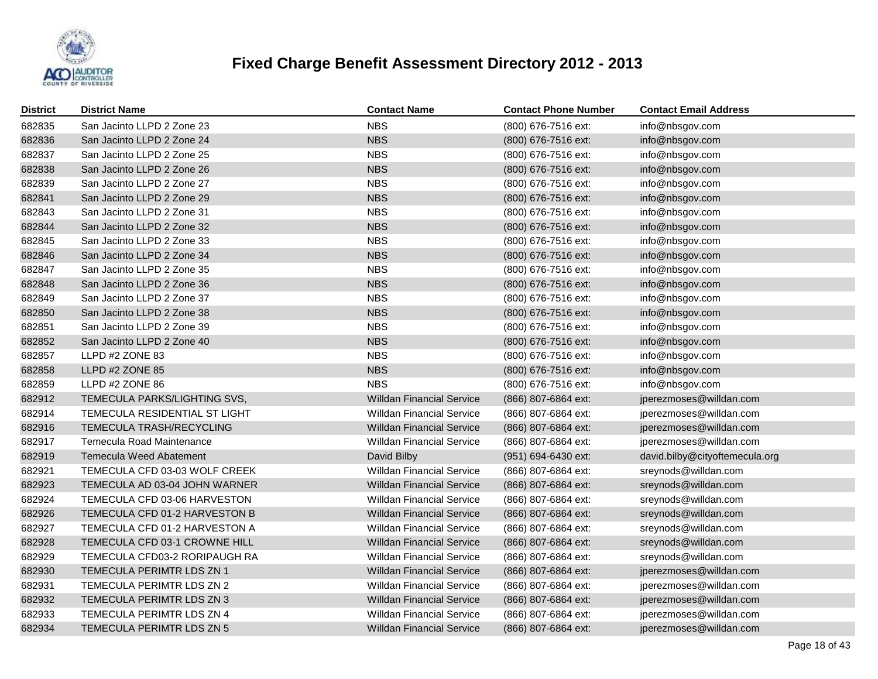# Fixed Charge Benefit Assessment Directory 2012 - 2013

| District | District Name | Contact Name | Contact Phone Number | Contact Email Address |
|---|---|---|---|---|
| 682835 | San Jacinto LLPD 2 Zone 23 | NBS | (800) 676-7516 ext: | info@nbsgov.com |
| 682836 | San Jacinto LLPD 2 Zone 24 | NBS | (800) 676-7516 ext: | info@nbsgov.com |
| 682837 | San Jacinto LLPD 2 Zone 25 | NBS | (800) 676-7516 ext: | info@nbsgov.com |
| 682838 | San Jacinto LLPD 2 Zone 26 | NBS | (800) 676-7516 ext: | info@nbsgov.com |
| 682839 | San Jacinto LLPD 2 Zone 27 | NBS | (800) 676-7516 ext: | info@nbsgov.com |
| 682841 | San Jacinto LLPD 2 Zone 29 | NBS | (800) 676-7516 ext: | info@nbsgov.com |
| 682843 | San Jacinto LLPD 2 Zone 31 | NBS | (800) 676-7516 ext: | info@nbsgov.com |
| 682844 | San Jacinto LLPD 2 Zone 32 | NBS | (800) 676-7516 ext: | info@nbsgov.com |
| 682845 | San Jacinto LLPD 2 Zone 33 | NBS | (800) 676-7516 ext: | info@nbsgov.com |
| 682846 | San Jacinto LLPD 2 Zone 34 | NBS | (800) 676-7516 ext: | info@nbsgov.com |
| 682847 | San Jacinto LLPD 2 Zone 35 | NBS | (800) 676-7516 ext: | info@nbsgov.com |
| 682848 | San Jacinto LLPD 2 Zone 36 | NBS | (800) 676-7516 ext: | info@nbsgov.com |
| 682849 | San Jacinto LLPD 2 Zone 37 | NBS | (800) 676-7516 ext: | info@nbsgov.com |
| 682850 | San Jacinto LLPD 2 Zone 38 | NBS | (800) 676-7516 ext: | info@nbsgov.com |
| 682851 | San Jacinto LLPD 2 Zone 39 | NBS | (800) 676-7516 ext: | info@nbsgov.com |
| 682852 | San Jacinto LLPD 2 Zone 40 | NBS | (800) 676-7516 ext: | info@nbsgov.com |
| 682857 | LLPD #2 ZONE 83 | NBS | (800) 676-7516 ext: | info@nbsgov.com |
| 682858 | LLPD #2 ZONE 85 | NBS | (800) 676-7516 ext: | info@nbsgov.com |
| 682859 | LLPD #2 ZONE 86 | NBS | (800) 676-7516 ext: | info@nbsgov.com |
| 682912 | TEMECULA PARKS/LIGHTING SVS, | Willdan Financial Service | (866) 807-6864 ext: | jperezmoses@willdan.com |
| 682914 | TEMECULA RESIDENTIAL ST LIGHT | Willdan Financial Service | (866) 807-6864 ext: | jperezmoses@willdan.com |
| 682916 | TEMECULA TRASH/RECYCLING | Willdan Financial Service | (866) 807-6864 ext: | jperezmoses@willdan.com |
| 682917 | Temecula Road Maintenance | Willdan Financial Service | (866) 807-6864 ext: | jperezmoses@willdan.com |
| 682919 | Temecula Weed Abatement | David Bilby | (951) 694-6430 ext: | david.bilby@cityoftemecula.org |
| 682921 | TEMECULA CFD 03-03 WOLF CREEK | Willdan Financial Service | (866) 807-6864 ext: | sreynods@willdan.com |
| 682923 | TEMECULA AD 03-04 JOHN WARNER | Willdan Financial Service | (866) 807-6864 ext: | sreynods@willdan.com |
| 682924 | TEMECULA CFD 03-06 HARVESTON | Willdan Financial Service | (866) 807-6864 ext: | sreynods@willdan.com |
| 682926 | TEMECULA CFD 01-2 HARVESTON B | Willdan Financial Service | (866) 807-6864 ext: | sreynods@willdan.com |
| 682927 | TEMECULA CFD 01-2 HARVESTON A | Willdan Financial Service | (866) 807-6864 ext: | sreynods@willdan.com |
| 682928 | TEMECULA CFD 03-1 CROWNE HILL | Willdan Financial Service | (866) 807-6864 ext: | sreynods@willdan.com |
| 682929 | TEMECULA CFD03-2 RORIPAUGH RA | Willdan Financial Service | (866) 807-6864 ext: | sreynods@willdan.com |
| 682930 | TEMECULA PERIMTR LDS ZN 1 | Willdan Financial Service | (866) 807-6864 ext: | jperezmoses@willdan.com |
| 682931 | TEMECULA PERIMTR LDS ZN 2 | Willdan Financial Service | (866) 807-6864 ext: | jperezmoses@willdan.com |
| 682932 | TEMECULA PERIMTR LDS ZN 3 | Willdan Financial Service | (866) 807-6864 ext: | jperezmoses@willdan.com |
| 682933 | TEMECULA PERIMTR LDS ZN 4 | Willdan Financial Service | (866) 807-6864 ext: | jperezmoses@willdan.com |
| 682934 | TEMECULA PERIMTR LDS ZN 5 | Willdan Financial Service | (866) 807-6864 ext: | jperezmoses@willdan.com |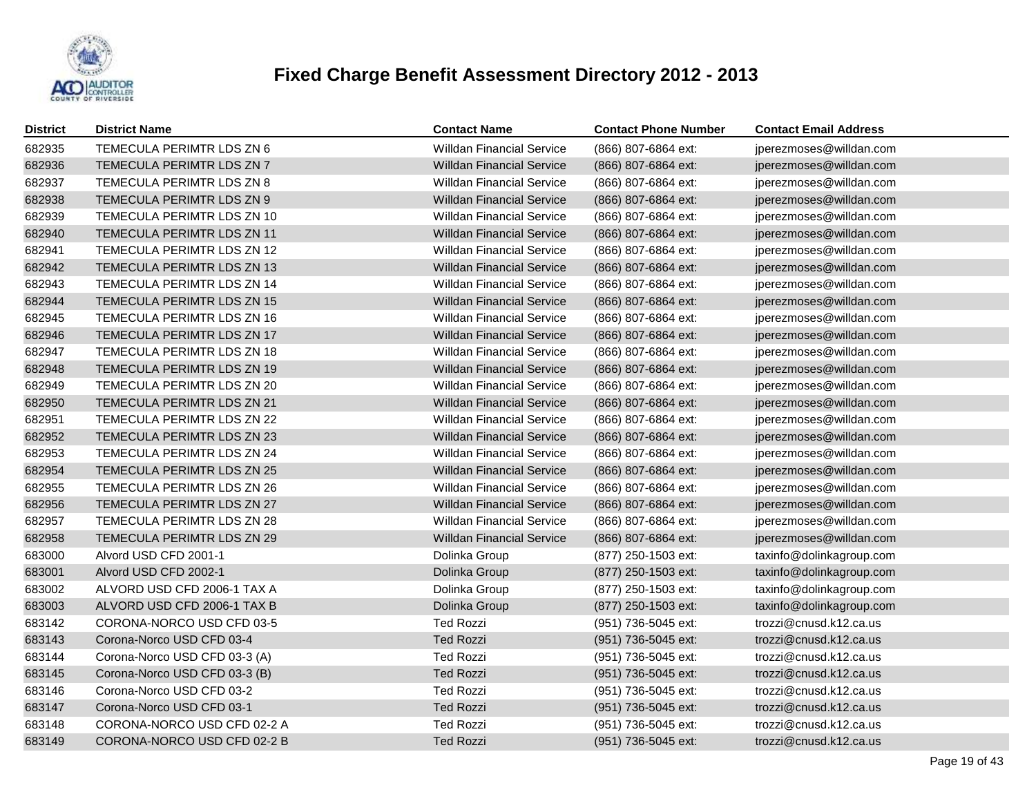# Fixed Charge Benefit Assessment Directory 2012 - 2013

| District | District Name | Contact Name | Contact Phone Number | Contact Email Address |
|---|---|---|---|---|
| 682935 | TEMECULA PERIMTR LDS ZN 6 | Willdan Financial Service | (866) 807-6864 ext: | jperezmoses@willdan.com |
| 682936 | TEMECULA PERIMTR LDS ZN 7 | Willdan Financial Service | (866) 807-6864 ext: | jperezmoses@willdan.com |
| 682937 | TEMECULA PERIMTR LDS ZN 8 | Willdan Financial Service | (866) 807-6864 ext: | jperezmoses@willdan.com |
| 682938 | TEMECULA PERIMTR LDS ZN 9 | Willdan Financial Service | (866) 807-6864 ext: | jperezmoses@willdan.com |
| 682939 | TEMECULA PERIMTR LDS ZN 10 | Willdan Financial Service | (866) 807-6864 ext: | jperezmoses@willdan.com |
| 682940 | TEMECULA PERIMTR LDS ZN 11 | Willdan Financial Service | (866) 807-6864 ext: | jperezmoses@willdan.com |
| 682941 | TEMECULA PERIMTR LDS ZN 12 | Willdan Financial Service | (866) 807-6864 ext: | jperezmoses@willdan.com |
| 682942 | TEMECULA PERIMTR LDS ZN 13 | Willdan Financial Service | (866) 807-6864 ext: | jperezmoses@willdan.com |
| 682943 | TEMECULA PERIMTR LDS ZN 14 | Willdan Financial Service | (866) 807-6864 ext: | jperezmoses@willdan.com |
| 682944 | TEMECULA PERIMTR LDS ZN 15 | Willdan Financial Service | (866) 807-6864 ext: | jperezmoses@willdan.com |
| 682945 | TEMECULA PERIMTR LDS ZN 16 | Willdan Financial Service | (866) 807-6864 ext: | jperezmoses@willdan.com |
| 682946 | TEMECULA PERIMTR LDS ZN 17 | Willdan Financial Service | (866) 807-6864 ext: | jperezmoses@willdan.com |
| 682947 | TEMECULA PERIMTR LDS ZN 18 | Willdan Financial Service | (866) 807-6864 ext: | jperezmoses@willdan.com |
| 682948 | TEMECULA PERIMTR LDS ZN 19 | Willdan Financial Service | (866) 807-6864 ext: | jperezmoses@willdan.com |
| 682949 | TEMECULA PERIMTR LDS ZN 20 | Willdan Financial Service | (866) 807-6864 ext: | jperezmoses@willdan.com |
| 682950 | TEMECULA PERIMTR LDS ZN 21 | Willdan Financial Service | (866) 807-6864 ext: | jperezmoses@willdan.com |
| 682951 | TEMECULA PERIMTR LDS ZN 22 | Willdan Financial Service | (866) 807-6864 ext: | jperezmoses@willdan.com |
| 682952 | TEMECULA PERIMTR LDS ZN 23 | Willdan Financial Service | (866) 807-6864 ext: | jperezmoses@willdan.com |
| 682953 | TEMECULA PERIMTR LDS ZN 24 | Willdan Financial Service | (866) 807-6864 ext: | jperezmoses@willdan.com |
| 682954 | TEMECULA PERIMTR LDS ZN 25 | Willdan Financial Service | (866) 807-6864 ext: | jperezmoses@willdan.com |
| 682955 | TEMECULA PERIMTR LDS ZN 26 | Willdan Financial Service | (866) 807-6864 ext: | jperezmoses@willdan.com |
| 682956 | TEMECULA PERIMTR LDS ZN 27 | Willdan Financial Service | (866) 807-6864 ext: | jperezmoses@willdan.com |
| 682957 | TEMECULA PERIMTR LDS ZN 28 | Willdan Financial Service | (866) 807-6864 ext: | jperezmoses@willdan.com |
| 682958 | TEMECULA PERIMTR LDS ZN 29 | Willdan Financial Service | (866) 807-6864 ext: | jperezmoses@willdan.com |
| 683000 | Alvord USD CFD 2001-1 | Dolinka Group | (877) 250-1503 ext: | taxinfo@dolinkagroup.com |
| 683001 | Alvord USD CFD 2002-1 | Dolinka Group | (877) 250-1503 ext: | taxinfo@dolinkagroup.com |
| 683002 | ALVORD USD CFD 2006-1 TAX A | Dolinka Group | (877) 250-1503 ext: | taxinfo@dolinkagroup.com |
| 683003 | ALVORD USD CFD 2006-1 TAX B | Dolinka Group | (877) 250-1503 ext: | taxinfo@dolinkagroup.com |
| 683142 | CORONA-NORCO USD CFD 03-5 | Ted Rozzi | (951) 736-5045 ext: | trozzi@cnusd.k12.ca.us |
| 683143 | Corona-Norco USD CFD 03-4 | Ted Rozzi | (951) 736-5045 ext: | trozzi@cnusd.k12.ca.us |
| 683144 | Corona-Norco USD CFD 03-3 (A) | Ted Rozzi | (951) 736-5045 ext: | trozzi@cnusd.k12.ca.us |
| 683145 | Corona-Norco USD CFD 03-3 (B) | Ted Rozzi | (951) 736-5045 ext: | trozzi@cnusd.k12.ca.us |
| 683146 | Corona-Norco USD CFD 03-2 | Ted Rozzi | (951) 736-5045 ext: | trozzi@cnusd.k12.ca.us |
| 683147 | Corona-Norco USD CFD 03-1 | Ted Rozzi | (951) 736-5045 ext: | trozzi@cnusd.k12.ca.us |
| 683148 | CORONA-NORCO USD CFD 02-2 A | Ted Rozzi | (951) 736-5045 ext: | trozzi@cnusd.k12.ca.us |
| 683149 | CORONA-NORCO USD CFD 02-2 B | Ted Rozzi | (951) 736-5045 ext: | trozzi@cnusd.k12.ca.us |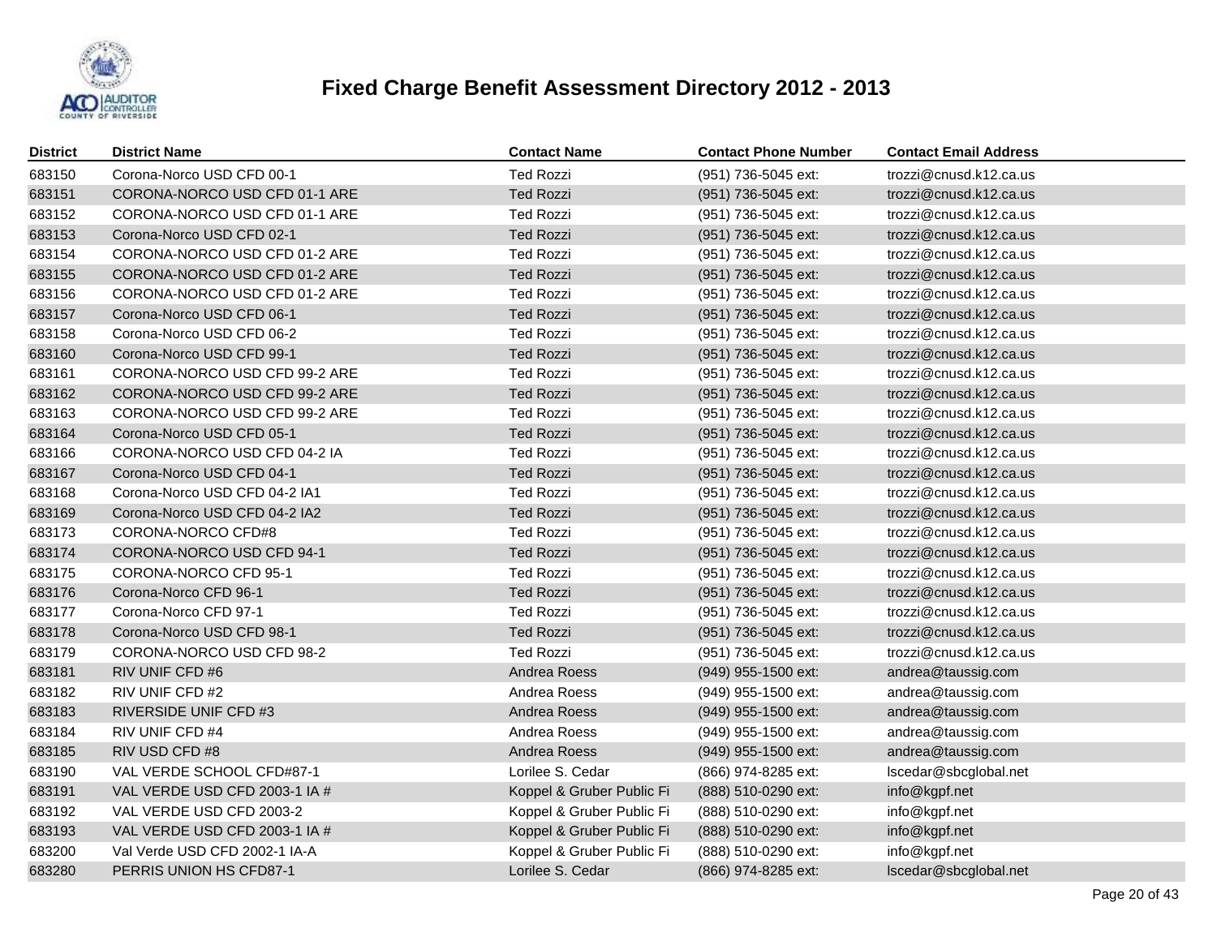# Fixed Charge Benefit Assessment Directory 2012 - 2013

| District | District Name | Contact Name | Contact Phone Number | Contact Email Address |
|---|---|---|---|---|
| 683150 | Corona-Norco USD CFD 00-1 | Ted Rozzi | (951) 736-5045 ext: | trozzi@cnusd.k12.ca.us |
| 683151 | CORONA-NORCO USD CFD 01-1 ARE | Ted Rozzi | (951) 736-5045 ext: | trozzi@cnusd.k12.ca.us |
| 683152 | CORONA-NORCO USD CFD 01-1 ARE | Ted Rozzi | (951) 736-5045 ext: | trozzi@cnusd.k12.ca.us |
| 683153 | Corona-Norco USD CFD 02-1 | Ted Rozzi | (951) 736-5045 ext: | trozzi@cnusd.k12.ca.us |
| 683154 | CORONA-NORCO USD CFD 01-2 ARE | Ted Rozzi | (951) 736-5045 ext: | trozzi@cnusd.k12.ca.us |
| 683155 | CORONA-NORCO USD CFD 01-2 ARE | Ted Rozzi | (951) 736-5045 ext: | trozzi@cnusd.k12.ca.us |
| 683156 | CORONA-NORCO USD CFD 01-2 ARE | Ted Rozzi | (951) 736-5045 ext: | trozzi@cnusd.k12.ca.us |
| 683157 | Corona-Norco USD CFD 06-1 | Ted Rozzi | (951) 736-5045 ext: | trozzi@cnusd.k12.ca.us |
| 683158 | Corona-Norco USD CFD 06-2 | Ted Rozzi | (951) 736-5045 ext: | trozzi@cnusd.k12.ca.us |
| 683160 | Corona-Norco USD CFD 99-1 | Ted Rozzi | (951) 736-5045 ext: | trozzi@cnusd.k12.ca.us |
| 683161 | CORONA-NORCO USD CFD 99-2 ARE | Ted Rozzi | (951) 736-5045 ext: | trozzi@cnusd.k12.ca.us |
| 683162 | CORONA-NORCO USD CFD 99-2 ARE | Ted Rozzi | (951) 736-5045 ext: | trozzi@cnusd.k12.ca.us |
| 683163 | CORONA-NORCO USD CFD 99-2 ARE | Ted Rozzi | (951) 736-5045 ext: | trozzi@cnusd.k12.ca.us |
| 683164 | Corona-Norco USD CFD 05-1 | Ted Rozzi | (951) 736-5045 ext: | trozzi@cnusd.k12.ca.us |
| 683166 | CORONA-NORCO USD CFD 04-2 IA | Ted Rozzi | (951) 736-5045 ext: | trozzi@cnusd.k12.ca.us |
| 683167 | Corona-Norco USD CFD 04-1 | Ted Rozzi | (951) 736-5045 ext: | trozzi@cnusd.k12.ca.us |
| 683168 | Corona-Norco USD CFD 04-2 IA1 | Ted Rozzi | (951) 736-5045 ext: | trozzi@cnusd.k12.ca.us |
| 683169 | Corona-Norco USD CFD 04-2 IA2 | Ted Rozzi | (951) 736-5045 ext: | trozzi@cnusd.k12.ca.us |
| 683173 | CORONA-NORCO CFD#8 | Ted Rozzi | (951) 736-5045 ext: | trozzi@cnusd.k12.ca.us |
| 683174 | CORONA-NORCO USD CFD 94-1 | Ted Rozzi | (951) 736-5045 ext: | trozzi@cnusd.k12.ca.us |
| 683175 | CORONA-NORCO CFD 95-1 | Ted Rozzi | (951) 736-5045 ext: | trozzi@cnusd.k12.ca.us |
| 683176 | Corona-Norco CFD 96-1 | Ted Rozzi | (951) 736-5045 ext: | trozzi@cnusd.k12.ca.us |
| 683177 | Corona-Norco CFD 97-1 | Ted Rozzi | (951) 736-5045 ext: | trozzi@cnusd.k12.ca.us |
| 683178 | Corona-Norco USD CFD 98-1 | Ted Rozzi | (951) 736-5045 ext: | trozzi@cnusd.k12.ca.us |
| 683179 | CORONA-NORCO USD CFD 98-2 | Ted Rozzi | (951) 736-5045 ext: | trozzi@cnusd.k12.ca.us |
| 683181 | RIV UNIF CFD #6 | Andrea Roess | (949) 955-1500 ext: | andrea@taussig.com |
| 683182 | RIV UNIF CFD #2 | Andrea Roess | (949) 955-1500 ext: | andrea@taussig.com |
| 683183 | RIVERSIDE UNIF CFD #3 | Andrea Roess | (949) 955-1500 ext: | andrea@taussig.com |
| 683184 | RIV UNIF CFD #4 | Andrea Roess | (949) 955-1500 ext: | andrea@taussig.com |
| 683185 | RIV USD CFD #8 | Andrea Roess | (949) 955-1500 ext: | andrea@taussig.com |
| 683190 | VAL VERDE SCHOOL CFD#87-1 | Lorilee S. Cedar | (866) 974-8285 ext: | lscedar@sbcglobal.net |
| 683191 | VAL VERDE USD CFD 2003-1 IA # | Koppel & Gruber Public Fi | (888) 510-0290 ext: | info@kgpf.net |
| 683192 | VAL VERDE USD CFD 2003-2 | Koppel & Gruber Public Fi | (888) 510-0290 ext: | info@kgpf.net |
| 683193 | VAL VERDE USD CFD 2003-1 IA # | Koppel & Gruber Public Fi | (888) 510-0290 ext: | info@kgpf.net |
| 683200 | Val Verde USD CFD 2002-1 IA-A | Koppel & Gruber Public Fi | (888) 510-0290 ext: | info@kgpf.net |
| 683280 | PERRIS UNION HS CFD87-1 | Lorilee S. Cedar | (866) 974-8285 ext: | lscedar@sbcglobal.net |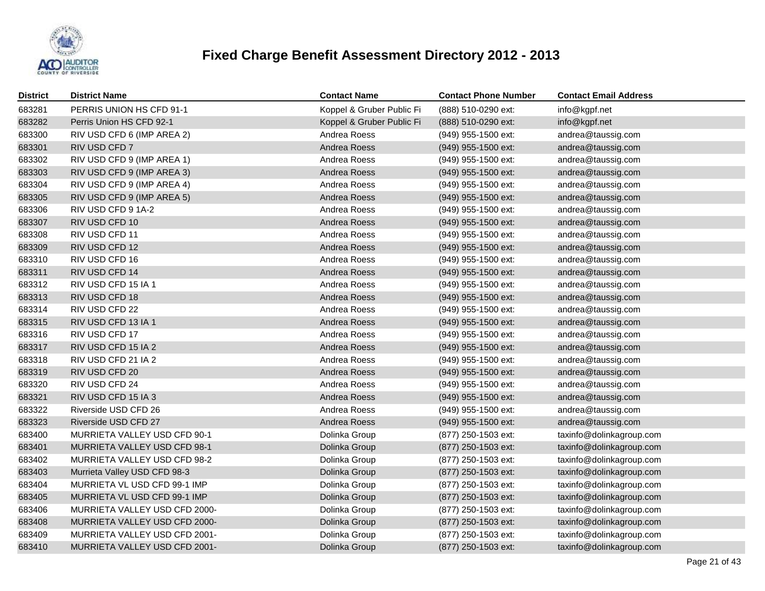# Fixed Charge Benefit Assessment Directory 2012 - 2013

| District | District Name | Contact Name | Contact Phone Number | Contact Email Address |
|---|---|---|---|---|
| 683281 | PERRIS UNION HS CFD 91-1 | Koppel & Gruber Public Fi | (888) 510-0290 ext: | info@kgpf.net |
| 683282 | Perris Union HS CFD 92-1 | Koppel & Gruber Public Fi | (888) 510-0290 ext: | info@kgpf.net |
| 683300 | RIV USD CFD 6 (IMP AREA 2) | Andrea Roess | (949) 955-1500 ext: | andrea@taussig.com |
| 683301 | RIV USD CFD 7 | Andrea Roess | (949) 955-1500 ext: | andrea@taussig.com |
| 683302 | RIV USD CFD 9 (IMP AREA 1) | Andrea Roess | (949) 955-1500 ext: | andrea@taussig.com |
| 683303 | RIV USD CFD 9 (IMP AREA 3) | Andrea Roess | (949) 955-1500 ext: | andrea@taussig.com |
| 683304 | RIV USD CFD 9 (IMP AREA 4) | Andrea Roess | (949) 955-1500 ext: | andrea@taussig.com |
| 683305 | RIV USD CFD 9 (IMP AREA 5) | Andrea Roess | (949) 955-1500 ext: | andrea@taussig.com |
| 683306 | RIV USD CFD 9 1A-2 | Andrea Roess | (949) 955-1500 ext: | andrea@taussig.com |
| 683307 | RIV USD CFD 10 | Andrea Roess | (949) 955-1500 ext: | andrea@taussig.com |
| 683308 | RIV USD CFD 11 | Andrea Roess | (949) 955-1500 ext: | andrea@taussig.com |
| 683309 | RIV USD CFD 12 | Andrea Roess | (949) 955-1500 ext: | andrea@taussig.com |
| 683310 | RIV USD CFD 16 | Andrea Roess | (949) 955-1500 ext: | andrea@taussig.com |
| 683311 | RIV USD CFD 14 | Andrea Roess | (949) 955-1500 ext: | andrea@taussig.com |
| 683312 | RIV USD CFD 15 IA 1 | Andrea Roess | (949) 955-1500 ext: | andrea@taussig.com |
| 683313 | RIV USD CFD 18 | Andrea Roess | (949) 955-1500 ext: | andrea@taussig.com |
| 683314 | RIV USD CFD 22 | Andrea Roess | (949) 955-1500 ext: | andrea@taussig.com |
| 683315 | RIV USD CFD 13 IA 1 | Andrea Roess | (949) 955-1500 ext: | andrea@taussig.com |
| 683316 | RIV USD CFD 17 | Andrea Roess | (949) 955-1500 ext: | andrea@taussig.com |
| 683317 | RIV USD CFD 15 IA 2 | Andrea Roess | (949) 955-1500 ext: | andrea@taussig.com |
| 683318 | RIV USD CFD 21 IA 2 | Andrea Roess | (949) 955-1500 ext: | andrea@taussig.com |
| 683319 | RIV USD CFD 20 | Andrea Roess | (949) 955-1500 ext: | andrea@taussig.com |
| 683320 | RIV USD CFD 24 | Andrea Roess | (949) 955-1500 ext: | andrea@taussig.com |
| 683321 | RIV USD CFD 15 IA 3 | Andrea Roess | (949) 955-1500 ext: | andrea@taussig.com |
| 683322 | Riverside USD CFD 26 | Andrea Roess | (949) 955-1500 ext: | andrea@taussig.com |
| 683323 | Riverside USD CFD 27 | Andrea Roess | (949) 955-1500 ext: | andrea@taussig.com |
| 683400 | MURRIETA VALLEY USD CFD 90-1 | Dolinka Group | (877) 250-1503 ext: | taxinfo@dolinkagroup.com |
| 683401 | MURRIETA VALLEY USD CFD 98-1 | Dolinka Group | (877) 250-1503 ext: | taxinfo@dolinkagroup.com |
| 683402 | MURRIETA VALLEY USD CFD 98-2 | Dolinka Group | (877) 250-1503 ext: | taxinfo@dolinkagroup.com |
| 683403 | Murrieta Valley USD CFD 98-3 | Dolinka Group | (877) 250-1503 ext: | taxinfo@dolinkagroup.com |
| 683404 | MURRIETA VL USD CFD 99-1 IMP | Dolinka Group | (877) 250-1503 ext: | taxinfo@dolinkagroup.com |
| 683405 | MURRIETA VL USD CFD 99-1 IMP | Dolinka Group | (877) 250-1503 ext: | taxinfo@dolinkagroup.com |
| 683406 | MURRIETA VALLEY USD CFD 2000- | Dolinka Group | (877) 250-1503 ext: | taxinfo@dolinkagroup.com |
| 683408 | MURRIETA VALLEY USD CFD 2000- | Dolinka Group | (877) 250-1503 ext: | taxinfo@dolinkagroup.com |
| 683409 | MURRIETA VALLEY USD CFD 2001- | Dolinka Group | (877) 250-1503 ext: | taxinfo@dolinkagroup.com |
| 683410 | MURRIETA VALLEY USD CFD 2001- | Dolinka Group | (877) 250-1503 ext: | taxinfo@dolinkagroup.com |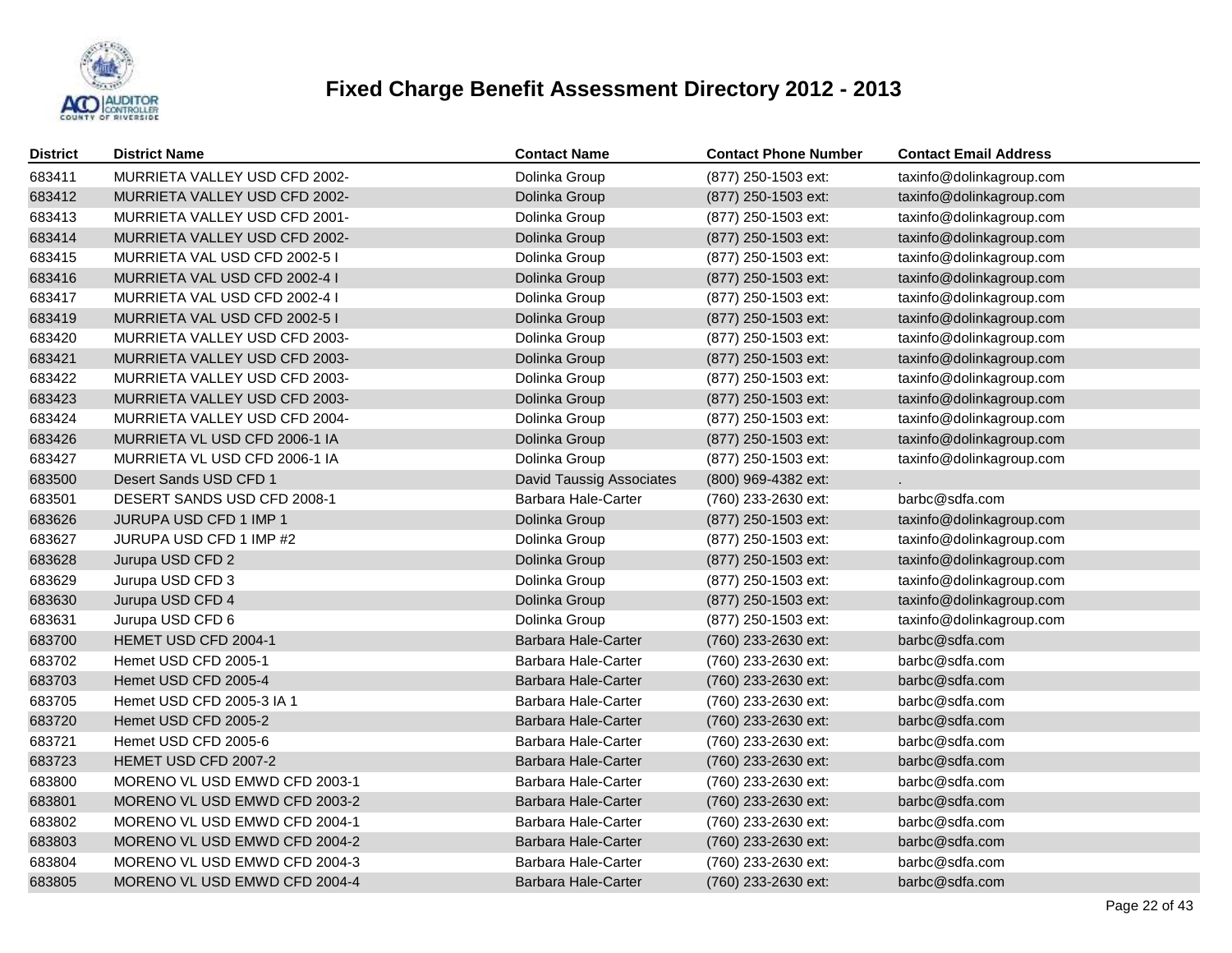# Fixed Charge Benefit Assessment Directory 2012 - 2013

| District | District Name | Contact Name | Contact Phone Number | Contact Email Address |
|---|---|---|---|---|
| 683411 | MURRIETA VALLEY USD CFD 2002- | Dolinka Group | (877) 250-1503 ext: | taxinfo@dolinkagroup.com |
| 683412 | MURRIETA VALLEY USD CFD 2002- | Dolinka Group | (877) 250-1503 ext: | taxinfo@dolinkagroup.com |
| 683413 | MURRIETA VALLEY USD CFD 2001- | Dolinka Group | (877) 250-1503 ext: | taxinfo@dolinkagroup.com |
| 683414 | MURRIETA VALLEY USD CFD 2002- | Dolinka Group | (877) 250-1503 ext: | taxinfo@dolinkagroup.com |
| 683415 | MURRIETA VAL USD CFD 2002-5 I | Dolinka Group | (877) 250-1503 ext: | taxinfo@dolinkagroup.com |
| 683416 | MURRIETA VAL USD CFD 2002-4 I | Dolinka Group | (877) 250-1503 ext: | taxinfo@dolinkagroup.com |
| 683417 | MURRIETA VAL USD CFD 2002-4 I | Dolinka Group | (877) 250-1503 ext: | taxinfo@dolinkagroup.com |
| 683419 | MURRIETA VAL USD CFD 2002-5 I | Dolinka Group | (877) 250-1503 ext: | taxinfo@dolinkagroup.com |
| 683420 | MURRIETA VALLEY USD CFD 2003- | Dolinka Group | (877) 250-1503 ext: | taxinfo@dolinkagroup.com |
| 683421 | MURRIETA VALLEY USD CFD 2003- | Dolinka Group | (877) 250-1503 ext: | taxinfo@dolinkagroup.com |
| 683422 | MURRIETA VALLEY USD CFD 2003- | Dolinka Group | (877) 250-1503 ext: | taxinfo@dolinkagroup.com |
| 683423 | MURRIETA VALLEY USD CFD 2003- | Dolinka Group | (877) 250-1503 ext: | taxinfo@dolinkagroup.com |
| 683424 | MURRIETA VALLEY USD CFD 2004- | Dolinka Group | (877) 250-1503 ext: | taxinfo@dolinkagroup.com |
| 683426 | MURRIETA VL USD CFD 2006-1 IA | Dolinka Group | (877) 250-1503 ext: | taxinfo@dolinkagroup.com |
| 683427 | MURRIETA VL USD CFD 2006-1 IA | Dolinka Group | (877) 250-1503 ext: | taxinfo@dolinkagroup.com |
| 683500 | Desert Sands USD CFD 1 | David Taussig Associates | (800) 969-4382 ext: | . |
| 683501 | DESERT SANDS USD CFD 2008-1 | Barbara Hale-Carter | (760) 233-2630 ext: | barbc@sdfa.com |
| 683626 | JURUPA USD CFD 1 IMP 1 | Dolinka Group | (877) 250-1503 ext: | taxinfo@dolinkagroup.com |
| 683627 | JURUPA USD CFD 1 IMP #2 | Dolinka Group | (877) 250-1503 ext: | taxinfo@dolinkagroup.com |
| 683628 | Jurupa USD CFD 2 | Dolinka Group | (877) 250-1503 ext: | taxinfo@dolinkagroup.com |
| 683629 | Jurupa USD CFD 3 | Dolinka Group | (877) 250-1503 ext: | taxinfo@dolinkagroup.com |
| 683630 | Jurupa USD CFD 4 | Dolinka Group | (877) 250-1503 ext: | taxinfo@dolinkagroup.com |
| 683631 | Jurupa USD CFD 6 | Dolinka Group | (877) 250-1503 ext: | taxinfo@dolinkagroup.com |
| 683700 | HEMET USD CFD 2004-1 | Barbara Hale-Carter | (760) 233-2630 ext: | barbc@sdfa.com |
| 683702 | Hemet USD CFD 2005-1 | Barbara Hale-Carter | (760) 233-2630 ext: | barbc@sdfa.com |
| 683703 | Hemet USD CFD 2005-4 | Barbara Hale-Carter | (760) 233-2630 ext: | barbc@sdfa.com |
| 683705 | Hemet USD CFD 2005-3 IA 1 | Barbara Hale-Carter | (760) 233-2630 ext: | barbc@sdfa.com |
| 683720 | Hemet USD CFD 2005-2 | Barbara Hale-Carter | (760) 233-2630 ext: | barbc@sdfa.com |
| 683721 | Hemet USD CFD 2005-6 | Barbara Hale-Carter | (760) 233-2630 ext: | barbc@sdfa.com |
| 683723 | HEMET USD CFD 2007-2 | Barbara Hale-Carter | (760) 233-2630 ext: | barbc@sdfa.com |
| 683800 | MORENO VL USD EMWD CFD 2003-1 | Barbara Hale-Carter | (760) 233-2630 ext: | barbc@sdfa.com |
| 683801 | MORENO VL USD EMWD CFD 2003-2 | Barbara Hale-Carter | (760) 233-2630 ext: | barbc@sdfa.com |
| 683802 | MORENO VL USD EMWD CFD 2004-1 | Barbara Hale-Carter | (760) 233-2630 ext: | barbc@sdfa.com |
| 683803 | MORENO VL USD EMWD CFD 2004-2 | Barbara Hale-Carter | (760) 233-2630 ext: | barbc@sdfa.com |
| 683804 | MORENO VL USD EMWD CFD 2004-3 | Barbara Hale-Carter | (760) 233-2630 ext: | barbc@sdfa.com |
| 683805 | MORENO VL USD EMWD CFD 2004-4 | Barbara Hale-Carter | (760) 233-2630 ext: | barbc@sdfa.com |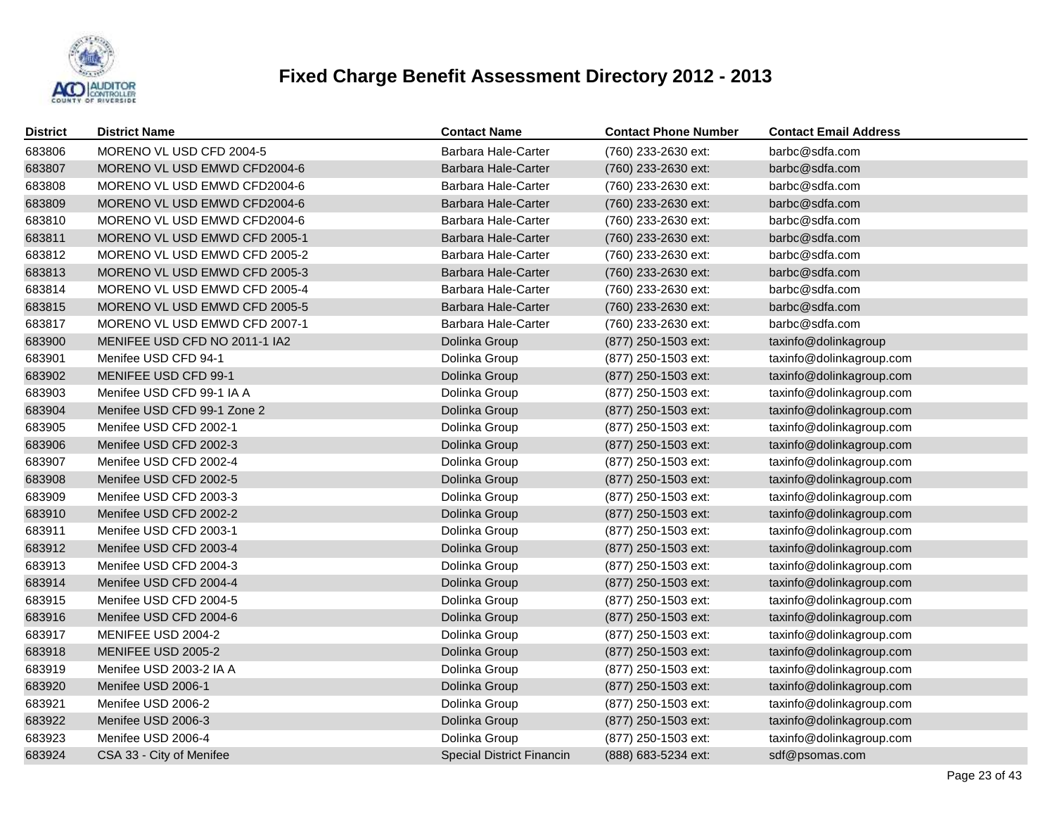# Fixed Charge Benefit Assessment Directory 2012 - 2013

| District | District Name | Contact Name | Contact Phone Number | Contact Email Address |
|---|---|---|---|---|
| 683806 | MORENO VL USD CFD 2004-5 | Barbara Hale-Carter | (760) 233-2630 ext: | barbc@sdfa.com |
| 683807 | MORENO VL USD EMWD CFD2004-6 | Barbara Hale-Carter | (760) 233-2630 ext: | barbc@sdfa.com |
| 683808 | MORENO VL USD EMWD CFD2004-6 | Barbara Hale-Carter | (760) 233-2630 ext: | barbc@sdfa.com |
| 683809 | MORENO VL USD EMWD CFD2004-6 | Barbara Hale-Carter | (760) 233-2630 ext: | barbc@sdfa.com |
| 683810 | MORENO VL USD EMWD CFD2004-6 | Barbara Hale-Carter | (760) 233-2630 ext: | barbc@sdfa.com |
| 683811 | MORENO VL USD EMWD CFD 2005-1 | Barbara Hale-Carter | (760) 233-2630 ext: | barbc@sdfa.com |
| 683812 | MORENO VL USD EMWD CFD 2005-2 | Barbara Hale-Carter | (760) 233-2630 ext: | barbc@sdfa.com |
| 683813 | MORENO VL USD EMWD CFD 2005-3 | Barbara Hale-Carter | (760) 233-2630 ext: | barbc@sdfa.com |
| 683814 | MORENO VL USD EMWD CFD 2005-4 | Barbara Hale-Carter | (760) 233-2630 ext: | barbc@sdfa.com |
| 683815 | MORENO VL USD EMWD CFD 2005-5 | Barbara Hale-Carter | (760) 233-2630 ext: | barbc@sdfa.com |
| 683817 | MORENO VL USD EMWD CFD 2007-1 | Barbara Hale-Carter | (760) 233-2630 ext: | barbc@sdfa.com |
| 683900 | MENIFEE USD CFD NO 2011-1 IA2 | Dolinka Group | (877) 250-1503 ext: | taxinfo@dolinkagroup |
| 683901 | Menifee USD CFD 94-1 | Dolinka Group | (877) 250-1503 ext: | taxinfo@dolinkagroup.com |
| 683902 | MENIFEE USD CFD 99-1 | Dolinka Group | (877) 250-1503 ext: | taxinfo@dolinkagroup.com |
| 683903 | Menifee USD CFD 99-1 IA A | Dolinka Group | (877) 250-1503 ext: | taxinfo@dolinkagroup.com |
| 683904 | Menifee USD CFD 99-1 Zone 2 | Dolinka Group | (877) 250-1503 ext: | taxinfo@dolinkagroup.com |
| 683905 | Menifee USD CFD 2002-1 | Dolinka Group | (877) 250-1503 ext: | taxinfo@dolinkagroup.com |
| 683906 | Menifee USD CFD 2002-3 | Dolinka Group | (877) 250-1503 ext: | taxinfo@dolinkagroup.com |
| 683907 | Menifee USD CFD 2002-4 | Dolinka Group | (877) 250-1503 ext: | taxinfo@dolinkagroup.com |
| 683908 | Menifee USD CFD 2002-5 | Dolinka Group | (877) 250-1503 ext: | taxinfo@dolinkagroup.com |
| 683909 | Menifee USD CFD 2003-3 | Dolinka Group | (877) 250-1503 ext: | taxinfo@dolinkagroup.com |
| 683910 | Menifee USD CFD 2002-2 | Dolinka Group | (877) 250-1503 ext: | taxinfo@dolinkagroup.com |
| 683911 | Menifee USD CFD 2003-1 | Dolinka Group | (877) 250-1503 ext: | taxinfo@dolinkagroup.com |
| 683912 | Menifee USD CFD 2003-4 | Dolinka Group | (877) 250-1503 ext: | taxinfo@dolinkagroup.com |
| 683913 | Menifee USD CFD 2004-3 | Dolinka Group | (877) 250-1503 ext: | taxinfo@dolinkagroup.com |
| 683914 | Menifee USD CFD 2004-4 | Dolinka Group | (877) 250-1503 ext: | taxinfo@dolinkagroup.com |
| 683915 | Menifee USD CFD 2004-5 | Dolinka Group | (877) 250-1503 ext: | taxinfo@dolinkagroup.com |
| 683916 | Menifee USD CFD 2004-6 | Dolinka Group | (877) 250-1503 ext: | taxinfo@dolinkagroup.com |
| 683917 | MENIFEE USD 2004-2 | Dolinka Group | (877) 250-1503 ext: | taxinfo@dolinkagroup.com |
| 683918 | MENIFEE USD 2005-2 | Dolinka Group | (877) 250-1503 ext: | taxinfo@dolinkagroup.com |
| 683919 | Menifee USD 2003-2 IA A | Dolinka Group | (877) 250-1503 ext: | taxinfo@dolinkagroup.com |
| 683920 | Menifee USD 2006-1 | Dolinka Group | (877) 250-1503 ext: | taxinfo@dolinkagroup.com |
| 683921 | Menifee USD 2006-2 | Dolinka Group | (877) 250-1503 ext: | taxinfo@dolinkagroup.com |
| 683922 | Menifee USD 2006-3 | Dolinka Group | (877) 250-1503 ext: | taxinfo@dolinkagroup.com |
| 683923 | Menifee USD 2006-4 | Dolinka Group | (877) 250-1503 ext: | taxinfo@dolinkagroup.com |
| 683924 | CSA 33 - City of Menifee | Special District Financin | (888) 683-5234 ext: | sdf@psomas.com |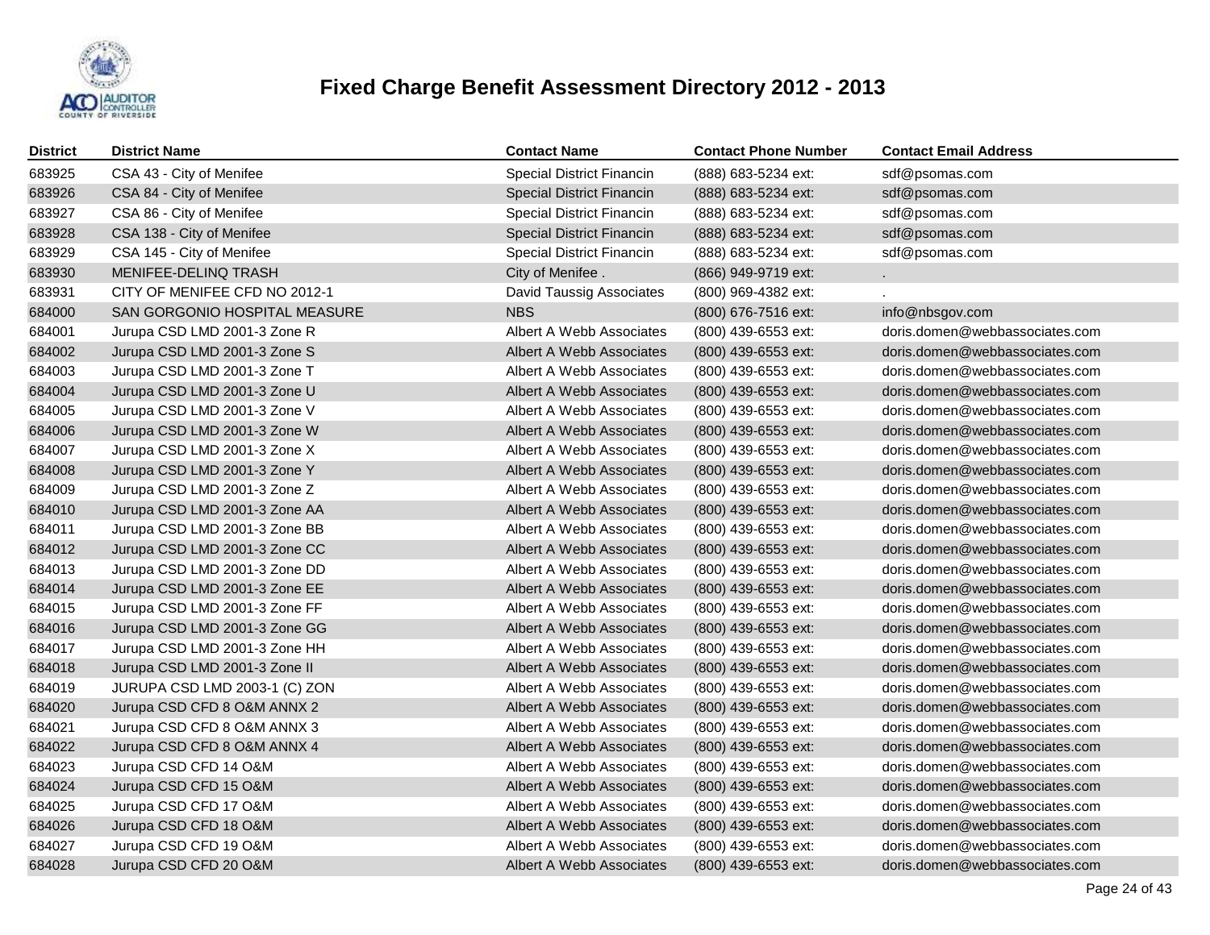# Fixed Charge Benefit Assessment Directory 2012 - 2013

| District | District Name | Contact Name | Contact Phone Number | Contact Email Address |
|---|---|---|---|---|
| 683925 | CSA 43 - City of Menifee | Special District Financin | (888) 683-5234 ext: | sdf@psomas.com |
| 683926 | CSA 84 - City of Menifee | Special District Financin | (888) 683-5234 ext: | sdf@psomas.com |
| 683927 | CSA 86 - City of Menifee | Special District Financin | (888) 683-5234 ext: | sdf@psomas.com |
| 683928 | CSA 138 - City of Menifee | Special District Financin | (888) 683-5234 ext: | sdf@psomas.com |
| 683929 | CSA 145 - City of Menifee | Special District Financin | (888) 683-5234 ext: | sdf@psomas.com |
| 683930 | MENIFEE-DELINQ TRASH | City of Menifee . | (866) 949-9719 ext: | . |
| 683931 | CITY OF MENIFEE CFD NO 2012-1 | David Taussig Associates | (800) 969-4382 ext: | . |
| 684000 | SAN GORGONIO HOSPITAL MEASURE | NBS | (800) 676-7516 ext: | info@nbsgov.com |
| 684001 | Jurupa CSD LMD 2001-3 Zone R | Albert A Webb Associates | (800) 439-6553 ext: | doris.domen@webbassociates.com |
| 684002 | Jurupa CSD LMD 2001-3 Zone S | Albert A Webb Associates | (800) 439-6553 ext: | doris.domen@webbassociates.com |
| 684003 | Jurupa CSD LMD 2001-3 Zone T | Albert A Webb Associates | (800) 439-6553 ext: | doris.domen@webbassociates.com |
| 684004 | Jurupa CSD LMD 2001-3 Zone U | Albert A Webb Associates | (800) 439-6553 ext: | doris.domen@webbassociates.com |
| 684005 | Jurupa CSD LMD 2001-3 Zone V | Albert A Webb Associates | (800) 439-6553 ext: | doris.domen@webbassociates.com |
| 684006 | Jurupa CSD LMD 2001-3 Zone W | Albert A Webb Associates | (800) 439-6553 ext: | doris.domen@webbassociates.com |
| 684007 | Jurupa CSD LMD 2001-3 Zone X | Albert A Webb Associates | (800) 439-6553 ext: | doris.domen@webbassociates.com |
| 684008 | Jurupa CSD LMD 2001-3 Zone Y | Albert A Webb Associates | (800) 439-6553 ext: | doris.domen@webbassociates.com |
| 684009 | Jurupa CSD LMD 2001-3 Zone Z | Albert A Webb Associates | (800) 439-6553 ext: | doris.domen@webbassociates.com |
| 684010 | Jurupa CSD LMD 2001-3 Zone AA | Albert A Webb Associates | (800) 439-6553 ext: | doris.domen@webbassociates.com |
| 684011 | Jurupa CSD LMD 2001-3 Zone BB | Albert A Webb Associates | (800) 439-6553 ext: | doris.domen@webbassociates.com |
| 684012 | Jurupa CSD LMD 2001-3 Zone CC | Albert A Webb Associates | (800) 439-6553 ext: | doris.domen@webbassociates.com |
| 684013 | Jurupa CSD LMD 2001-3 Zone DD | Albert A Webb Associates | (800) 439-6553 ext: | doris.domen@webbassociates.com |
| 684014 | Jurupa CSD LMD 2001-3 Zone EE | Albert A Webb Associates | (800) 439-6553 ext: | doris.domen@webbassociates.com |
| 684015 | Jurupa CSD LMD 2001-3 Zone FF | Albert A Webb Associates | (800) 439-6553 ext: | doris.domen@webbassociates.com |
| 684016 | Jurupa CSD LMD 2001-3 Zone GG | Albert A Webb Associates | (800) 439-6553 ext: | doris.domen@webbassociates.com |
| 684017 | Jurupa CSD LMD 2001-3 Zone HH | Albert A Webb Associates | (800) 439-6553 ext: | doris.domen@webbassociates.com |
| 684018 | Jurupa CSD LMD 2001-3 Zone II | Albert A Webb Associates | (800) 439-6553 ext: | doris.domen@webbassociates.com |
| 684019 | JURUPA CSD LMD 2003-1 (C) ZON | Albert A Webb Associates | (800) 439-6553 ext: | doris.domen@webbassociates.com |
| 684020 | Jurupa CSD CFD 8 O&M ANNX 2 | Albert A Webb Associates | (800) 439-6553 ext: | doris.domen@webbassociates.com |
| 684021 | Jurupa CSD CFD 8 O&M ANNX 3 | Albert A Webb Associates | (800) 439-6553 ext: | doris.domen@webbassociates.com |
| 684022 | Jurupa CSD CFD 8 O&M ANNX 4 | Albert A Webb Associates | (800) 439-6553 ext: | doris.domen@webbassociates.com |
| 684023 | Jurupa CSD CFD 14 O&M | Albert A Webb Associates | (800) 439-6553 ext: | doris.domen@webbassociates.com |
| 684024 | Jurupa CSD CFD 15 O&M | Albert A Webb Associates | (800) 439-6553 ext: | doris.domen@webbassociates.com |
| 684025 | Jurupa CSD CFD 17 O&M | Albert A Webb Associates | (800) 439-6553 ext: | doris.domen@webbassociates.com |
| 684026 | Jurupa CSD CFD 18 O&M | Albert A Webb Associates | (800) 439-6553 ext: | doris.domen@webbassociates.com |
| 684027 | Jurupa CSD CFD 19 O&M | Albert A Webb Associates | (800) 439-6553 ext: | doris.domen@webbassociates.com |
| 684028 | Jurupa CSD CFD 20 O&M | Albert A Webb Associates | (800) 439-6553 ext: | doris.domen@webbassociates.com |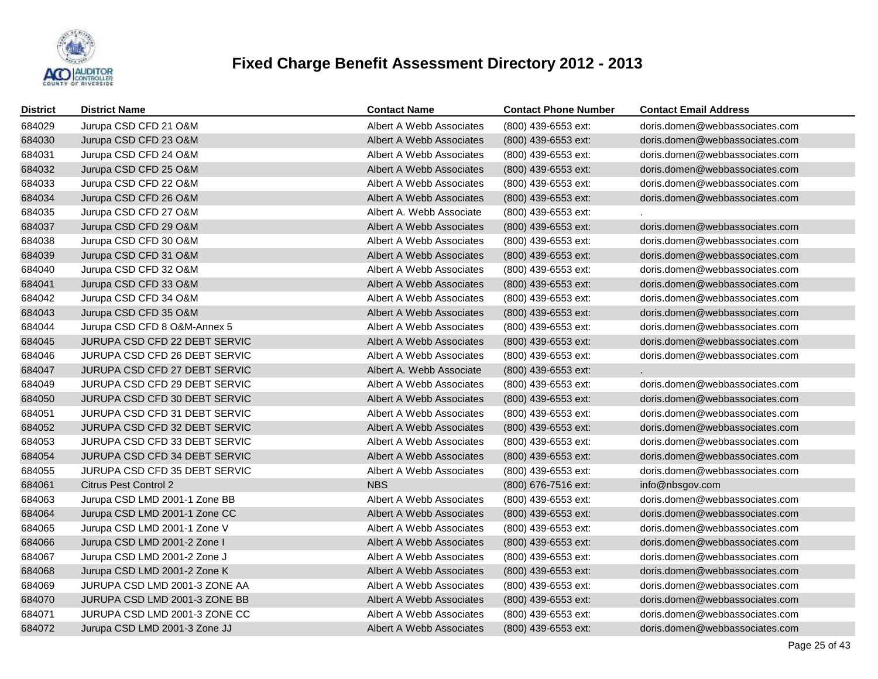# Fixed Charge Benefit Assessment Directory 2012 - 2013

| District | District Name | Contact Name | Contact Phone Number | Contact Email Address |
|---|---|---|---|---|
| 684029 | Jurupa CSD CFD 21 O&M | Albert A Webb Associates | (800) 439-6553 ext: | doris.domen@webbassociates.com |
| 684030 | Jurupa CSD CFD 23 O&M | Albert A Webb Associates | (800) 439-6553 ext: | doris.domen@webbassociates.com |
| 684031 | Jurupa CSD CFD 24 O&M | Albert A Webb Associates | (800) 439-6553 ext: | doris.domen@webbassociates.com |
| 684032 | Jurupa CSD CFD 25 O&M | Albert A Webb Associates | (800) 439-6553 ext: | doris.domen@webbassociates.com |
| 684033 | Jurupa CSD CFD 22 O&M | Albert A Webb Associates | (800) 439-6553 ext: | doris.domen@webbassociates.com |
| 684034 | Jurupa CSD CFD 26 O&M | Albert A Webb Associates | (800) 439-6553 ext: | doris.domen@webbassociates.com |
| 684035 | Jurupa CSD CFD 27 O&M | Albert A. Webb Associate | (800) 439-6553 ext: | . |
| 684037 | Jurupa CSD CFD 29 O&M | Albert A Webb Associates | (800) 439-6553 ext: | doris.domen@webbassociates.com |
| 684038 | Jurupa CSD CFD 30 O&M | Albert A Webb Associates | (800) 439-6553 ext: | doris.domen@webbassociates.com |
| 684039 | Jurupa CSD CFD 31 O&M | Albert A Webb Associates | (800) 439-6553 ext: | doris.domen@webbassociates.com |
| 684040 | Jurupa CSD CFD 32 O&M | Albert A Webb Associates | (800) 439-6553 ext: | doris.domen@webbassociates.com |
| 684041 | Jurupa CSD CFD 33 O&M | Albert A Webb Associates | (800) 439-6553 ext: | doris.domen@webbassociates.com |
| 684042 | Jurupa CSD CFD 34 O&M | Albert A Webb Associates | (800) 439-6553 ext: | doris.domen@webbassociates.com |
| 684043 | Jurupa CSD CFD 35 O&M | Albert A Webb Associates | (800) 439-6553 ext: | doris.domen@webbassociates.com |
| 684044 | Jurupa CSD CFD 8 O&M-Annex 5 | Albert A Webb Associates | (800) 439-6553 ext: | doris.domen@webbassociates.com |
| 684045 | JURUPA CSD CFD 22 DEBT SERVIC | Albert A Webb Associates | (800) 439-6553 ext: | doris.domen@webbassociates.com |
| 684046 | JURUPA CSD CFD 26 DEBT SERVIC | Albert A Webb Associates | (800) 439-6553 ext: | doris.domen@webbassociates.com |
| 684047 | JURUPA CSD CFD 27 DEBT SERVIC | Albert A. Webb Associate | (800) 439-6553 ext: | . |
| 684049 | JURUPA CSD CFD 29 DEBT SERVIC | Albert A Webb Associates | (800) 439-6553 ext: | doris.domen@webbassociates.com |
| 684050 | JURUPA CSD CFD 30 DEBT SERVIC | Albert A Webb Associates | (800) 439-6553 ext: | doris.domen@webbassociates.com |
| 684051 | JURUPA CSD CFD 31 DEBT SERVIC | Albert A Webb Associates | (800) 439-6553 ext: | doris.domen@webbassociates.com |
| 684052 | JURUPA CSD CFD 32 DEBT SERVIC | Albert A Webb Associates | (800) 439-6553 ext: | doris.domen@webbassociates.com |
| 684053 | JURUPA CSD CFD 33 DEBT SERVIC | Albert A Webb Associates | (800) 439-6553 ext: | doris.domen@webbassociates.com |
| 684054 | JURUPA CSD CFD 34 DEBT SERVIC | Albert A Webb Associates | (800) 439-6553 ext: | doris.domen@webbassociates.com |
| 684055 | JURUPA CSD CFD 35 DEBT SERVIC | Albert A Webb Associates | (800) 439-6553 ext: | doris.domen@webbassociates.com |
| 684061 | Citrus Pest Control 2 | NBS | (800) 676-7516 ext: | info@nbsgov.com |
| 684063 | Jurupa CSD LMD 2001-1 Zone BB | Albert A Webb Associates | (800) 439-6553 ext: | doris.domen@webbassociates.com |
| 684064 | Jurupa CSD LMD 2001-1 Zone CC | Albert A Webb Associates | (800) 439-6553 ext: | doris.domen@webbassociates.com |
| 684065 | Jurupa CSD LMD 2001-1 Zone V | Albert A Webb Associates | (800) 439-6553 ext: | doris.domen@webbassociates.com |
| 684066 | Jurupa CSD LMD 2001-2 Zone I | Albert A Webb Associates | (800) 439-6553 ext: | doris.domen@webbassociates.com |
| 684067 | Jurupa CSD LMD 2001-2 Zone J | Albert A Webb Associates | (800) 439-6553 ext: | doris.domen@webbassociates.com |
| 684068 | Jurupa CSD LMD 2001-2 Zone K | Albert A Webb Associates | (800) 439-6553 ext: | doris.domen@webbassociates.com |
| 684069 | JURUPA CSD LMD 2001-3 ZONE AA | Albert A Webb Associates | (800) 439-6553 ext: | doris.domen@webbassociates.com |
| 684070 | JURUPA CSD LMD 2001-3 ZONE BB | Albert A Webb Associates | (800) 439-6553 ext: | doris.domen@webbassociates.com |
| 684071 | JURUPA CSD LMD 2001-3 ZONE CC | Albert A Webb Associates | (800) 439-6553 ext: | doris.domen@webbassociates.com |
| 684072 | Jurupa CSD LMD 2001-3 Zone JJ | Albert A Webb Associates | (800) 439-6553 ext: | doris.domen@webbassociates.com |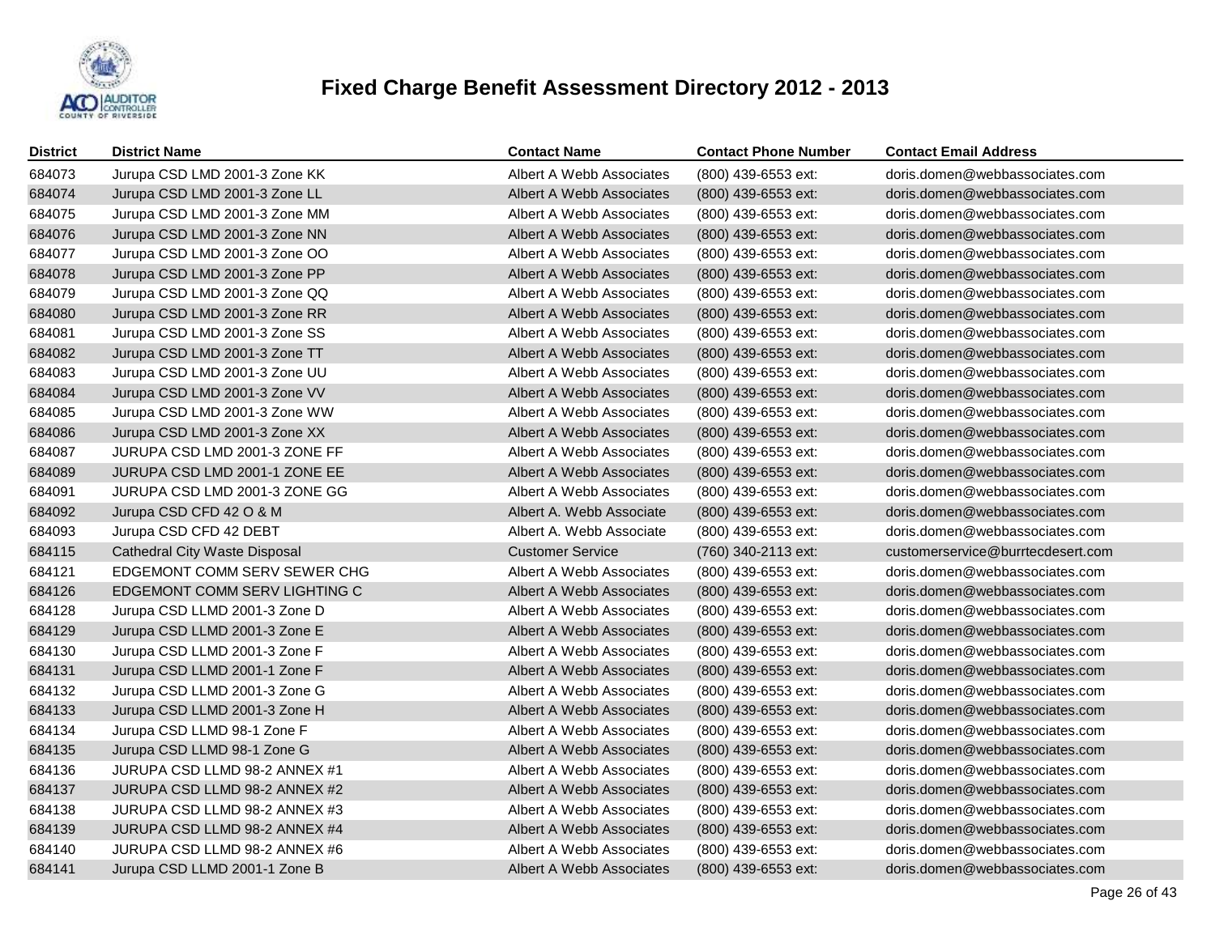# Fixed Charge Benefit Assessment Directory 2012 - 2013

| District | District Name | Contact Name | Contact Phone Number | Contact Email Address |
|---|---|---|---|---|
| 684073 | Jurupa CSD LMD 2001-3 Zone KK | Albert A Webb Associates | (800) 439-6553 ext: | doris.domen@webbassociates.com |
| 684074 | Jurupa CSD LMD 2001-3 Zone LL | Albert A Webb Associates | (800) 439-6553 ext: | doris.domen@webbassociates.com |
| 684075 | Jurupa CSD LMD 2001-3 Zone MM | Albert A Webb Associates | (800) 439-6553 ext: | doris.domen@webbassociates.com |
| 684076 | Jurupa CSD LMD 2001-3 Zone NN | Albert A Webb Associates | (800) 439-6553 ext: | doris.domen@webbassociates.com |
| 684077 | Jurupa CSD LMD 2001-3 Zone OO | Albert A Webb Associates | (800) 439-6553 ext: | doris.domen@webbassociates.com |
| 684078 | Jurupa CSD LMD 2001-3 Zone PP | Albert A Webb Associates | (800) 439-6553 ext: | doris.domen@webbassociates.com |
| 684079 | Jurupa CSD LMD 2001-3 Zone QQ | Albert A Webb Associates | (800) 439-6553 ext: | doris.domen@webbassociates.com |
| 684080 | Jurupa CSD LMD 2001-3 Zone RR | Albert A Webb Associates | (800) 439-6553 ext: | doris.domen@webbassociates.com |
| 684081 | Jurupa CSD LMD 2001-3 Zone SS | Albert A Webb Associates | (800) 439-6553 ext: | doris.domen@webbassociates.com |
| 684082 | Jurupa CSD LMD 2001-3 Zone TT | Albert A Webb Associates | (800) 439-6553 ext: | doris.domen@webbassociates.com |
| 684083 | Jurupa CSD LMD 2001-3 Zone UU | Albert A Webb Associates | (800) 439-6553 ext: | doris.domen@webbassociates.com |
| 684084 | Jurupa CSD LMD 2001-3 Zone VV | Albert A Webb Associates | (800) 439-6553 ext: | doris.domen@webbassociates.com |
| 684085 | Jurupa CSD LMD 2001-3 Zone WW | Albert A Webb Associates | (800) 439-6553 ext: | doris.domen@webbassociates.com |
| 684086 | Jurupa CSD LMD 2001-3 Zone XX | Albert A Webb Associates | (800) 439-6553 ext: | doris.domen@webbassociates.com |
| 684087 | JURUPA CSD LMD 2001-3 ZONE FF | Albert A Webb Associates | (800) 439-6553 ext: | doris.domen@webbassociates.com |
| 684089 | JURUPA CSD LMD 2001-1 ZONE EE | Albert A Webb Associates | (800) 439-6553 ext: | doris.domen@webbassociates.com |
| 684091 | JURUPA CSD LMD 2001-3 ZONE GG | Albert A Webb Associates | (800) 439-6553 ext: | doris.domen@webbassociates.com |
| 684092 | Jurupa CSD CFD 42 O & M | Albert A. Webb Associate | (800) 439-6553 ext: | doris.domen@webbassociates.com |
| 684093 | Jurupa CSD CFD 42 DEBT | Albert A. Webb Associate | (800) 439-6553 ext: | doris.domen@webbassociates.com |
| 684115 | Cathedral City Waste Disposal | Customer Service | (760) 340-2113 ext: | customerservice@burrtecdesert.com |
| 684121 | EDGEMONT COMM SERV SEWER CHG | Albert A Webb Associates | (800) 439-6553 ext: | doris.domen@webbassociates.com |
| 684126 | EDGEMONT COMM SERV LIGHTING C | Albert A Webb Associates | (800) 439-6553 ext: | doris.domen@webbassociates.com |
| 684128 | Jurupa CSD LLMD 2001-3 Zone D | Albert A Webb Associates | (800) 439-6553 ext: | doris.domen@webbassociates.com |
| 684129 | Jurupa CSD LLMD 2001-3 Zone E | Albert A Webb Associates | (800) 439-6553 ext: | doris.domen@webbassociates.com |
| 684130 | Jurupa CSD LLMD 2001-3 Zone F | Albert A Webb Associates | (800) 439-6553 ext: | doris.domen@webbassociates.com |
| 684131 | Jurupa CSD LLMD 2001-1 Zone F | Albert A Webb Associates | (800) 439-6553 ext: | doris.domen@webbassociates.com |
| 684132 | Jurupa CSD LLMD 2001-3 Zone G | Albert A Webb Associates | (800) 439-6553 ext: | doris.domen@webbassociates.com |
| 684133 | Jurupa CSD LLMD 2001-3 Zone H | Albert A Webb Associates | (800) 439-6553 ext: | doris.domen@webbassociates.com |
| 684134 | Jurupa CSD LLMD 98-1 Zone F | Albert A Webb Associates | (800) 439-6553 ext: | doris.domen@webbassociates.com |
| 684135 | Jurupa CSD LLMD 98-1 Zone G | Albert A Webb Associates | (800) 439-6553 ext: | doris.domen@webbassociates.com |
| 684136 | JURUPA CSD LLMD 98-2 ANNEX #1 | Albert A Webb Associates | (800) 439-6553 ext: | doris.domen@webbassociates.com |
| 684137 | JURUPA CSD LLMD 98-2 ANNEX #2 | Albert A Webb Associates | (800) 439-6553 ext: | doris.domen@webbassociates.com |
| 684138 | JURUPA CSD LLMD 98-2 ANNEX #3 | Albert A Webb Associates | (800) 439-6553 ext: | doris.domen@webbassociates.com |
| 684139 | JURUPA CSD LLMD 98-2 ANNEX #4 | Albert A Webb Associates | (800) 439-6553 ext: | doris.domen@webbassociates.com |
| 684140 | JURUPA CSD LLMD 98-2 ANNEX #6 | Albert A Webb Associates | (800) 439-6553 ext: | doris.domen@webbassociates.com |
| 684141 | Jurupa CSD LLMD 2001-1 Zone B | Albert A Webb Associates | (800) 439-6553 ext: | doris.domen@webbassociates.com |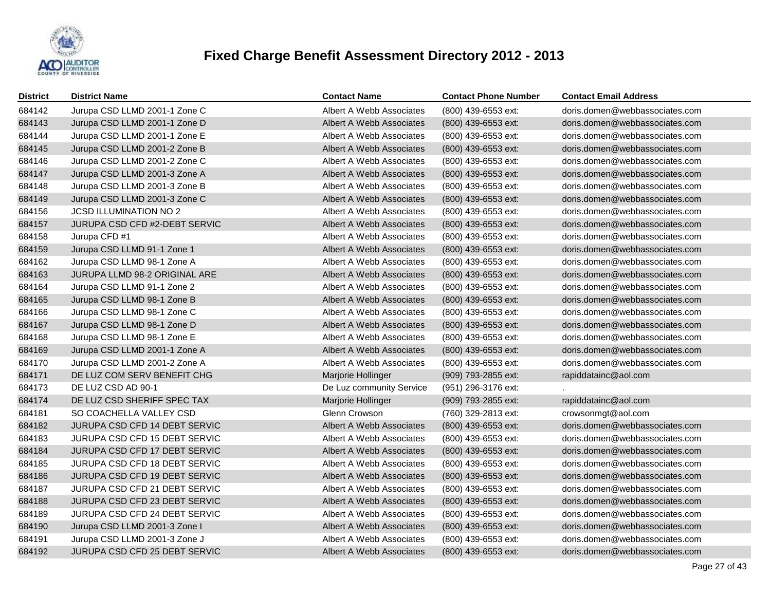# Fixed Charge Benefit Assessment Directory 2012 - 2013

| District | District Name | Contact Name | Contact Phone Number | Contact Email Address |
|---|---|---|---|---|
| 684142 | Jurupa CSD LLMD 2001-1 Zone C | Albert A Webb Associates | (800) 439-6553 ext: | doris.domen@webbassociates.com |
| 684143 | Jurupa CSD LLMD 2001-1 Zone D | Albert A Webb Associates | (800) 439-6553 ext: | doris.domen@webbassociates.com |
| 684144 | Jurupa CSD LLMD 2001-1 Zone E | Albert A Webb Associates | (800) 439-6553 ext: | doris.domen@webbassociates.com |
| 684145 | Jurupa CSD LLMD 2001-2 Zone B | Albert A Webb Associates | (800) 439-6553 ext: | doris.domen@webbassociates.com |
| 684146 | Jurupa CSD LLMD 2001-2 Zone C | Albert A Webb Associates | (800) 439-6553 ext: | doris.domen@webbassociates.com |
| 684147 | Jurupa CSD LLMD 2001-3 Zone A | Albert A Webb Associates | (800) 439-6553 ext: | doris.domen@webbassociates.com |
| 684148 | Jurupa CSD LLMD 2001-3 Zone B | Albert A Webb Associates | (800) 439-6553 ext: | doris.domen@webbassociates.com |
| 684149 | Jurupa CSD LLMD 2001-3 Zone C | Albert A Webb Associates | (800) 439-6553 ext: | doris.domen@webbassociates.com |
| 684156 | JCSD ILLUMINATION NO 2 | Albert A Webb Associates | (800) 439-6553 ext: | doris.domen@webbassociates.com |
| 684157 | JURUPA CSD CFD #2-DEBT SERVIC | Albert A Webb Associates | (800) 439-6553 ext: | doris.domen@webbassociates.com |
| 684158 | Jurupa CFD #1 | Albert A Webb Associates | (800) 439-6553 ext: | doris.domen@webbassociates.com |
| 684159 | Jurupa CSD LLMD 91-1 Zone 1 | Albert A Webb Associates | (800) 439-6553 ext: | doris.domen@webbassociates.com |
| 684162 | Jurupa CSD LLMD 98-1 Zone A | Albert A Webb Associates | (800) 439-6553 ext: | doris.domen@webbassociates.com |
| 684163 | JURUPA LLMD 98-2 ORIGINAL ARE | Albert A Webb Associates | (800) 439-6553 ext: | doris.domen@webbassociates.com |
| 684164 | Jurupa CSD LLMD 91-1 Zone 2 | Albert A Webb Associates | (800) 439-6553 ext: | doris.domen@webbassociates.com |
| 684165 | Jurupa CSD LLMD 98-1 Zone B | Albert A Webb Associates | (800) 439-6553 ext: | doris.domen@webbassociates.com |
| 684166 | Jurupa CSD LLMD 98-1 Zone C | Albert A Webb Associates | (800) 439-6553 ext: | doris.domen@webbassociates.com |
| 684167 | Jurupa CSD LLMD 98-1 Zone D | Albert A Webb Associates | (800) 439-6553 ext: | doris.domen@webbassociates.com |
| 684168 | Jurupa CSD LLMD 98-1 Zone E | Albert A Webb Associates | (800) 439-6553 ext: | doris.domen@webbassociates.com |
| 684169 | Jurupa CSD LLMD 2001-1 Zone A | Albert A Webb Associates | (800) 439-6553 ext: | doris.domen@webbassociates.com |
| 684170 | Jurupa CSD LLMD 2001-2 Zone A | Albert A Webb Associates | (800) 439-6553 ext: | doris.domen@webbassociates.com |
| 684171 | DE LUZ COM SERV BENEFIT CHG | Marjorie Hollinger | (909) 793-2855 ext: | rapiddatainc@aol.com |
| 684173 | DE LUZ CSD AD 90-1 | De Luz community Service | (951) 296-3176 ext: | . |
| 684174 | DE LUZ CSD SHERIFF SPEC TAX | Marjorie Hollinger | (909) 793-2855 ext: | rapiddatainc@aol.com |
| 684181 | SO COACHELLA VALLEY CSD | Glenn Crowson | (760) 329-2813 ext: | crowsonmgt@aol.com |
| 684182 | JURUPA CSD CFD 14 DEBT SERVIC | Albert A Webb Associates | (800) 439-6553 ext: | doris.domen@webbassociates.com |
| 684183 | JURUPA CSD CFD 15 DEBT SERVIC | Albert A Webb Associates | (800) 439-6553 ext: | doris.domen@webbassociates.com |
| 684184 | JURUPA CSD CFD 17 DEBT SERVIC | Albert A Webb Associates | (800) 439-6553 ext: | doris.domen@webbassociates.com |
| 684185 | JURUPA CSD CFD 18 DEBT SERVIC | Albert A Webb Associates | (800) 439-6553 ext: | doris.domen@webbassociates.com |
| 684186 | JURUPA CSD CFD 19 DEBT SERVIC | Albert A Webb Associates | (800) 439-6553 ext: | doris.domen@webbassociates.com |
| 684187 | JURUPA CSD CFD 21 DEBT SERVIC | Albert A Webb Associates | (800) 439-6553 ext: | doris.domen@webbassociates.com |
| 684188 | JURUPA CSD CFD 23 DEBT SERVIC | Albert A Webb Associates | (800) 439-6553 ext: | doris.domen@webbassociates.com |
| 684189 | JURUPA CSD CFD 24 DEBT SERVIC | Albert A Webb Associates | (800) 439-6553 ext: | doris.domen@webbassociates.com |
| 684190 | Jurupa CSD LLMD 2001-3 Zone I | Albert A Webb Associates | (800) 439-6553 ext: | doris.domen@webbassociates.com |
| 684191 | Jurupa CSD LLMD 2001-3 Zone J | Albert A Webb Associates | (800) 439-6553 ext: | doris.domen@webbassociates.com |
| 684192 | JURUPA CSD CFD 25 DEBT SERVIC | Albert A Webb Associates | (800) 439-6553 ext: | doris.domen@webbassociates.com |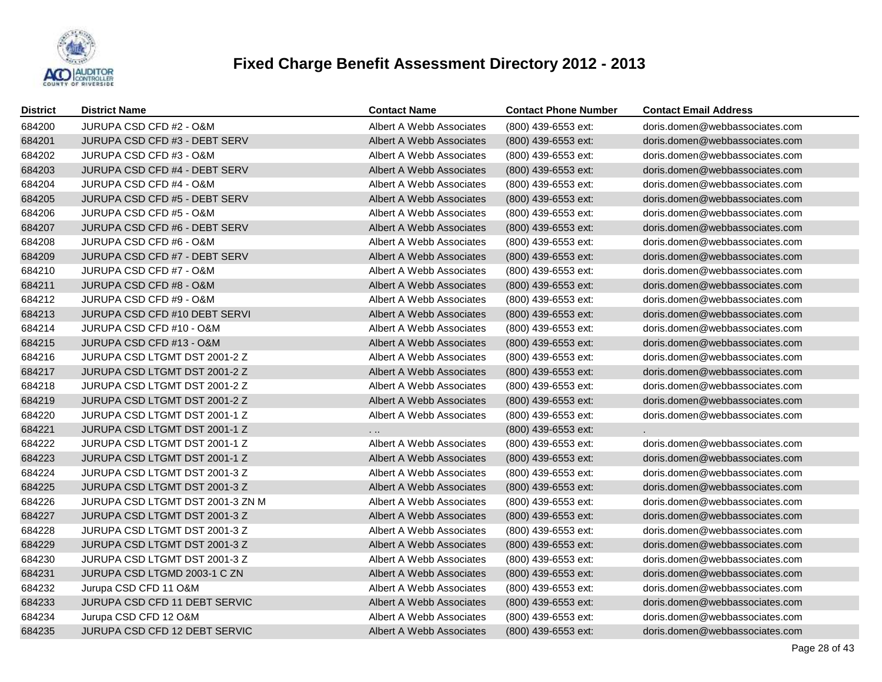# Fixed Charge Benefit Assessment Directory 2012 - 2013

| District | District Name | Contact Name | Contact Phone Number | Contact Email Address |
|---|---|---|---|---|
| 684200 | JURUPA CSD CFD #2 - O&M | Albert A Webb Associates | (800) 439-6553 ext: | doris.domen@webbassociates.com |
| 684201 | JURUPA CSD CFD #3 - DEBT SERV | Albert A Webb Associates | (800) 439-6553 ext: | doris.domen@webbassociates.com |
| 684202 | JURUPA CSD CFD #3 - O&M | Albert A Webb Associates | (800) 439-6553 ext: | doris.domen@webbassociates.com |
| 684203 | JURUPA CSD CFD #4 - DEBT SERV | Albert A Webb Associates | (800) 439-6553 ext: | doris.domen@webbassociates.com |
| 684204 | JURUPA CSD CFD #4 - O&M | Albert A Webb Associates | (800) 439-6553 ext: | doris.domen@webbassociates.com |
| 684205 | JURUPA CSD CFD #5 - DEBT SERV | Albert A Webb Associates | (800) 439-6553 ext: | doris.domen@webbassociates.com |
| 684206 | JURUPA CSD CFD #5 - O&M | Albert A Webb Associates | (800) 439-6553 ext: | doris.domen@webbassociates.com |
| 684207 | JURUPA CSD CFD #6 - DEBT SERV | Albert A Webb Associates | (800) 439-6553 ext: | doris.domen@webbassociates.com |
| 684208 | JURUPA CSD CFD #6 - O&M | Albert A Webb Associates | (800) 439-6553 ext: | doris.domen@webbassociates.com |
| 684209 | JURUPA CSD CFD #7 - DEBT SERV | Albert A Webb Associates | (800) 439-6553 ext: | doris.domen@webbassociates.com |
| 684210 | JURUPA CSD CFD #7 - O&M | Albert A Webb Associates | (800) 439-6553 ext: | doris.domen@webbassociates.com |
| 684211 | JURUPA CSD CFD #8 - O&M | Albert A Webb Associates | (800) 439-6553 ext: | doris.domen@webbassociates.com |
| 684212 | JURUPA CSD CFD #9 - O&M | Albert A Webb Associates | (800) 439-6553 ext: | doris.domen@webbassociates.com |
| 684213 | JURUPA CSD CFD #10 DEBT SERVI | Albert A Webb Associates | (800) 439-6553 ext: | doris.domen@webbassociates.com |
| 684214 | JURUPA CSD CFD #10 - O&M | Albert A Webb Associates | (800) 439-6553 ext: | doris.domen@webbassociates.com |
| 684215 | JURUPA CSD CFD #13 - O&M | Albert A Webb Associates | (800) 439-6553 ext: | doris.domen@webbassociates.com |
| 684216 | JURUPA CSD LTGMT DST 2001-2 Z | Albert A Webb Associates | (800) 439-6553 ext: | doris.domen@webbassociates.com |
| 684217 | JURUPA CSD LTGMT DST 2001-2 Z | Albert A Webb Associates | (800) 439-6553 ext: | doris.domen@webbassociates.com |
| 684218 | JURUPA CSD LTGMT DST 2001-2 Z | Albert A Webb Associates | (800) 439-6553 ext: | doris.domen@webbassociates.com |
| 684219 | JURUPA CSD LTGMT DST 2001-2 Z | Albert A Webb Associates | (800) 439-6553 ext: | doris.domen@webbassociates.com |
| 684220 | JURUPA CSD LTGMT DST 2001-1 Z | Albert A Webb Associates | (800) 439-6553 ext: | doris.domen@webbassociates.com |
| 684221 | JURUPA CSD LTGMT DST 2001-1 Z | . .. | (800) 439-6553 ext: | . |
| 684222 | JURUPA CSD LTGMT DST 2001-1 Z | Albert A Webb Associates | (800) 439-6553 ext: | doris.domen@webbassociates.com |
| 684223 | JURUPA CSD LTGMT DST 2001-1 Z | Albert A Webb Associates | (800) 439-6553 ext: | doris.domen@webbassociates.com |
| 684224 | JURUPA CSD LTGMT DST 2001-3 Z | Albert A Webb Associates | (800) 439-6553 ext: | doris.domen@webbassociates.com |
| 684225 | JURUPA CSD LTGMT DST 2001-3 Z | Albert A Webb Associates | (800) 439-6553 ext: | doris.domen@webbassociates.com |
| 684226 | JURUPA CSD LTGMT DST 2001-3 ZN M | Albert A Webb Associates | (800) 439-6553 ext: | doris.domen@webbassociates.com |
| 684227 | JURUPA CSD LTGMT DST 2001-3 Z | Albert A Webb Associates | (800) 439-6553 ext: | doris.domen@webbassociates.com |
| 684228 | JURUPA CSD LTGMT DST 2001-3 Z | Albert A Webb Associates | (800) 439-6553 ext: | doris.domen@webbassociates.com |
| 684229 | JURUPA CSD LTGMT DST 2001-3 Z | Albert A Webb Associates | (800) 439-6553 ext: | doris.domen@webbassociates.com |
| 684230 | JURUPA CSD LTGMT DST 2001-3 Z | Albert A Webb Associates | (800) 439-6553 ext: | doris.domen@webbassociates.com |
| 684231 | JURUPA CSD LTGMD 2003-1 C ZN | Albert A Webb Associates | (800) 439-6553 ext: | doris.domen@webbassociates.com |
| 684232 | Jurupa CSD CFD 11 O&M | Albert A Webb Associates | (800) 439-6553 ext: | doris.domen@webbassociates.com |
| 684233 | JURUPA CSD CFD 11 DEBT SERVIC | Albert A Webb Associates | (800) 439-6553 ext: | doris.domen@webbassociates.com |
| 684234 | Jurupa CSD CFD 12 O&M | Albert A Webb Associates | (800) 439-6553 ext: | doris.domen@webbassociates.com |
| 684235 | JURUPA CSD CFD 12 DEBT SERVIC | Albert A Webb Associates | (800) 439-6553 ext: | doris.domen@webbassociates.com |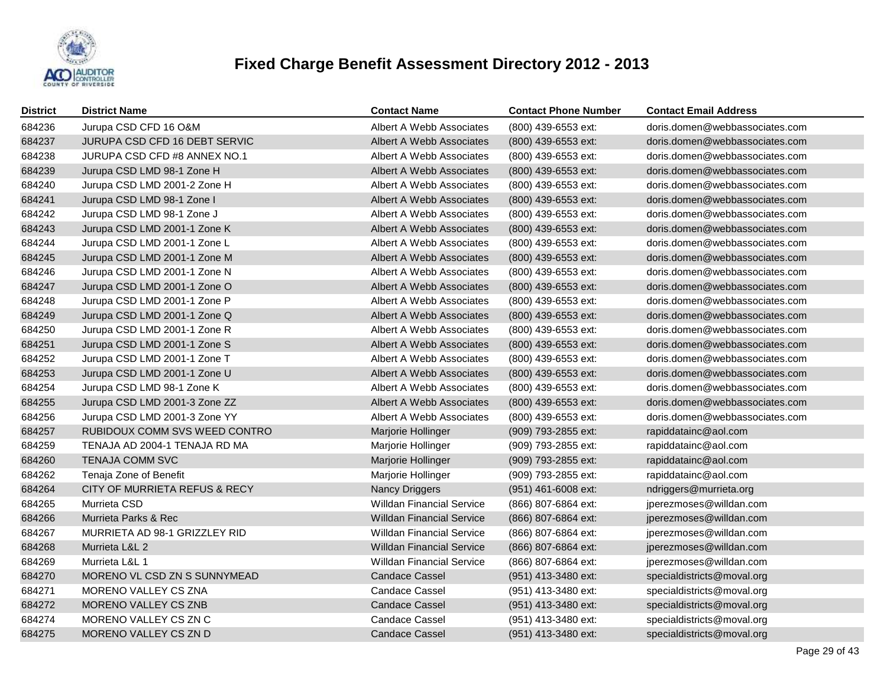# Fixed Charge Benefit Assessment Directory 2012 - 2013

| District | District Name | Contact Name | Contact Phone Number | Contact Email Address |
|---|---|---|---|---|
| 684236 | Jurupa CSD CFD 16 O&M | Albert A Webb Associates | (800) 439-6553 ext: | doris.domen@webbassociates.com |
| 684237 | JURUPA CSD CFD 16 DEBT SERVIC | Albert A Webb Associates | (800) 439-6553 ext: | doris.domen@webbassociates.com |
| 684238 | JURUPA CSD CFD #8 ANNEX NO.1 | Albert A Webb Associates | (800) 439-6553 ext: | doris.domen@webbassociates.com |
| 684239 | Jurupa CSD LMD 98-1 Zone H | Albert A Webb Associates | (800) 439-6553 ext: | doris.domen@webbassociates.com |
| 684240 | Jurupa CSD LMD 2001-2 Zone H | Albert A Webb Associates | (800) 439-6553 ext: | doris.domen@webbassociates.com |
| 684241 | Jurupa CSD LMD 98-1 Zone I | Albert A Webb Associates | (800) 439-6553 ext: | doris.domen@webbassociates.com |
| 684242 | Jurupa CSD LMD 98-1 Zone J | Albert A Webb Associates | (800) 439-6553 ext: | doris.domen@webbassociates.com |
| 684243 | Jurupa CSD LMD 2001-1 Zone K | Albert A Webb Associates | (800) 439-6553 ext: | doris.domen@webbassociates.com |
| 684244 | Jurupa CSD LMD 2001-1 Zone L | Albert A Webb Associates | (800) 439-6553 ext: | doris.domen@webbassociates.com |
| 684245 | Jurupa CSD LMD 2001-1 Zone M | Albert A Webb Associates | (800) 439-6553 ext: | doris.domen@webbassociates.com |
| 684246 | Jurupa CSD LMD 2001-1 Zone N | Albert A Webb Associates | (800) 439-6553 ext: | doris.domen@webbassociates.com |
| 684247 | Jurupa CSD LMD 2001-1 Zone O | Albert A Webb Associates | (800) 439-6553 ext: | doris.domen@webbassociates.com |
| 684248 | Jurupa CSD LMD 2001-1 Zone P | Albert A Webb Associates | (800) 439-6553 ext: | doris.domen@webbassociates.com |
| 684249 | Jurupa CSD LMD 2001-1 Zone Q | Albert A Webb Associates | (800) 439-6553 ext: | doris.domen@webbassociates.com |
| 684250 | Jurupa CSD LMD 2001-1 Zone R | Albert A Webb Associates | (800) 439-6553 ext: | doris.domen@webbassociates.com |
| 684251 | Jurupa CSD LMD 2001-1 Zone S | Albert A Webb Associates | (800) 439-6553 ext: | doris.domen@webbassociates.com |
| 684252 | Jurupa CSD LMD 2001-1 Zone T | Albert A Webb Associates | (800) 439-6553 ext: | doris.domen@webbassociates.com |
| 684253 | Jurupa CSD LMD 2001-1 Zone U | Albert A Webb Associates | (800) 439-6553 ext: | doris.domen@webbassociates.com |
| 684254 | Jurupa CSD LMD 98-1 Zone K | Albert A Webb Associates | (800) 439-6553 ext: | doris.domen@webbassociates.com |
| 684255 | Jurupa CSD LMD 2001-3 Zone ZZ | Albert A Webb Associates | (800) 439-6553 ext: | doris.domen@webbassociates.com |
| 684256 | Jurupa CSD LMD 2001-3 Zone YY | Albert A Webb Associates | (800) 439-6553 ext: | doris.domen@webbassociates.com |
| 684257 | RUBIDOUX COMM SVS WEED CONTRO | Marjorie Hollinger | (909) 793-2855 ext: | rapiddatainc@aol.com |
| 684259 | TENAJA AD 2004-1 TENAJA RD MA | Marjorie Hollinger | (909) 793-2855 ext: | rapiddatainc@aol.com |
| 684260 | TENAJA COMM SVC | Marjorie Hollinger | (909) 793-2855 ext: | rapiddatainc@aol.com |
| 684262 | Tenaja Zone of Benefit | Marjorie Hollinger | (909) 793-2855 ext: | rapiddatainc@aol.com |
| 684264 | CITY OF MURRIETA REFUS & RECY | Nancy Driggers | (951) 461-6008 ext: | ndriggers@murrieta.org |
| 684265 | Murrieta CSD | Willdan Financial Service | (866) 807-6864 ext: | jperezmoses@willdan.com |
| 684266 | Murrieta Parks & Rec | Willdan Financial Service | (866) 807-6864 ext: | jperezmoses@willdan.com |
| 684267 | MURRIETA AD 98-1 GRIZZLEY RID | Willdan Financial Service | (866) 807-6864 ext: | jperezmoses@willdan.com |
| 684268 | Murrieta L&L 2 | Willdan Financial Service | (866) 807-6864 ext: | jperezmoses@willdan.com |
| 684269 | Murrieta L&L 1 | Willdan Financial Service | (866) 807-6864 ext: | jperezmoses@willdan.com |
| 684270 | MORENO VL CSD ZN S SUNNYMEAD | Candace Cassel | (951) 413-3480 ext: | specialdistricts@moval.org |
| 684271 | MORENO VALLEY CS ZNA | Candace Cassel | (951) 413-3480 ext: | specialdistricts@moval.org |
| 684272 | MORENO VALLEY CS ZNB | Candace Cassel | (951) 413-3480 ext: | specialdistricts@moval.org |
| 684274 | MORENO VALLEY CS ZN C | Candace Cassel | (951) 413-3480 ext: | specialdistricts@moval.org |
| 684275 | MORENO VALLEY CS ZN D | Candace Cassel | (951) 413-3480 ext: | specialdistricts@moval.org |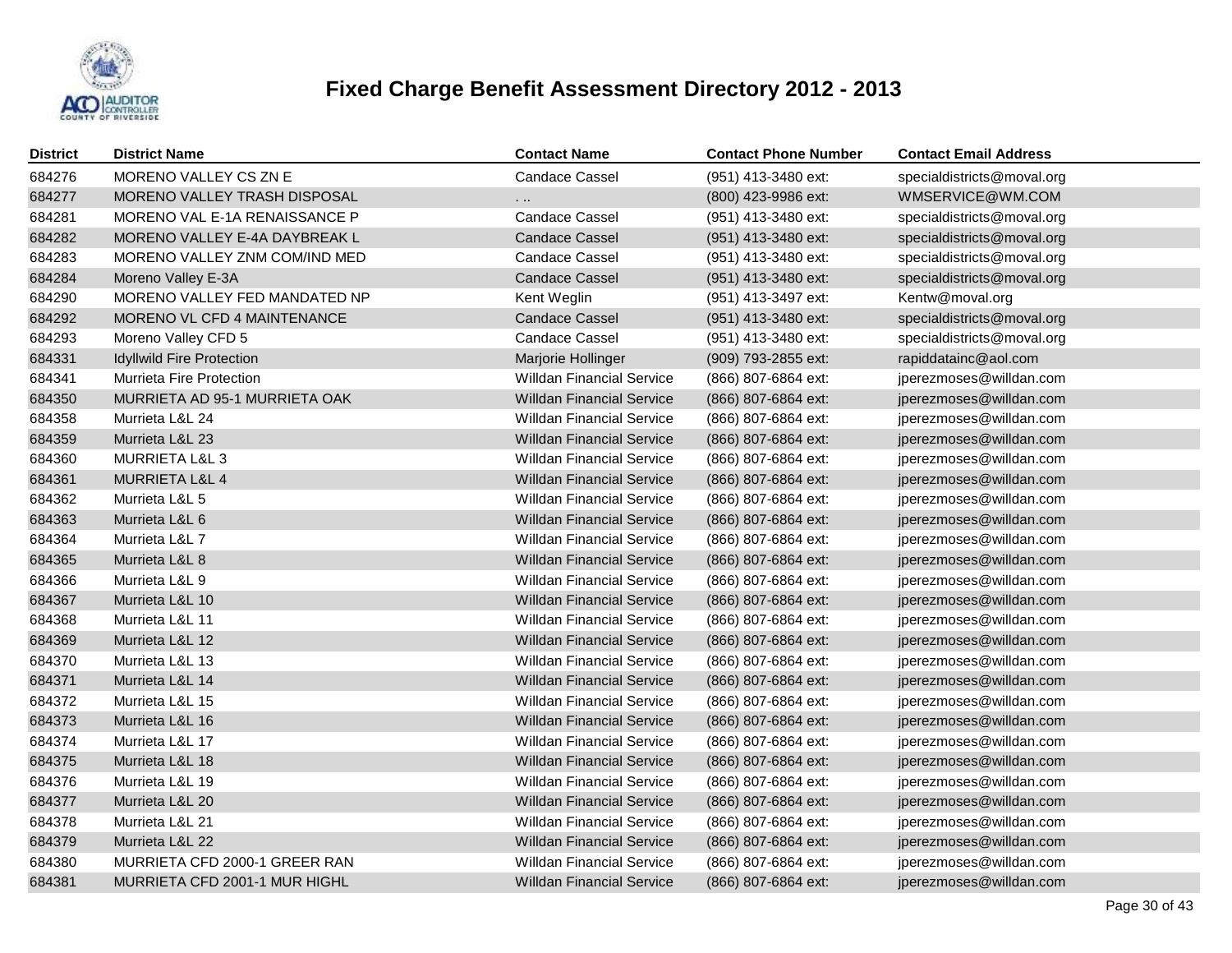# Fixed Charge Benefit Assessment Directory 2012 - 2013

| District | District Name | Contact Name | Contact Phone Number | Contact Email Address |
|---|---|---|---|---|
| 684276 | MORENO VALLEY CS ZN E | Candace Cassel | (951) 413-3480 ext: | specialdistricts@moval.org |
| 684277 | MORENO VALLEY TRASH DISPOSAL | . .. | (800) 423-9986 ext: | WMSERVICE@WM.COM |
| 684281 | MORENO VAL E-1A RENAISSANCE P | Candace Cassel | (951) 413-3480 ext: | specialdistricts@moval.org |
| 684282 | MORENO VALLEY E-4A DAYBREAK L | Candace Cassel | (951) 413-3480 ext: | specialdistricts@moval.org |
| 684283 | MORENO VALLEY ZNM COM/IND MED | Candace Cassel | (951) 413-3480 ext: | specialdistricts@moval.org |
| 684284 | Moreno Valley E-3A | Candace Cassel | (951) 413-3480 ext: | specialdistricts@moval.org |
| 684290 | MORENO VALLEY FED MANDATED NP | Kent Weglin | (951) 413-3497 ext: | Kentw@moval.org |
| 684292 | MORENO VL CFD 4 MAINTENANCE | Candace Cassel | (951) 413-3480 ext: | specialdistricts@moval.org |
| 684293 | Moreno Valley CFD 5 | Candace Cassel | (951) 413-3480 ext: | specialdistricts@moval.org |
| 684331 | Idyllwild Fire Protection | Marjorie Hollinger | (909) 793-2855 ext: | rapiddatainc@aol.com |
| 684341 | Murrieta Fire Protection | Willdan Financial Service | (866) 807-6864 ext: | jperezmoses@willdan.com |
| 684350 | MURRIETA AD 95-1 MURRIETA OAK | Willdan Financial Service | (866) 807-6864 ext: | jperezmoses@willdan.com |
| 684358 | Murrieta L&L 24 | Willdan Financial Service | (866) 807-6864 ext: | jperezmoses@willdan.com |
| 684359 | Murrieta L&L 23 | Willdan Financial Service | (866) 807-6864 ext: | jperezmoses@willdan.com |
| 684360 | MURRIETA L&L 3 | Willdan Financial Service | (866) 807-6864 ext: | jperezmoses@willdan.com |
| 684361 | MURRIETA L&L 4 | Willdan Financial Service | (866) 807-6864 ext: | jperezmoses@willdan.com |
| 684362 | Murrieta L&L 5 | Willdan Financial Service | (866) 807-6864 ext: | jperezmoses@willdan.com |
| 684363 | Murrieta L&L 6 | Willdan Financial Service | (866) 807-6864 ext: | jperezmoses@willdan.com |
| 684364 | Murrieta L&L 7 | Willdan Financial Service | (866) 807-6864 ext: | jperezmoses@willdan.com |
| 684365 | Murrieta L&L 8 | Willdan Financial Service | (866) 807-6864 ext: | jperezmoses@willdan.com |
| 684366 | Murrieta L&L 9 | Willdan Financial Service | (866) 807-6864 ext: | jperezmoses@willdan.com |
| 684367 | Murrieta L&L 10 | Willdan Financial Service | (866) 807-6864 ext: | jperezmoses@willdan.com |
| 684368 | Murrieta L&L 11 | Willdan Financial Service | (866) 807-6864 ext: | jperezmoses@willdan.com |
| 684369 | Murrieta L&L 12 | Willdan Financial Service | (866) 807-6864 ext: | jperezmoses@willdan.com |
| 684370 | Murrieta L&L 13 | Willdan Financial Service | (866) 807-6864 ext: | jperezmoses@willdan.com |
| 684371 | Murrieta L&L 14 | Willdan Financial Service | (866) 807-6864 ext: | jperezmoses@willdan.com |
| 684372 | Murrieta L&L 15 | Willdan Financial Service | (866) 807-6864 ext: | jperezmoses@willdan.com |
| 684373 | Murrieta L&L 16 | Willdan Financial Service | (866) 807-6864 ext: | jperezmoses@willdan.com |
| 684374 | Murrieta L&L 17 | Willdan Financial Service | (866) 807-6864 ext: | jperezmoses@willdan.com |
| 684375 | Murrieta L&L 18 | Willdan Financial Service | (866) 807-6864 ext: | jperezmoses@willdan.com |
| 684376 | Murrieta L&L 19 | Willdan Financial Service | (866) 807-6864 ext: | jperezmoses@willdan.com |
| 684377 | Murrieta L&L 20 | Willdan Financial Service | (866) 807-6864 ext: | jperezmoses@willdan.com |
| 684378 | Murrieta L&L 21 | Willdan Financial Service | (866) 807-6864 ext: | jperezmoses@willdan.com |
| 684379 | Murrieta L&L 22 | Willdan Financial Service | (866) 807-6864 ext: | jperezmoses@willdan.com |
| 684380 | MURRIETA CFD 2000-1 GREER RAN | Willdan Financial Service | (866) 807-6864 ext: | jperezmoses@willdan.com |
| 684381 | MURRIETA CFD 2001-1 MUR HIGHL | Willdan Financial Service | (866) 807-6864 ext: | jperezmoses@willdan.com |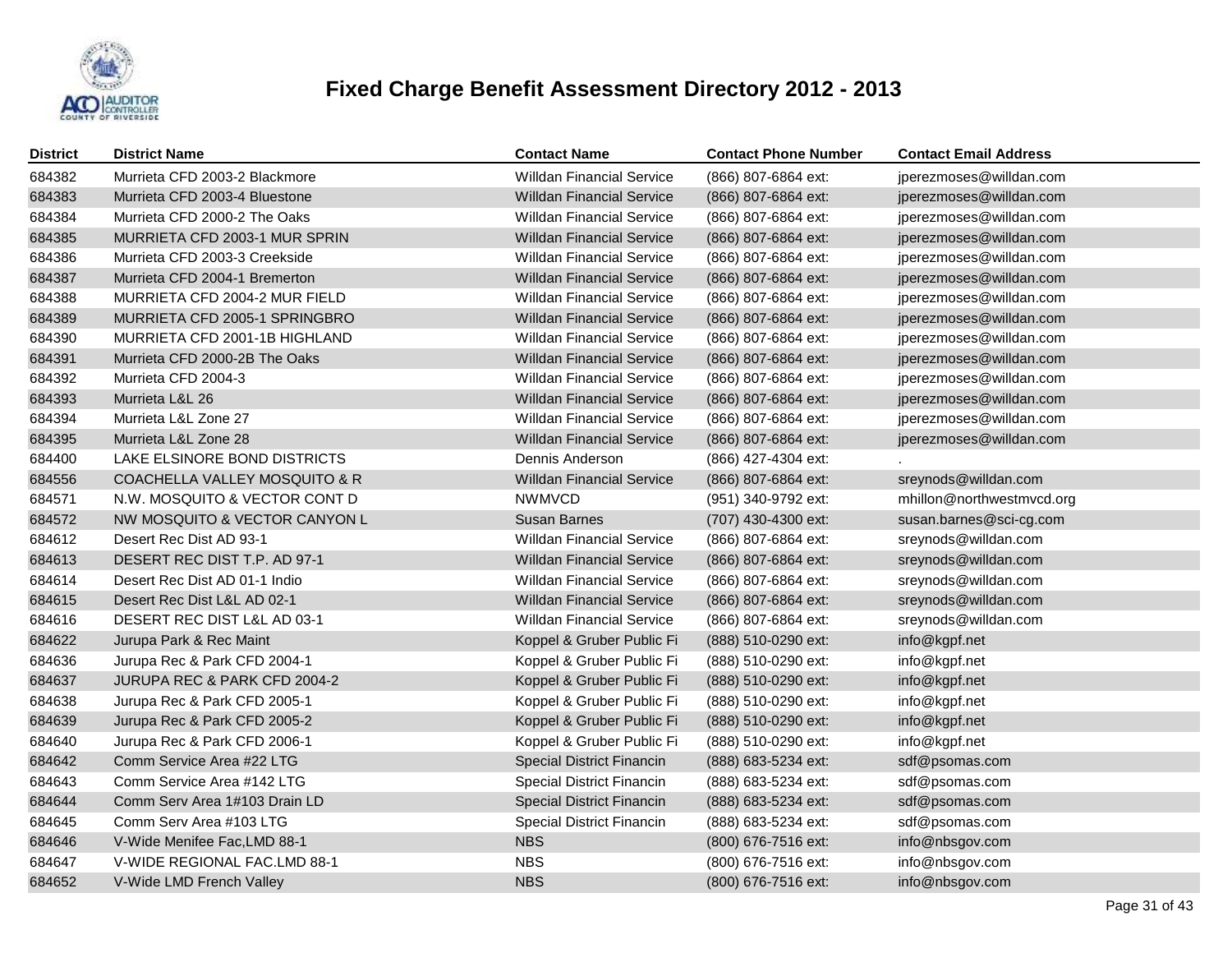# Fixed Charge Benefit Assessment Directory 2012 - 2013

| District | District Name | Contact Name | Contact Phone Number | Contact Email Address |
|---|---|---|---|---|
| 684382 | Murrieta CFD 2003-2 Blackmore | Willdan Financial Service | (866) 807-6864 ext: | jperezmoses@willdan.com |
| 684383 | Murrieta CFD 2003-4 Bluestone | Willdan Financial Service | (866) 807-6864 ext: | jperezmoses@willdan.com |
| 684384 | Murrieta CFD 2000-2 The Oaks | Willdan Financial Service | (866) 807-6864 ext: | jperezmoses@willdan.com |
| 684385 | MURRIETA CFD 2003-1 MUR SPRIN | Willdan Financial Service | (866) 807-6864 ext: | jperezmoses@willdan.com |
| 684386 | Murrieta CFD 2003-3 Creekside | Willdan Financial Service | (866) 807-6864 ext: | jperezmoses@willdan.com |
| 684387 | Murrieta CFD 2004-1 Bremerton | Willdan Financial Service | (866) 807-6864 ext: | jperezmoses@willdan.com |
| 684388 | MURRIETA CFD 2004-2 MUR FIELD | Willdan Financial Service | (866) 807-6864 ext: | jperezmoses@willdan.com |
| 684389 | MURRIETA CFD 2005-1 SPRINGBRO | Willdan Financial Service | (866) 807-6864 ext: | jperezmoses@willdan.com |
| 684390 | MURRIETA CFD 2001-1B HIGHLAND | Willdan Financial Service | (866) 807-6864 ext: | jperezmoses@willdan.com |
| 684391 | Murrieta CFD 2000-2B The Oaks | Willdan Financial Service | (866) 807-6864 ext: | jperezmoses@willdan.com |
| 684392 | Murrieta CFD 2004-3 | Willdan Financial Service | (866) 807-6864 ext: | jperezmoses@willdan.com |
| 684393 | Murrieta L&L 26 | Willdan Financial Service | (866) 807-6864 ext: | jperezmoses@willdan.com |
| 684394 | Murrieta L&L Zone 27 | Willdan Financial Service | (866) 807-6864 ext: | jperezmoses@willdan.com |
| 684395 | Murrieta L&L Zone 28 | Willdan Financial Service | (866) 807-6864 ext: | jperezmoses@willdan.com |
| 684400 | LAKE ELSINORE BOND DISTRICTS | Dennis Anderson | (866) 427-4304 ext: | . |
| 684556 | COACHELLA VALLEY MOSQUITO & R | Willdan Financial Service | (866) 807-6864 ext: | sreynods@willdan.com |
| 684571 | N.W. MOSQUITO & VECTOR CONT D | NWMVCD | (951) 340-9792 ext: | mhillon@northwestmvcd.org |
| 684572 | NW MOSQUITO & VECTOR CANYON L | Susan Barnes | (707) 430-4300 ext: | susan.barnes@sci-cg.com |
| 684612 | Desert Rec Dist AD 93-1 | Willdan Financial Service | (866) 807-6864 ext: | sreynods@willdan.com |
| 684613 | DESERT REC DIST T.P. AD 97-1 | Willdan Financial Service | (866) 807-6864 ext: | sreynods@willdan.com |
| 684614 | Desert Rec Dist AD 01-1 Indio | Willdan Financial Service | (866) 807-6864 ext: | sreynods@willdan.com |
| 684615 | Desert Rec Dist L&L AD 02-1 | Willdan Financial Service | (866) 807-6864 ext: | sreynods@willdan.com |
| 684616 | DESERT REC DIST L&L AD 03-1 | Willdan Financial Service | (866) 807-6864 ext: | sreynods@willdan.com |
| 684622 | Jurupa Park & Rec Maint | Koppel & Gruber Public Fi | (888) 510-0290 ext: | info@kgpf.net |
| 684636 | Jurupa Rec & Park CFD 2004-1 | Koppel & Gruber Public Fi | (888) 510-0290 ext: | info@kgpf.net |
| 684637 | JURUPA REC & PARK CFD 2004-2 | Koppel & Gruber Public Fi | (888) 510-0290 ext: | info@kgpf.net |
| 684638 | Jurupa Rec & Park CFD 2005-1 | Koppel & Gruber Public Fi | (888) 510-0290 ext: | info@kgpf.net |
| 684639 | Jurupa Rec & Park CFD 2005-2 | Koppel & Gruber Public Fi | (888) 510-0290 ext: | info@kgpf.net |
| 684640 | Jurupa Rec & Park CFD 2006-1 | Koppel & Gruber Public Fi | (888) 510-0290 ext: | info@kgpf.net |
| 684642 | Comm Service Area #22 LTG | Special District Financin | (888) 683-5234 ext: | sdf@psomas.com |
| 684643 | Comm Service Area #142 LTG | Special District Financin | (888) 683-5234 ext: | sdf@psomas.com |
| 684644 | Comm Serv Area 1#103 Drain LD | Special District Financin | (888) 683-5234 ext: | sdf@psomas.com |
| 684645 | Comm Serv Area #103 LTG | Special District Financin | (888) 683-5234 ext: | sdf@psomas.com |
| 684646 | V-Wide Menifee Fac,LMD 88-1 | NBS | (800) 676-7516 ext: | info@nbsgov.com |
| 684647 | V-WIDE REGIONAL FAC.LMD 88-1 | NBS | (800) 676-7516 ext: | info@nbsgov.com |
| 684652 | V-Wide LMD French Valley | NBS | (800) 676-7516 ext: | info@nbsgov.com |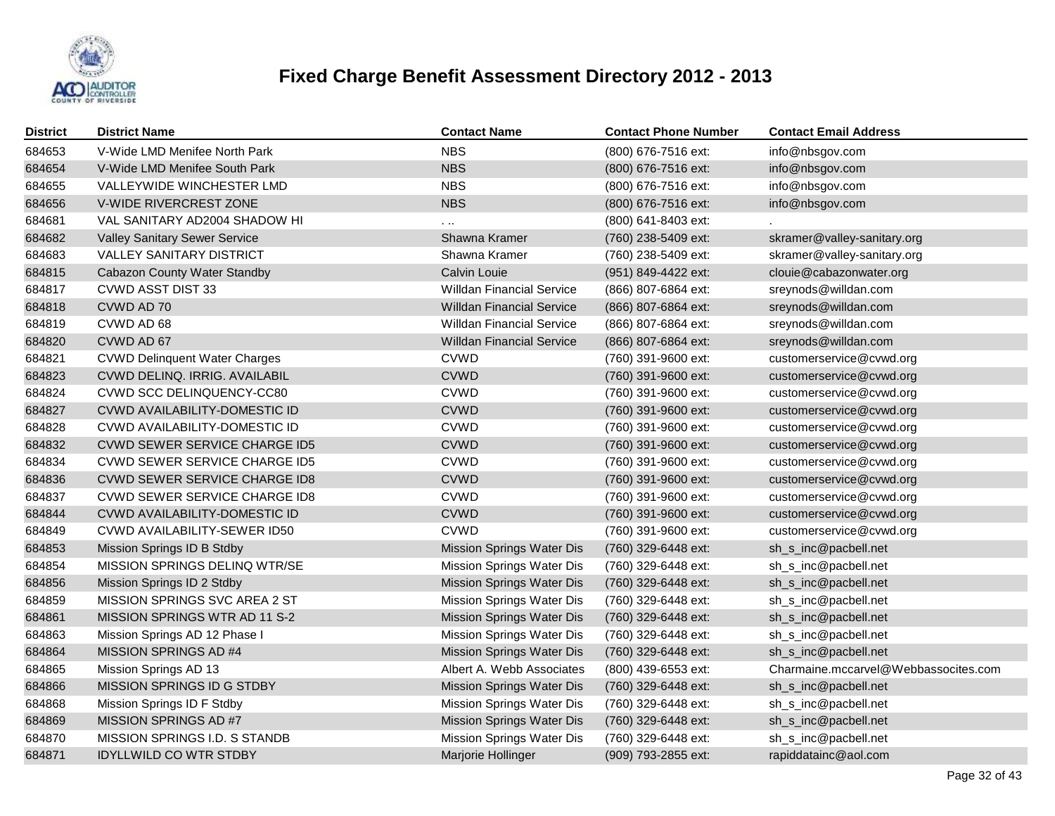# Fixed Charge Benefit Assessment Directory 2012 - 2013

| District | District Name | Contact Name | Contact Phone Number | Contact Email Address |
|---|---|---|---|---|
| 684653 | V-Wide LMD Menifee North Park | NBS | (800) 676-7516 ext: | info@nbsgov.com |
| 684654 | V-Wide LMD Menifee South Park | NBS | (800) 676-7516 ext: | info@nbsgov.com |
| 684655 | VALLEYWIDE WINCHESTER LMD | NBS | (800) 676-7516 ext: | info@nbsgov.com |
| 684656 | V-WIDE RIVERCREST ZONE | NBS | (800) 676-7516 ext: | info@nbsgov.com |
| 684681 | VAL SANITARY AD2004 SHADOW HI | . .. | (800) 641-8403 ext: | . |
| 684682 | Valley Sanitary Sewer Service | Shawna Kramer | (760) 238-5409 ext: | skramer@valley-sanitary.org |
| 684683 | VALLEY SANITARY DISTRICT | Shawna Kramer | (760) 238-5409 ext: | skramer@valley-sanitary.org |
| 684815 | Cabazon County Water Standby | Calvin Louie | (951) 849-4422 ext: | clouie@cabazonwater.org |
| 684817 | CVWD ASST DIST 33 | Willdan Financial Service | (866) 807-6864 ext: | sreynods@willdan.com |
| 684818 | CVWD AD 70 | Willdan Financial Service | (866) 807-6864 ext: | sreynods@willdan.com |
| 684819 | CVWD AD 68 | Willdan Financial Service | (866) 807-6864 ext: | sreynods@willdan.com |
| 684820 | CVWD AD 67 | Willdan Financial Service | (866) 807-6864 ext: | sreynods@willdan.com |
| 684821 | CVWD Delinquent Water Charges | CVWD | (760) 391-9600 ext: | customerservice@cvwd.org |
| 684823 | CVWD DELINQ. IRRIG. AVAILABIL | CVWD | (760) 391-9600 ext: | customerservice@cvwd.org |
| 684824 | CVWD SCC DELINQUENCY-CC80 | CVWD | (760) 391-9600 ext: | customerservice@cvwd.org |
| 684827 | CVWD AVAILABILITY-DOMESTIC ID | CVWD | (760) 391-9600 ext: | customerservice@cvwd.org |
| 684828 | CVWD AVAILABILITY-DOMESTIC ID | CVWD | (760) 391-9600 ext: | customerservice@cvwd.org |
| 684832 | CVWD SEWER SERVICE CHARGE ID5 | CVWD | (760) 391-9600 ext: | customerservice@cvwd.org |
| 684834 | CVWD SEWER SERVICE CHARGE ID5 | CVWD | (760) 391-9600 ext: | customerservice@cvwd.org |
| 684836 | CVWD SEWER SERVICE CHARGE ID8 | CVWD | (760) 391-9600 ext: | customerservice@cvwd.org |
| 684837 | CVWD SEWER SERVICE CHARGE ID8 | CVWD | (760) 391-9600 ext: | customerservice@cvwd.org |
| 684844 | CVWD AVAILABILITY-DOMESTIC ID | CVWD | (760) 391-9600 ext: | customerservice@cvwd.org |
| 684849 | CVWD AVAILABILITY-SEWER ID50 | CVWD | (760) 391-9600 ext: | customerservice@cvwd.org |
| 684853 | Mission Springs ID B Stdby | Mission Springs Water Dis | (760) 329-6448 ext: | sh_s_inc@pacbell.net |
| 684854 | MISSION SPRINGS DELINQ WTR/SE | Mission Springs Water Dis | (760) 329-6448 ext: | sh_s_inc@pacbell.net |
| 684856 | Mission Springs ID 2 Stdby | Mission Springs Water Dis | (760) 329-6448 ext: | sh_s_inc@pacbell.net |
| 684859 | MISSION SPRINGS SVC AREA 2 ST | Mission Springs Water Dis | (760) 329-6448 ext: | sh_s_inc@pacbell.net |
| 684861 | MISSION SPRINGS WTR AD 11 S-2 | Mission Springs Water Dis | (760) 329-6448 ext: | sh_s_inc@pacbell.net |
| 684863 | Mission Springs AD 12 Phase I | Mission Springs Water Dis | (760) 329-6448 ext: | sh_s_inc@pacbell.net |
| 684864 | MISSION SPRINGS AD #4 | Mission Springs Water Dis | (760) 329-6448 ext: | sh_s_inc@pacbell.net |
| 684865 | Mission Springs AD 13 | Albert A. Webb Associates | (800) 439-6553 ext: | Charmaine.mccarvel@Webbassocites.com |
| 684866 | MISSION SPRINGS ID G STDBY | Mission Springs Water Dis | (760) 329-6448 ext: | sh_s_inc@pacbell.net |
| 684868 | Mission Springs ID F Stdby | Mission Springs Water Dis | (760) 329-6448 ext: | sh_s_inc@pacbell.net |
| 684869 | MISSION SPRINGS AD #7 | Mission Springs Water Dis | (760) 329-6448 ext: | sh_s_inc@pacbell.net |
| 684870 | MISSION SPRINGS I.D. S STANDB | Mission Springs Water Dis | (760) 329-6448 ext: | sh_s_inc@pacbell.net |
| 684871 | IDYLLWILD CO WTR STDBY | Marjorie Hollinger | (909) 793-2855 ext: | rapiddatainc@aol.com |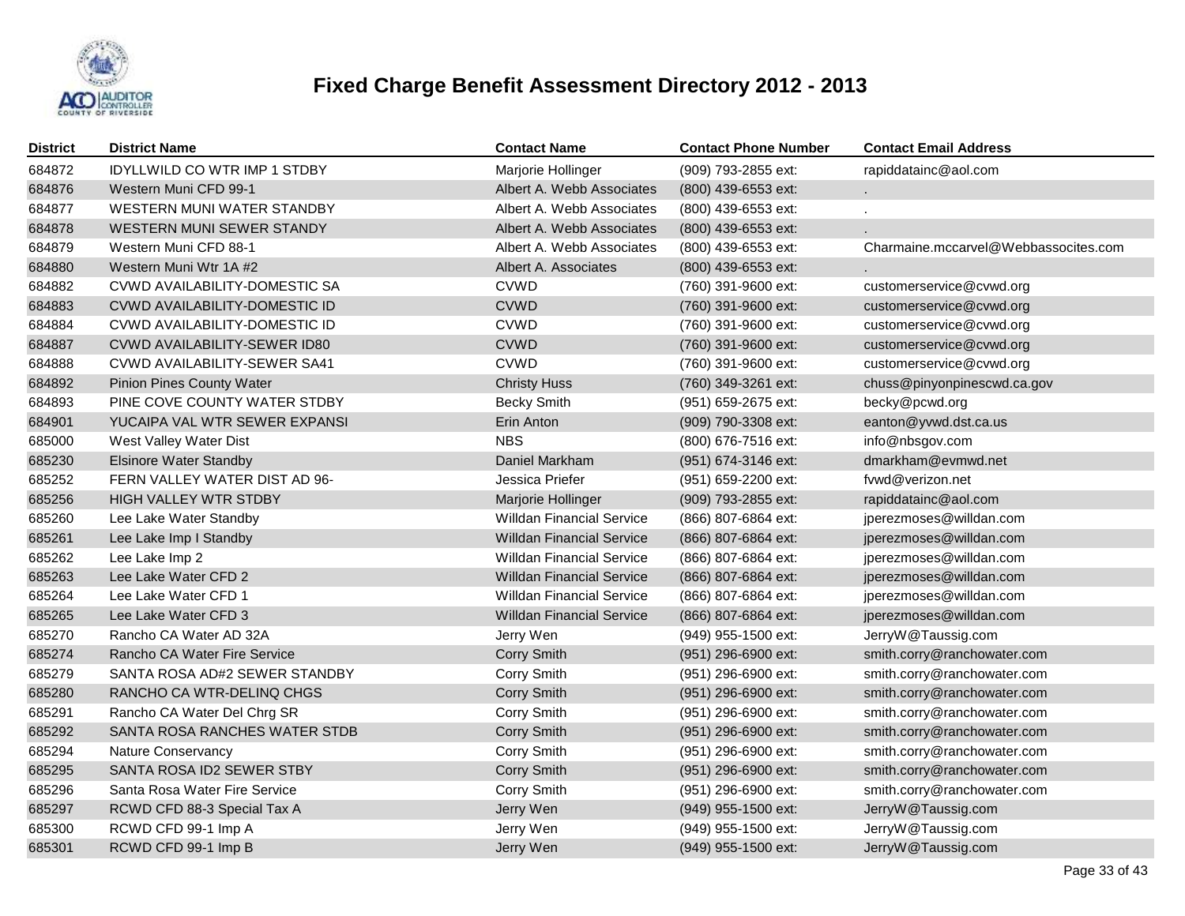# Fixed Charge Benefit Assessment Directory 2012 - 2013

| District | District Name | Contact Name | Contact Phone Number | Contact Email Address |
|---|---|---|---|---|
| 684872 | IDYLLWILD CO WTR IMP 1 STDBY | Marjorie Hollinger | (909) 793-2855 ext: | rapiddatainc@aol.com |
| 684876 | Western Muni CFD 99-1 | Albert A. Webb Associates | (800) 439-6553 ext: | . |
| 684877 | WESTERN MUNI WATER STANDBY | Albert A. Webb Associates | (800) 439-6553 ext: | . |
| 684878 | WESTERN MUNI SEWER STANDY | Albert A. Webb Associates | (800) 439-6553 ext: | . |
| 684879 | Western Muni CFD 88-1 | Albert A. Webb Associates | (800) 439-6553 ext: | Charmaine.mccarvel@Webbassocites.com |
| 684880 | Western Muni Wtr 1A #2 | Albert A. Associates | (800) 439-6553 ext: | . |
| 684882 | CVWD AVAILABILITY-DOMESTIC SA | CVWD | (760) 391-9600 ext: | customerservice@cvwd.org |
| 684883 | CVWD AVAILABILITY-DOMESTIC ID | CVWD | (760) 391-9600 ext: | customerservice@cvwd.org |
| 684884 | CVWD AVAILABILITY-DOMESTIC ID | CVWD | (760) 391-9600 ext: | customerservice@cvwd.org |
| 684887 | CVWD AVAILABILITY-SEWER ID80 | CVWD | (760) 391-9600 ext: | customerservice@cvwd.org |
| 684888 | CVWD AVAILABILITY-SEWER SA41 | CVWD | (760) 391-9600 ext: | customerservice@cvwd.org |
| 684892 | Pinion Pines County Water | Christy Huss | (760) 349-3261 ext: | chuss@pinyonpinescwd.ca.gov |
| 684893 | PINE COVE COUNTY WATER STDBY | Becky Smith | (951) 659-2675 ext: | becky@pcwd.org |
| 684901 | YUCAIPA VAL WTR SEWER EXPANSI | Erin Anton | (909) 790-3308 ext: | eanton@yvwd.dst.ca.us |
| 685000 | West Valley Water Dist | NBS | (800) 676-7516 ext: | info@nbsgov.com |
| 685230 | Elsinore Water Standby | Daniel Markham | (951) 674-3146 ext: | dmarkham@evmwd.net |
| 685252 | FERN VALLEY WATER DIST AD 96- | Jessica Priefer | (951) 659-2200 ext: | fvwd@verizon.net |
| 685256 | HIGH VALLEY WTR STDBY | Marjorie Hollinger | (909) 793-2855 ext: | rapiddatainc@aol.com |
| 685260 | Lee Lake Water Standby | Willdan Financial Service | (866) 807-6864 ext: | jperezmoses@willdan.com |
| 685261 | Lee Lake Imp I Standby | Willdan Financial Service | (866) 807-6864 ext: | jperezmoses@willdan.com |
| 685262 | Lee Lake Imp 2 | Willdan Financial Service | (866) 807-6864 ext: | jperezmoses@willdan.com |
| 685263 | Lee Lake Water CFD 2 | Willdan Financial Service | (866) 807-6864 ext: | jperezmoses@willdan.com |
| 685264 | Lee Lake Water CFD 1 | Willdan Financial Service | (866) 807-6864 ext: | jperezmoses@willdan.com |
| 685265 | Lee Lake Water CFD 3 | Willdan Financial Service | (866) 807-6864 ext: | jperezmoses@willdan.com |
| 685270 | Rancho CA Water AD 32A | Jerry Wen | (949) 955-1500 ext: | JerryW@Taussig.com |
| 685274 | Rancho CA Water Fire Service | Corry Smith | (951) 296-6900 ext: | smith.corry@ranchowater.com |
| 685279 | SANTA ROSA AD#2 SEWER STANDBY | Corry Smith | (951) 296-6900 ext: | smith.corry@ranchowater.com |
| 685280 | RANCHO CA WTR-DELINQ CHGS | Corry Smith | (951) 296-6900 ext: | smith.corry@ranchowater.com |
| 685291 | Rancho CA Water Del Chrg SR | Corry Smith | (951) 296-6900 ext: | smith.corry@ranchowater.com |
| 685292 | SANTA ROSA RANCHES WATER STDB | Corry Smith | (951) 296-6900 ext: | smith.corry@ranchowater.com |
| 685294 | Nature Conservancy | Corry Smith | (951) 296-6900 ext: | smith.corry@ranchowater.com |
| 685295 | SANTA ROSA ID2 SEWER STBY | Corry Smith | (951) 296-6900 ext: | smith.corry@ranchowater.com |
| 685296 | Santa Rosa Water Fire Service | Corry Smith | (951) 296-6900 ext: | smith.corry@ranchowater.com |
| 685297 | RCWD CFD 88-3 Special Tax A | Jerry Wen | (949) 955-1500 ext: | JerryW@Taussig.com |
| 685300 | RCWD CFD 99-1 Imp A | Jerry Wen | (949) 955-1500 ext: | JerryW@Taussig.com |
| 685301 | RCWD CFD 99-1 Imp B | Jerry Wen | (949) 955-1500 ext: | JerryW@Taussig.com |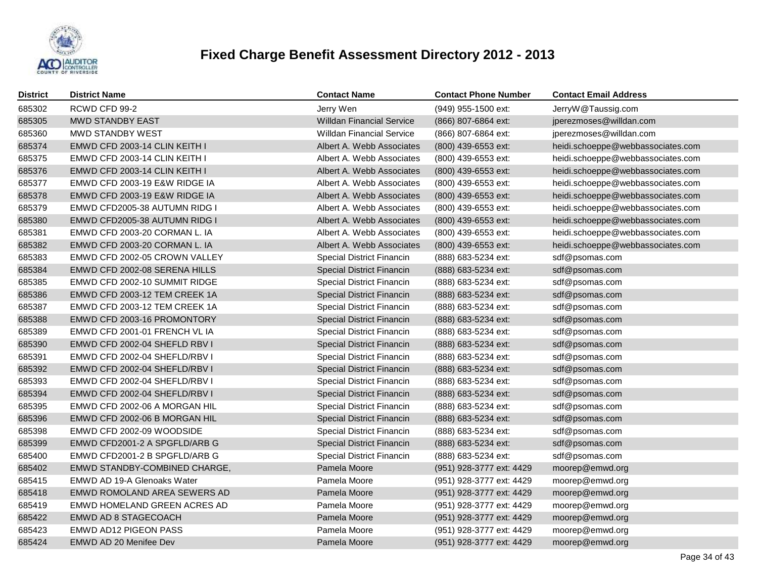# Fixed Charge Benefit Assessment Directory 2012 - 2013

| District | District Name | Contact Name | Contact Phone Number | Contact Email Address |
|---|---|---|---|---|
| 685302 | RCWD CFD 99-2 | Jerry Wen | (949) 955-1500 ext: | JerryW@Taussig.com |
| 685305 | MWD STANDBY EAST | Willdan Financial Service | (866) 807-6864 ext: | jperezmoses@willdan.com |
| 685360 | MWD STANDBY WEST | Willdan Financial Service | (866) 807-6864 ext: | jperezmoses@willdan.com |
| 685374 | EMWD CFD 2003-14 CLIN KEITH I | Albert A. Webb Associates | (800) 439-6553 ext: | heidi.schoeppe@webbassociates.com |
| 685375 | EMWD CFD 2003-14 CLIN KEITH I | Albert A. Webb Associates | (800) 439-6553 ext: | heidi.schoeppe@webbassociates.com |
| 685376 | EMWD CFD 2003-14 CLIN KEITH I | Albert A. Webb Associates | (800) 439-6553 ext: | heidi.schoeppe@webbassociates.com |
| 685377 | EMWD CFD 2003-19 E&W RIDGE IA | Albert A. Webb Associates | (800) 439-6553 ext: | heidi.schoeppe@webbassociates.com |
| 685378 | EMWD CFD 2003-19 E&W RIDGE IA | Albert A. Webb Associates | (800) 439-6553 ext: | heidi.schoeppe@webbassociates.com |
| 685379 | EMWD CFD2005-38 AUTUMN RIDG I | Albert A. Webb Associates | (800) 439-6553 ext: | heidi.schoeppe@webbassociates.com |
| 685380 | EMWD CFD2005-38 AUTUMN RIDG I | Albert A. Webb Associates | (800) 439-6553 ext: | heidi.schoeppe@webbassociates.com |
| 685381 | EMWD CFD 2003-20 CORMAN L. IA | Albert A. Webb Associates | (800) 439-6553 ext: | heidi.schoeppe@webbassociates.com |
| 685382 | EMWD CFD 2003-20 CORMAN L. IA | Albert A. Webb Associates | (800) 439-6553 ext: | heidi.schoeppe@webbassociates.com |
| 685383 | EMWD CFD 2002-05 CROWN VALLEY | Special District Financin | (888) 683-5234 ext: | sdf@psomas.com |
| 685384 | EMWD CFD 2002-08 SERENA HILLS | Special District Financin | (888) 683-5234 ext: | sdf@psomas.com |
| 685385 | EMWD CFD 2002-10 SUMMIT RIDGE | Special District Financin | (888) 683-5234 ext: | sdf@psomas.com |
| 685386 | EMWD CFD 2003-12 TEM CREEK 1A | Special District Financin | (888) 683-5234 ext: | sdf@psomas.com |
| 685387 | EMWD CFD 2003-12 TEM CREEK 1A | Special District Financin | (888) 683-5234 ext: | sdf@psomas.com |
| 685388 | EMWD CFD 2003-16 PROMONTORY | Special District Financin | (888) 683-5234 ext: | sdf@psomas.com |
| 685389 | EMWD CFD 2001-01 FRENCH VL IA | Special District Financin | (888) 683-5234 ext: | sdf@psomas.com |
| 685390 | EMWD CFD 2002-04 SHEFLD RBV I | Special District Financin | (888) 683-5234 ext: | sdf@psomas.com |
| 685391 | EMWD CFD 2002-04 SHEFLD/RBV I | Special District Financin | (888) 683-5234 ext: | sdf@psomas.com |
| 685392 | EMWD CFD 2002-04 SHEFLD/RBV I | Special District Financin | (888) 683-5234 ext: | sdf@psomas.com |
| 685393 | EMWD CFD 2002-04 SHEFLD/RBV I | Special District Financin | (888) 683-5234 ext: | sdf@psomas.com |
| 685394 | EMWD CFD 2002-04 SHEFLD/RBV I | Special District Financin | (888) 683-5234 ext: | sdf@psomas.com |
| 685395 | EMWD CFD 2002-06 A MORGAN HIL | Special District Financin | (888) 683-5234 ext: | sdf@psomas.com |
| 685396 | EMWD CFD 2002-06 B MORGAN HIL | Special District Financin | (888) 683-5234 ext: | sdf@psomas.com |
| 685398 | EMWD CFD 2002-09 WOODSIDE | Special District Financin | (888) 683-5234 ext: | sdf@psomas.com |
| 685399 | EMWD CFD2001-2 A SPGFLD/ARB G | Special District Financin | (888) 683-5234 ext: | sdf@psomas.com |
| 685400 | EMWD CFD2001-2 B SPGFLD/ARB G | Special District Financin | (888) 683-5234 ext: | sdf@psomas.com |
| 685402 | EMWD STANDBY-COMBINED CHARGE, | Pamela Moore | (951) 928-3777 ext: 4429 | moorep@emwd.org |
| 685415 | EMWD AD 19-A Glenoaks Water | Pamela Moore | (951) 928-3777 ext: 4429 | moorep@emwd.org |
| 685418 | EMWD ROMOLAND AREA SEWERS AD | Pamela Moore | (951) 928-3777 ext: 4429 | moorep@emwd.org |
| 685419 | EMWD HOMELAND GREEN ACRES AD | Pamela Moore | (951) 928-3777 ext: 4429 | moorep@emwd.org |
| 685422 | EMWD AD 8 STAGECOACH | Pamela Moore | (951) 928-3777 ext: 4429 | moorep@emwd.org |
| 685423 | EMWD AD12 PIGEON PASS | Pamela Moore | (951) 928-3777 ext: 4429 | moorep@emwd.org |
| 685424 | EMWD AD 20 Menifee Dev | Pamela Moore | (951) 928-3777 ext: 4429 | moorep@emwd.org |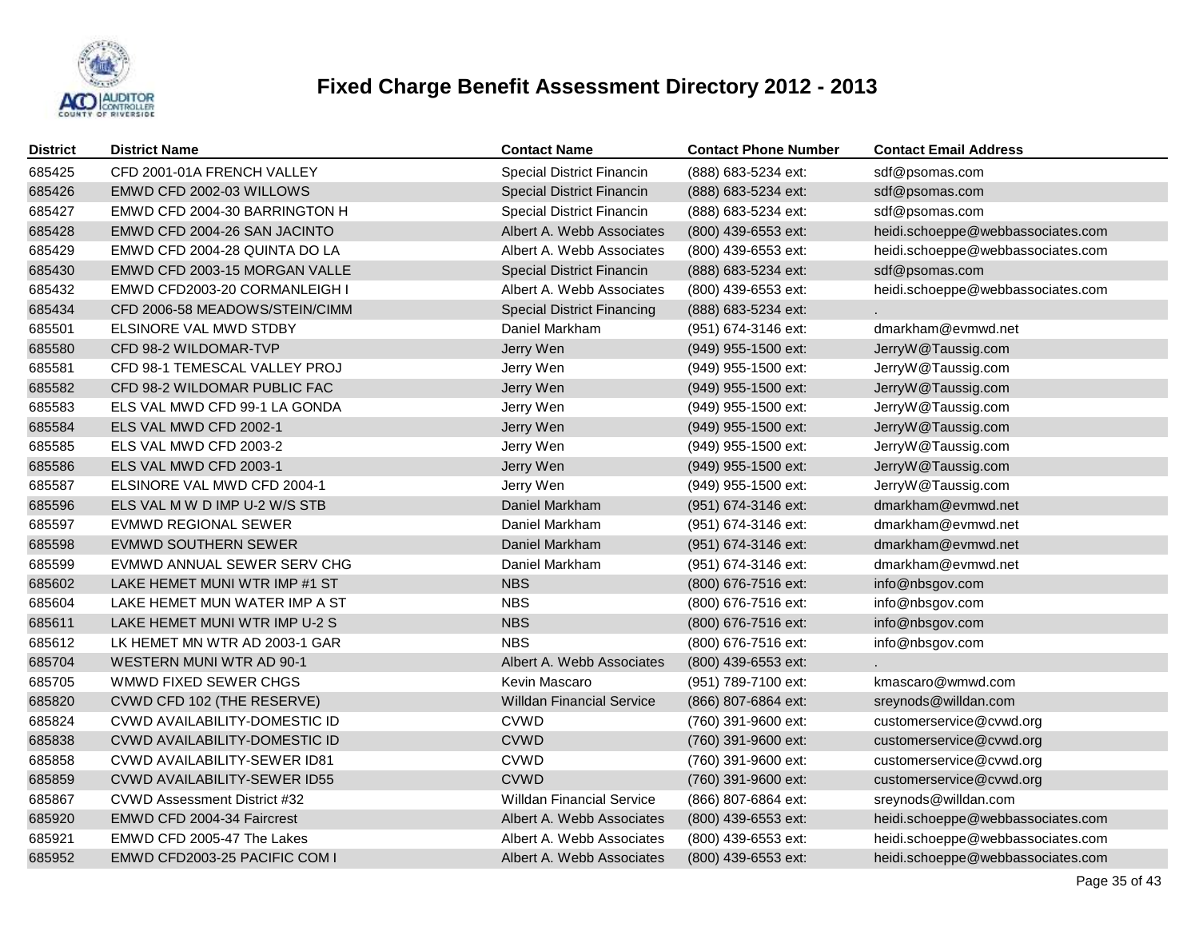# Fixed Charge Benefit Assessment Directory 2012 - 2013

| District | District Name | Contact Name | Contact Phone Number | Contact Email Address |
|---|---|---|---|---|
| 685425 | CFD 2001-01A FRENCH VALLEY | Special District Financin | (888) 683-5234 ext: | sdf@psomas.com |
| 685426 | EMWD CFD 2002-03 WILLOWS | Special District Financin | (888) 683-5234 ext: | sdf@psomas.com |
| 685427 | EMWD CFD 2004-30 BARRINGTON H | Special District Financin | (888) 683-5234 ext: | sdf@psomas.com |
| 685428 | EMWD CFD 2004-26 SAN JACINTO | Albert A. Webb Associates | (800) 439-6553 ext: | heidi.schoeppe@webbassociates.com |
| 685429 | EMWD CFD 2004-28 QUINTA DO LA | Albert A. Webb Associates | (800) 439-6553 ext: | heidi.schoeppe@webbassociates.com |
| 685430 | EMWD CFD 2003-15 MORGAN VALLE | Special District Financin | (888) 683-5234 ext: | sdf@psomas.com |
| 685432 | EMWD CFD2003-20 CORMANLEIGH I | Albert A. Webb Associates | (800) 439-6553 ext: | heidi.schoeppe@webbassociates.com |
| 685434 | CFD 2006-58 MEADOWS/STEIN/CIMM | Special District Financing | (888) 683-5234 ext: | . |
| 685501 | ELSINORE VAL MWD STDBY | Daniel Markham | (951) 674-3146 ext: | dmarkham@evmwd.net |
| 685580 | CFD 98-2 WILDOMAR-TVP | Jerry Wen | (949) 955-1500 ext: | JerryW@Taussig.com |
| 685581 | CFD 98-1 TEMESCAL VALLEY PROJ | Jerry Wen | (949) 955-1500 ext: | JerryW@Taussig.com |
| 685582 | CFD 98-2 WILDOMAR PUBLIC FAC | Jerry Wen | (949) 955-1500 ext: | JerryW@Taussig.com |
| 685583 | ELS VAL MWD CFD 99-1 LA GONDA | Jerry Wen | (949) 955-1500 ext: | JerryW@Taussig.com |
| 685584 | ELS VAL MWD CFD 2002-1 | Jerry Wen | (949) 955-1500 ext: | JerryW@Taussig.com |
| 685585 | ELS VAL MWD CFD 2003-2 | Jerry Wen | (949) 955-1500 ext: | JerryW@Taussig.com |
| 685586 | ELS VAL MWD CFD 2003-1 | Jerry Wen | (949) 955-1500 ext: | JerryW@Taussig.com |
| 685587 | ELSINORE VAL MWD CFD 2004-1 | Jerry Wen | (949) 955-1500 ext: | JerryW@Taussig.com |
| 685596 | ELS VAL M W D IMP U-2 W/S STB | Daniel Markham | (951) 674-3146 ext: | dmarkham@evmwd.net |
| 685597 | EVMWD REGIONAL SEWER | Daniel Markham | (951) 674-3146 ext: | dmarkham@evmwd.net |
| 685598 | EVMWD SOUTHERN SEWER | Daniel Markham | (951) 674-3146 ext: | dmarkham@evmwd.net |
| 685599 | EVMWD ANNUAL SEWER SERV CHG | Daniel Markham | (951) 674-3146 ext: | dmarkham@evmwd.net |
| 685602 | LAKE HEMET MUNI WTR IMP #1 ST | NBS | (800) 676-7516 ext: | info@nbsgov.com |
| 685604 | LAKE HEMET MUN WATER IMP A ST | NBS | (800) 676-7516 ext: | info@nbsgov.com |
| 685611 | LAKE HEMET MUNI WTR IMP U-2 S | NBS | (800) 676-7516 ext: | info@nbsgov.com |
| 685612 | LK HEMET MN WTR AD 2003-1 GAR | NBS | (800) 676-7516 ext: | info@nbsgov.com |
| 685704 | WESTERN MUNI WTR AD 90-1 | Albert A. Webb Associates | (800) 439-6553 ext: | . |
| 685705 | WMWD FIXED SEWER CHGS | Kevin Mascaro | (951) 789-7100 ext: | kmascaro@wmwd.com |
| 685820 | CVWD CFD 102 (THE RESERVE) | Willdan Financial Service | (866) 807-6864 ext: | sreynods@willdan.com |
| 685824 | CVWD AVAILABILITY-DOMESTIC ID | CVWD | (760) 391-9600 ext: | customerservice@cvwd.org |
| 685838 | CVWD AVAILABILITY-DOMESTIC ID | CVWD | (760) 391-9600 ext: | customerservice@cvwd.org |
| 685858 | CVWD AVAILABILITY-SEWER ID81 | CVWD | (760) 391-9600 ext: | customerservice@cvwd.org |
| 685859 | CVWD AVAILABILITY-SEWER ID55 | CVWD | (760) 391-9600 ext: | customerservice@cvwd.org |
| 685867 | CVWD Assessment District #32 | Willdan Financial Service | (866) 807-6864 ext: | sreynods@willdan.com |
| 685920 | EMWD CFD 2004-34 Faircrest | Albert A. Webb Associates | (800) 439-6553 ext: | heidi.schoeppe@webbassociates.com |
| 685921 | EMWD CFD 2005-47 The Lakes | Albert A. Webb Associates | (800) 439-6553 ext: | heidi.schoeppe@webbassociates.com |
| 685952 | EMWD CFD2003-25 PACIFIC COM I | Albert A. Webb Associates | (800) 439-6553 ext: | heidi.schoeppe@webbassociates.com |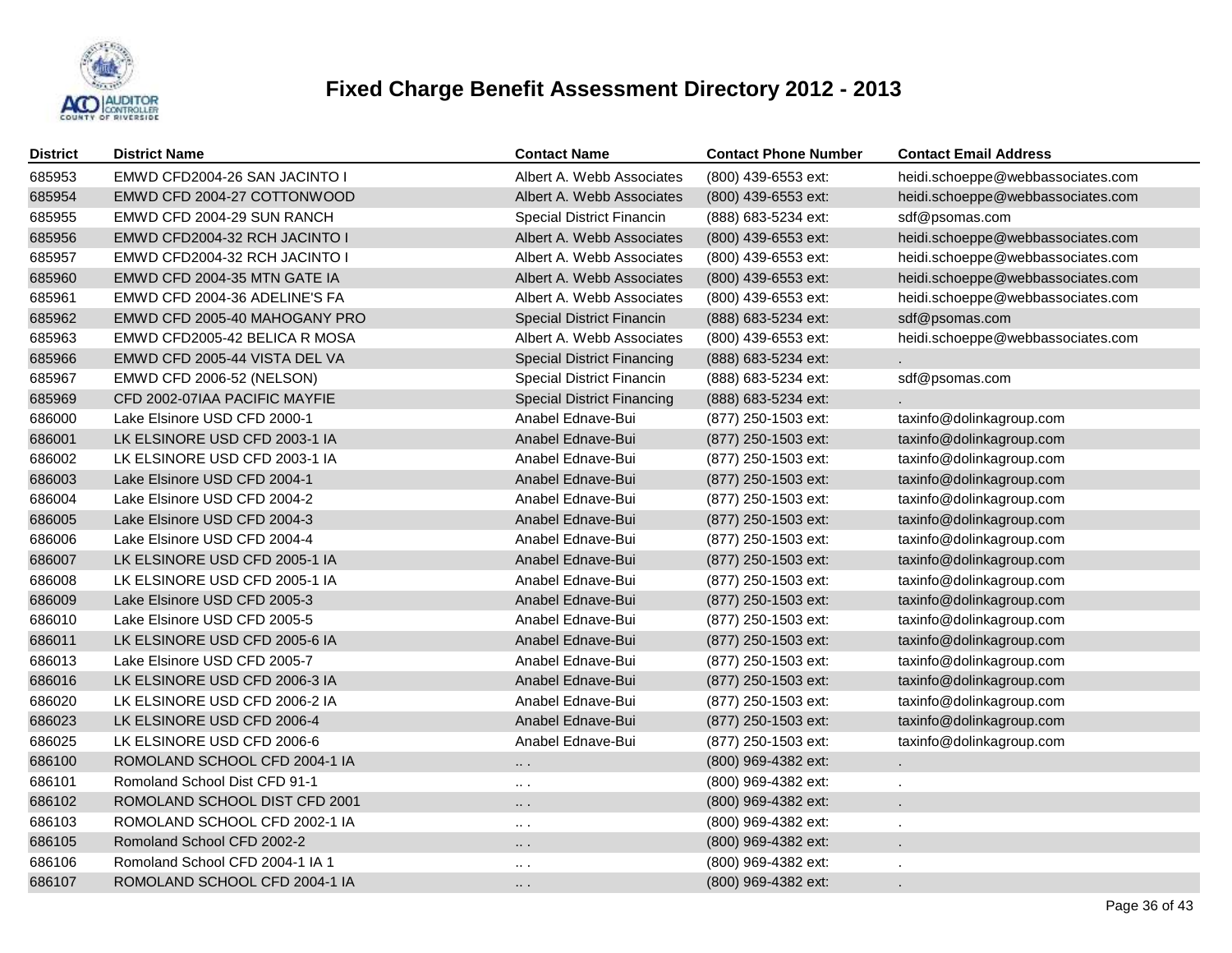# Fixed Charge Benefit Assessment Directory 2012 - 2013

| District | District Name | Contact Name | Contact Phone Number | Contact Email Address |
|---|---|---|---|---|
| 685953 | EMWD CFD2004-26 SAN JACINTO I | Albert A. Webb Associates | (800) 439-6553 ext: | heidi.schoeppe@webbassociates.com |
| 685954 | EMWD CFD 2004-27 COTTONWOOD | Albert A. Webb Associates | (800) 439-6553 ext: | heidi.schoeppe@webbassociates.com |
| 685955 | EMWD CFD 2004-29 SUN RANCH | Special District Financin | (888) 683-5234 ext: | sdf@psomas.com |
| 685956 | EMWD CFD2004-32 RCH JACINTO I | Albert A. Webb Associates | (800) 439-6553 ext: | heidi.schoeppe@webbassociates.com |
| 685957 | EMWD CFD2004-32 RCH JACINTO I | Albert A. Webb Associates | (800) 439-6553 ext: | heidi.schoeppe@webbassociates.com |
| 685960 | EMWD CFD 2004-35 MTN GATE IA | Albert A. Webb Associates | (800) 439-6553 ext: | heidi.schoeppe@webbassociates.com |
| 685961 | EMWD CFD 2004-36 ADELINE'S FA | Albert A. Webb Associates | (800) 439-6553 ext: | heidi.schoeppe@webbassociates.com |
| 685962 | EMWD CFD 2005-40 MAHOGANY PRO | Special District Financin | (888) 683-5234 ext: | sdf@psomas.com |
| 685963 | EMWD CFD2005-42 BELICA R MOSA | Albert A. Webb Associates | (800) 439-6553 ext: | heidi.schoeppe@webbassociates.com |
| 685966 | EMWD CFD 2005-44 VISTA DEL VA | Special District Financing | (888) 683-5234 ext: | . |
| 685967 | EMWD CFD 2006-52 (NELSON) | Special District Financin | (888) 683-5234 ext: | sdf@psomas.com |
| 685969 | CFD 2002-07IAA PACIFIC MAYFIE | Special District Financing | (888) 683-5234 ext: | . |
| 686000 | Lake Elsinore USD CFD 2000-1 | Anabel Ednave-Bui | (877) 250-1503 ext: | taxinfo@dolinkagroup.com |
| 686001 | LK ELSINORE USD CFD 2003-1 IA | Anabel Ednave-Bui | (877) 250-1503 ext: | taxinfo@dolinkagroup.com |
| 686002 | LK ELSINORE USD CFD 2003-1 IA | Anabel Ednave-Bui | (877) 250-1503 ext: | taxinfo@dolinkagroup.com |
| 686003 | Lake Elsinore USD CFD 2004-1 | Anabel Ednave-Bui | (877) 250-1503 ext: | taxinfo@dolinkagroup.com |
| 686004 | Lake Elsinore USD CFD 2004-2 | Anabel Ednave-Bui | (877) 250-1503 ext: | taxinfo@dolinkagroup.com |
| 686005 | Lake Elsinore USD CFD 2004-3 | Anabel Ednave-Bui | (877) 250-1503 ext: | taxinfo@dolinkagroup.com |
| 686006 | Lake Elsinore USD CFD 2004-4 | Anabel Ednave-Bui | (877) 250-1503 ext: | taxinfo@dolinkagroup.com |
| 686007 | LK ELSINORE USD CFD 2005-1 IA | Anabel Ednave-Bui | (877) 250-1503 ext: | taxinfo@dolinkagroup.com |
| 686008 | LK ELSINORE USD CFD 2005-1 IA | Anabel Ednave-Bui | (877) 250-1503 ext: | taxinfo@dolinkagroup.com |
| 686009 | Lake Elsinore USD CFD 2005-3 | Anabel Ednave-Bui | (877) 250-1503 ext: | taxinfo@dolinkagroup.com |
| 686010 | Lake Elsinore USD CFD 2005-5 | Anabel Ednave-Bui | (877) 250-1503 ext: | taxinfo@dolinkagroup.com |
| 686011 | LK ELSINORE USD CFD 2005-6 IA | Anabel Ednave-Bui | (877) 250-1503 ext: | taxinfo@dolinkagroup.com |
| 686013 | Lake Elsinore USD CFD 2005-7 | Anabel Ednave-Bui | (877) 250-1503 ext: | taxinfo@dolinkagroup.com |
| 686016 | LK ELSINORE USD CFD 2006-3 IA | Anabel Ednave-Bui | (877) 250-1503 ext: | taxinfo@dolinkagroup.com |
| 686020 | LK ELSINORE USD CFD 2006-2 IA | Anabel Ednave-Bui | (877) 250-1503 ext: | taxinfo@dolinkagroup.com |
| 686023 | LK ELSINORE USD CFD 2006-4 | Anabel Ednave-Bui | (877) 250-1503 ext: | taxinfo@dolinkagroup.com |
| 686025 | LK ELSINORE USD CFD 2006-6 | Anabel Ednave-Bui | (877) 250-1503 ext: | taxinfo@dolinkagroup.com |
| 686100 | ROMOLAND SCHOOL CFD 2004-1 IA | .. . | (800) 969-4382 ext: | . |
| 686101 | Romoland School Dist CFD 91-1 | .. . | (800) 969-4382 ext: | . |
| 686102 | ROMOLAND SCHOOL DIST CFD 2001 | .. . | (800) 969-4382 ext: | . |
| 686103 | ROMOLAND SCHOOL CFD 2002-1 IA | .. . | (800) 969-4382 ext: | . |
| 686105 | Romoland School CFD 2002-2 | .. . | (800) 969-4382 ext: | . |
| 686106 | Romoland School CFD 2004-1 IA 1 | .. . | (800) 969-4382 ext: | . |
| 686107 | ROMOLAND SCHOOL CFD 2004-1 IA | .. . | (800) 969-4382 ext: | . |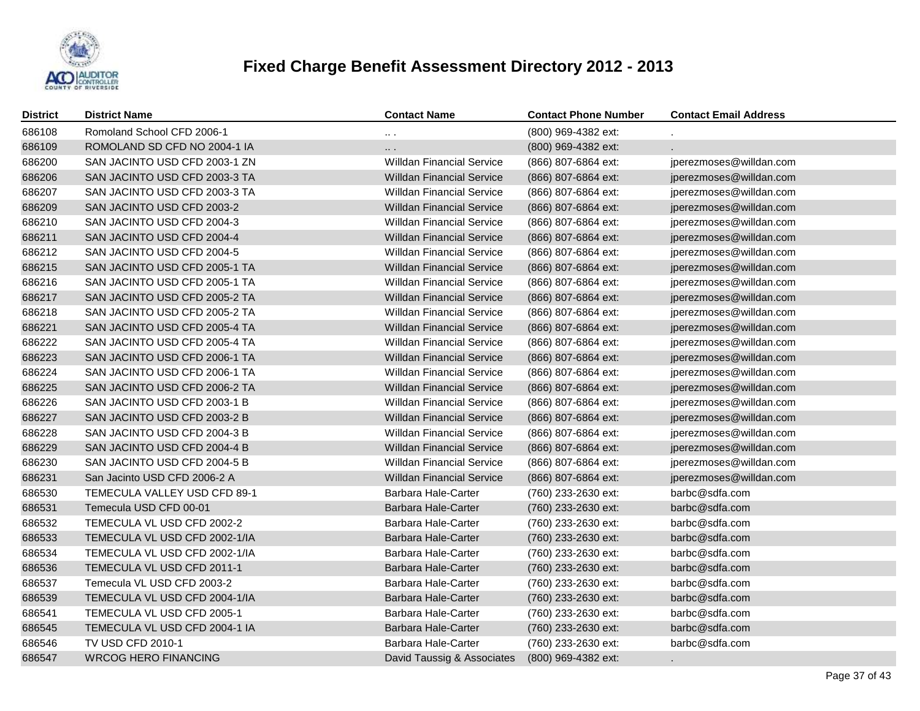# Fixed Charge Benefit Assessment Directory 2012 - 2013

| District | District Name | Contact Name | Contact Phone Number | Contact Email Address |
|---|---|---|---|---|
| 686108 | Romoland School CFD 2006-1 | .. . | (800) 969-4382 ext: | . |
| 686109 | ROMOLAND SD CFD NO 2004-1 IA | .. . | (800) 969-4382 ext: | . |
| 686200 | SAN JACINTO USD CFD 2003-1 ZN | Willdan Financial Service | (866) 807-6864 ext: | jperezmoses@willdan.com |
| 686206 | SAN JACINTO USD CFD 2003-3 TA | Willdan Financial Service | (866) 807-6864 ext: | jperezmoses@willdan.com |
| 686207 | SAN JACINTO USD CFD 2003-3 TA | Willdan Financial Service | (866) 807-6864 ext: | jperezmoses@willdan.com |
| 686209 | SAN JACINTO USD CFD 2003-2 | Willdan Financial Service | (866) 807-6864 ext: | jperezmoses@willdan.com |
| 686210 | SAN JACINTO USD CFD 2004-3 | Willdan Financial Service | (866) 807-6864 ext: | jperezmoses@willdan.com |
| 686211 | SAN JACINTO USD CFD 2004-4 | Willdan Financial Service | (866) 807-6864 ext: | jperezmoses@willdan.com |
| 686212 | SAN JACINTO USD CFD 2004-5 | Willdan Financial Service | (866) 807-6864 ext: | jperezmoses@willdan.com |
| 686215 | SAN JACINTO USD CFD 2005-1 TA | Willdan Financial Service | (866) 807-6864 ext: | jperezmoses@willdan.com |
| 686216 | SAN JACINTO USD CFD 2005-1 TA | Willdan Financial Service | (866) 807-6864 ext: | jperezmoses@willdan.com |
| 686217 | SAN JACINTO USD CFD 2005-2 TA | Willdan Financial Service | (866) 807-6864 ext: | jperezmoses@willdan.com |
| 686218 | SAN JACINTO USD CFD 2005-2 TA | Willdan Financial Service | (866) 807-6864 ext: | jperezmoses@willdan.com |
| 686221 | SAN JACINTO USD CFD 2005-4 TA | Willdan Financial Service | (866) 807-6864 ext: | jperezmoses@willdan.com |
| 686222 | SAN JACINTO USD CFD 2005-4 TA | Willdan Financial Service | (866) 807-6864 ext: | jperezmoses@willdan.com |
| 686223 | SAN JACINTO USD CFD 2006-1 TA | Willdan Financial Service | (866) 807-6864 ext: | jperezmoses@willdan.com |
| 686224 | SAN JACINTO USD CFD 2006-1 TA | Willdan Financial Service | (866) 807-6864 ext: | jperezmoses@willdan.com |
| 686225 | SAN JACINTO USD CFD 2006-2 TA | Willdan Financial Service | (866) 807-6864 ext: | jperezmoses@willdan.com |
| 686226 | SAN JACINTO USD CFD 2003-1 B | Willdan Financial Service | (866) 807-6864 ext: | jperezmoses@willdan.com |
| 686227 | SAN JACINTO USD CFD 2003-2 B | Willdan Financial Service | (866) 807-6864 ext: | jperezmoses@willdan.com |
| 686228 | SAN JACINTO USD CFD 2004-3 B | Willdan Financial Service | (866) 807-6864 ext: | jperezmoses@willdan.com |
| 686229 | SAN JACINTO USD CFD 2004-4 B | Willdan Financial Service | (866) 807-6864 ext: | jperezmoses@willdan.com |
| 686230 | SAN JACINTO USD CFD 2004-5 B | Willdan Financial Service | (866) 807-6864 ext: | jperezmoses@willdan.com |
| 686231 | San Jacinto USD CFD 2006-2 A | Willdan Financial Service | (866) 807-6864 ext: | jperezmoses@willdan.com |
| 686530 | TEMECULA VALLEY USD CFD 89-1 | Barbara Hale-Carter | (760) 233-2630 ext: | barbc@sdfa.com |
| 686531 | Temecula USD CFD 00-01 | Barbara Hale-Carter | (760) 233-2630 ext: | barbc@sdfa.com |
| 686532 | TEMECULA VL USD CFD 2002-2 | Barbara Hale-Carter | (760) 233-2630 ext: | barbc@sdfa.com |
| 686533 | TEMECULA VL USD CFD 2002-1/IA | Barbara Hale-Carter | (760) 233-2630 ext: | barbc@sdfa.com |
| 686534 | TEMECULA VL USD CFD 2002-1/IA | Barbara Hale-Carter | (760) 233-2630 ext: | barbc@sdfa.com |
| 686536 | TEMECULA VL USD CFD 2011-1 | Barbara Hale-Carter | (760) 233-2630 ext: | barbc@sdfa.com |
| 686537 | Temecula VL USD CFD 2003-2 | Barbara Hale-Carter | (760) 233-2630 ext: | barbc@sdfa.com |
| 686539 | TEMECULA VL USD CFD 2004-1/IA | Barbara Hale-Carter | (760) 233-2630 ext: | barbc@sdfa.com |
| 686541 | TEMECULA VL USD CFD 2005-1 | Barbara Hale-Carter | (760) 233-2630 ext: | barbc@sdfa.com |
| 686545 | TEMECULA VL USD CFD 2004-1 IA | Barbara Hale-Carter | (760) 233-2630 ext: | barbc@sdfa.com |
| 686546 | TV USD CFD 2010-1 | Barbara Hale-Carter | (760) 233-2630 ext: | barbc@sdfa.com |
| 686547 | WRCOG HERO FINANCING | David Taussig & Associates | (800) 969-4382 ext: | . |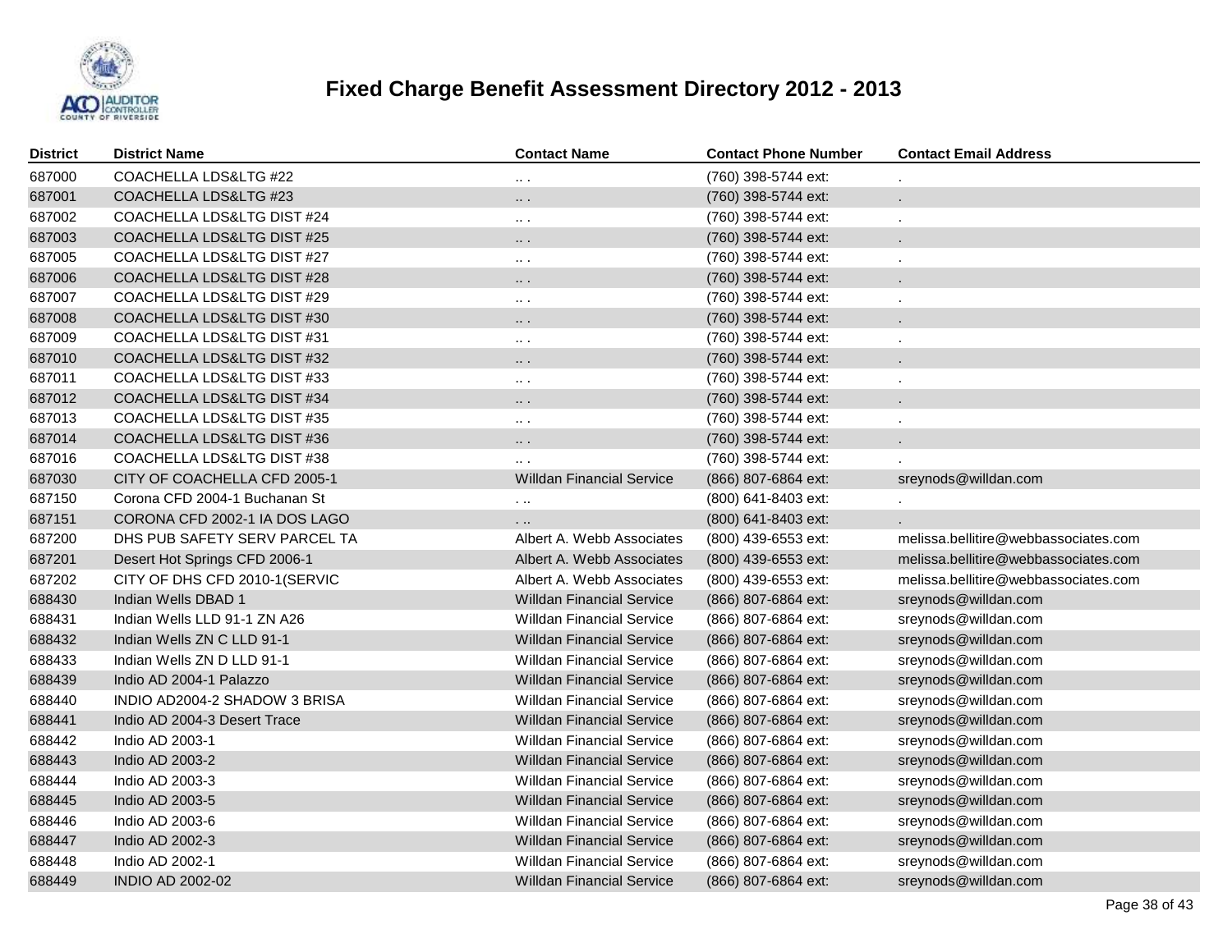# Fixed Charge Benefit Assessment Directory 2012 - 2013

| District | District Name | Contact Name | Contact Phone Number | Contact Email Address |
|---|---|---|---|---|
| 687000 | COACHELLA LDS&LTG #22 | .. . | (760) 398-5744 ext: | . |
| 687001 | COACHELLA LDS&LTG #23 | .. . | (760) 398-5744 ext: | . |
| 687002 | COACHELLA LDS&LTG DIST #24 | .. . | (760) 398-5744 ext: | . |
| 687003 | COACHELLA LDS&LTG DIST #25 | .. . | (760) 398-5744 ext: | . |
| 687005 | COACHELLA LDS&LTG DIST #27 | .. . | (760) 398-5744 ext: | . |
| 687006 | COACHELLA LDS&LTG DIST #28 | .. . | (760) 398-5744 ext: | . |
| 687007 | COACHELLA LDS&LTG DIST #29 | .. . | (760) 398-5744 ext: | . |
| 687008 | COACHELLA LDS&LTG DIST #30 | .. . | (760) 398-5744 ext: | . |
| 687009 | COACHELLA LDS&LTG DIST #31 | .. . | (760) 398-5744 ext: | . |
| 687010 | COACHELLA LDS&LTG DIST #32 | .. . | (760) 398-5744 ext: | . |
| 687011 | COACHELLA LDS&LTG DIST #33 | .. . | (760) 398-5744 ext: | . |
| 687012 | COACHELLA LDS&LTG DIST #34 | .. . | (760) 398-5744 ext: | . |
| 687013 | COACHELLA LDS&LTG DIST #35 | .. . | (760) 398-5744 ext: | . |
| 687014 | COACHELLA LDS&LTG DIST #36 | .. . | (760) 398-5744 ext: | . |
| 687016 | COACHELLA LDS&LTG DIST #38 | .. . | (760) 398-5744 ext: | . |
| 687030 | CITY OF COACHELLA CFD 2005-1 | Willdan Financial Service | (866) 807-6864 ext: | sreynods@willdan.com |
| 687150 | Corona CFD 2004-1 Buchanan St | . .. | (800) 641-8403 ext: | . |
| 687151 | CORONA CFD 2002-1 IA DOS LAGO | . .. | (800) 641-8403 ext: | . |
| 687200 | DHS PUB SAFETY SERV PARCEL TA | Albert A. Webb Associates | (800) 439-6553 ext: | melissa.bellitire@webbassociates.com |
| 687201 | Desert Hot Springs CFD 2006-1 | Albert A. Webb Associates | (800) 439-6553 ext: | melissa.bellitire@webbassociates.com |
| 687202 | CITY OF DHS CFD 2010-1(SERVIC | Albert A. Webb Associates | (800) 439-6553 ext: | melissa.bellitire@webbassociates.com |
| 688430 | Indian Wells DBAD 1 | Willdan Financial Service | (866) 807-6864 ext: | sreynods@willdan.com |
| 688431 | Indian Wells LLD 91-1 ZN A26 | Willdan Financial Service | (866) 807-6864 ext: | sreynods@willdan.com |
| 688432 | Indian Wells ZN C LLD 91-1 | Willdan Financial Service | (866) 807-6864 ext: | sreynods@willdan.com |
| 688433 | Indian Wells ZN D LLD 91-1 | Willdan Financial Service | (866) 807-6864 ext: | sreynods@willdan.com |
| 688439 | Indio AD 2004-1 Palazzo | Willdan Financial Service | (866) 807-6864 ext: | sreynods@willdan.com |
| 688440 | INDIO AD2004-2 SHADOW 3 BRISA | Willdan Financial Service | (866) 807-6864 ext: | sreynods@willdan.com |
| 688441 | Indio AD 2004-3 Desert Trace | Willdan Financial Service | (866) 807-6864 ext: | sreynods@willdan.com |
| 688442 | Indio AD 2003-1 | Willdan Financial Service | (866) 807-6864 ext: | sreynods@willdan.com |
| 688443 | Indio AD 2003-2 | Willdan Financial Service | (866) 807-6864 ext: | sreynods@willdan.com |
| 688444 | Indio AD 2003-3 | Willdan Financial Service | (866) 807-6864 ext: | sreynods@willdan.com |
| 688445 | Indio AD 2003-5 | Willdan Financial Service | (866) 807-6864 ext: | sreynods@willdan.com |
| 688446 | Indio AD 2003-6 | Willdan Financial Service | (866) 807-6864 ext: | sreynods@willdan.com |
| 688447 | Indio AD 2002-3 | Willdan Financial Service | (866) 807-6864 ext: | sreynods@willdan.com |
| 688448 | Indio AD 2002-1 | Willdan Financial Service | (866) 807-6864 ext: | sreynods@willdan.com |
| 688449 | INDIO AD 2002-02 | Willdan Financial Service | (866) 807-6864 ext: | sreynods@willdan.com |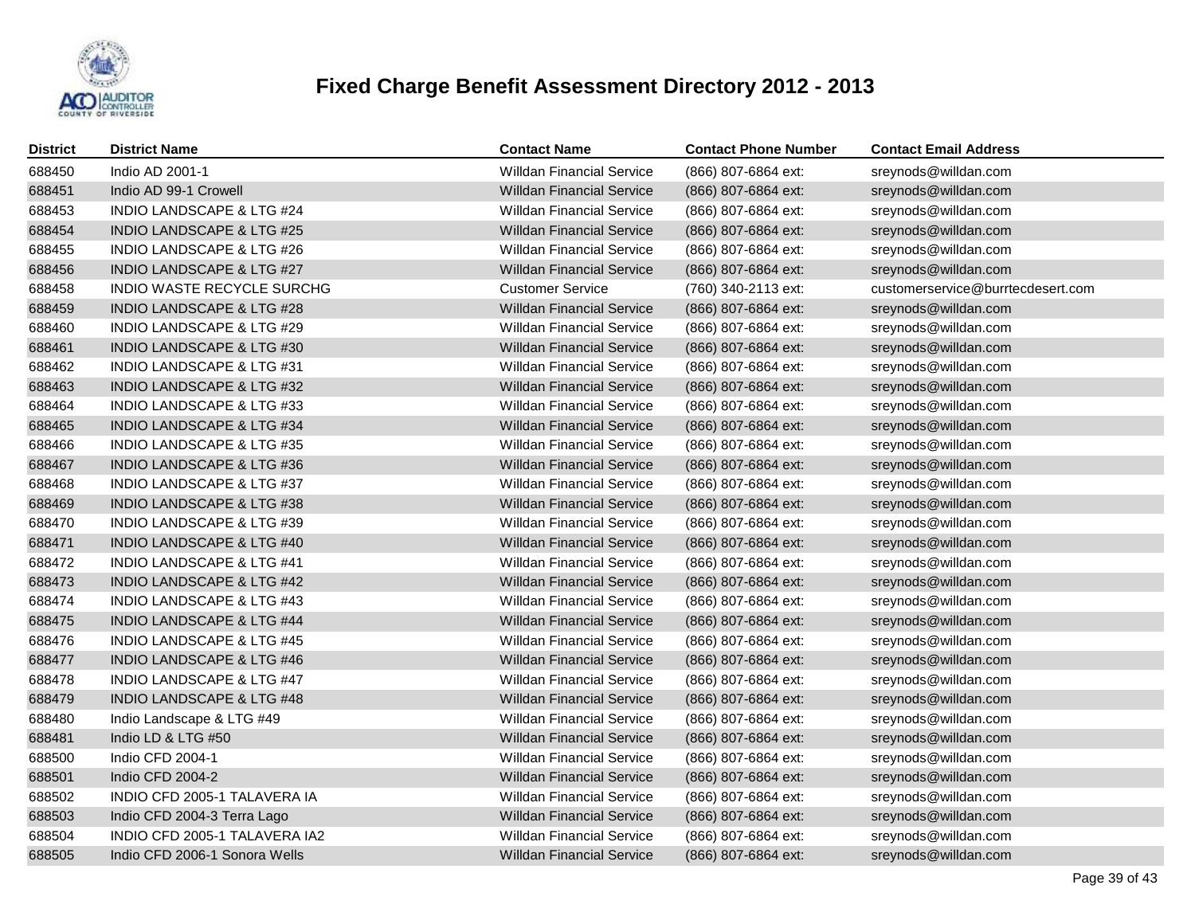# Fixed Charge Benefit Assessment Directory 2012 - 2013

| District | District Name | Contact Name | Contact Phone Number | Contact Email Address |
|---|---|---|---|---|
| 688450 | Indio AD 2001-1 | Willdan Financial Service | (866) 807-6864 ext: | sreynods@willdan.com |
| 688451 | Indio AD 99-1 Crowell | Willdan Financial Service | (866) 807-6864 ext: | sreynods@willdan.com |
| 688453 | INDIO LANDSCAPE & LTG #24 | Willdan Financial Service | (866) 807-6864 ext: | sreynods@willdan.com |
| 688454 | INDIO LANDSCAPE & LTG #25 | Willdan Financial Service | (866) 807-6864 ext: | sreynods@willdan.com |
| 688455 | INDIO LANDSCAPE & LTG #26 | Willdan Financial Service | (866) 807-6864 ext: | sreynods@willdan.com |
| 688456 | INDIO LANDSCAPE & LTG #27 | Willdan Financial Service | (866) 807-6864 ext: | sreynods@willdan.com |
| 688458 | INDIO WASTE RECYCLE SURCHG | Customer Service | (760) 340-2113 ext: | customerservice@burrtecdesert.com |
| 688459 | INDIO LANDSCAPE & LTG #28 | Willdan Financial Service | (866) 807-6864 ext: | sreynods@willdan.com |
| 688460 | INDIO LANDSCAPE & LTG #29 | Willdan Financial Service | (866) 807-6864 ext: | sreynods@willdan.com |
| 688461 | INDIO LANDSCAPE & LTG #30 | Willdan Financial Service | (866) 807-6864 ext: | sreynods@willdan.com |
| 688462 | INDIO LANDSCAPE & LTG #31 | Willdan Financial Service | (866) 807-6864 ext: | sreynods@willdan.com |
| 688463 | INDIO LANDSCAPE & LTG #32 | Willdan Financial Service | (866) 807-6864 ext: | sreynods@willdan.com |
| 688464 | INDIO LANDSCAPE & LTG #33 | Willdan Financial Service | (866) 807-6864 ext: | sreynods@willdan.com |
| 688465 | INDIO LANDSCAPE & LTG #34 | Willdan Financial Service | (866) 807-6864 ext: | sreynods@willdan.com |
| 688466 | INDIO LANDSCAPE & LTG #35 | Willdan Financial Service | (866) 807-6864 ext: | sreynods@willdan.com |
| 688467 | INDIO LANDSCAPE & LTG #36 | Willdan Financial Service | (866) 807-6864 ext: | sreynods@willdan.com |
| 688468 | INDIO LANDSCAPE & LTG #37 | Willdan Financial Service | (866) 807-6864 ext: | sreynods@willdan.com |
| 688469 | INDIO LANDSCAPE & LTG #38 | Willdan Financial Service | (866) 807-6864 ext: | sreynods@willdan.com |
| 688470 | INDIO LANDSCAPE & LTG #39 | Willdan Financial Service | (866) 807-6864 ext: | sreynods@willdan.com |
| 688471 | INDIO LANDSCAPE & LTG #40 | Willdan Financial Service | (866) 807-6864 ext: | sreynods@willdan.com |
| 688472 | INDIO LANDSCAPE & LTG #41 | Willdan Financial Service | (866) 807-6864 ext: | sreynods@willdan.com |
| 688473 | INDIO LANDSCAPE & LTG #42 | Willdan Financial Service | (866) 807-6864 ext: | sreynods@willdan.com |
| 688474 | INDIO LANDSCAPE & LTG #43 | Willdan Financial Service | (866) 807-6864 ext: | sreynods@willdan.com |
| 688475 | INDIO LANDSCAPE & LTG #44 | Willdan Financial Service | (866) 807-6864 ext: | sreynods@willdan.com |
| 688476 | INDIO LANDSCAPE & LTG #45 | Willdan Financial Service | (866) 807-6864 ext: | sreynods@willdan.com |
| 688477 | INDIO LANDSCAPE & LTG #46 | Willdan Financial Service | (866) 807-6864 ext: | sreynods@willdan.com |
| 688478 | INDIO LANDSCAPE & LTG #47 | Willdan Financial Service | (866) 807-6864 ext: | sreynods@willdan.com |
| 688479 | INDIO LANDSCAPE & LTG #48 | Willdan Financial Service | (866) 807-6864 ext: | sreynods@willdan.com |
| 688480 | Indio Landscape & LTG #49 | Willdan Financial Service | (866) 807-6864 ext: | sreynods@willdan.com |
| 688481 | Indio LD & LTG #50 | Willdan Financial Service | (866) 807-6864 ext: | sreynods@willdan.com |
| 688500 | Indio CFD 2004-1 | Willdan Financial Service | (866) 807-6864 ext: | sreynods@willdan.com |
| 688501 | Indio CFD 2004-2 | Willdan Financial Service | (866) 807-6864 ext: | sreynods@willdan.com |
| 688502 | INDIO CFD 2005-1 TALAVERA IA | Willdan Financial Service | (866) 807-6864 ext: | sreynods@willdan.com |
| 688503 | Indio CFD 2004-3 Terra Lago | Willdan Financial Service | (866) 807-6864 ext: | sreynods@willdan.com |
| 688504 | INDIO CFD 2005-1 TALAVERA IA2 | Willdan Financial Service | (866) 807-6864 ext: | sreynods@willdan.com |
| 688505 | Indio CFD 2006-1 Sonora Wells | Willdan Financial Service | (866) 807-6864 ext: | sreynods@willdan.com |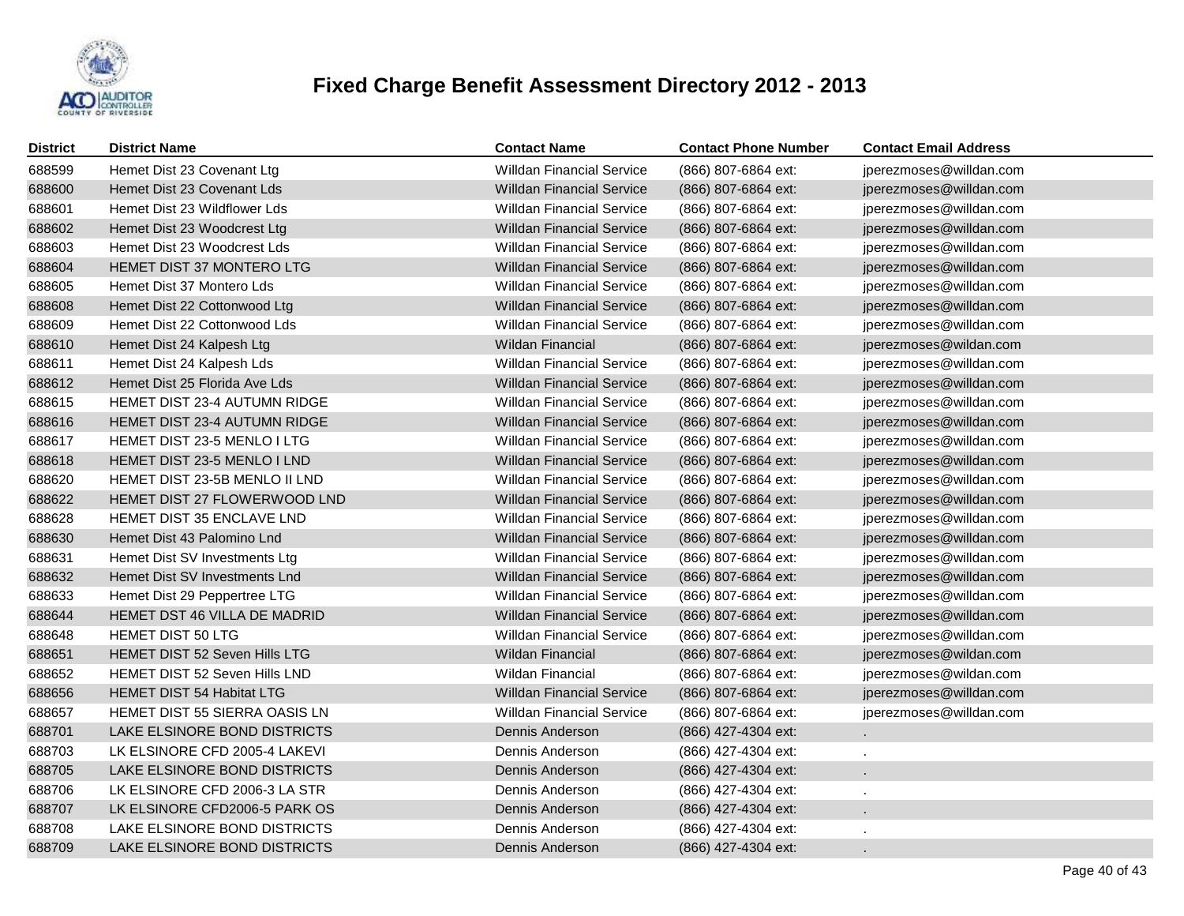# Fixed Charge Benefit Assessment Directory 2012 - 2013

| District | District Name | Contact Name | Contact Phone Number | Contact Email Address |
|---|---|---|---|---|
| 688599 | Hemet Dist 23 Covenant Ltg | Willdan Financial Service | (866) 807-6864 ext: | jperezmoses@willdan.com |
| 688600 | Hemet Dist 23 Covenant Lds | Willdan Financial Service | (866) 807-6864 ext: | jperezmoses@willdan.com |
| 688601 | Hemet Dist 23 Wildflower Lds | Willdan Financial Service | (866) 807-6864 ext: | jperezmoses@willdan.com |
| 688602 | Hemet Dist 23 Woodcrest Ltg | Willdan Financial Service | (866) 807-6864 ext: | jperezmoses@willdan.com |
| 688603 | Hemet Dist 23 Woodcrest Lds | Willdan Financial Service | (866) 807-6864 ext: | jperezmoses@willdan.com |
| 688604 | HEMET DIST 37 MONTERO LTG | Willdan Financial Service | (866) 807-6864 ext: | jperezmoses@willdan.com |
| 688605 | Hemet Dist 37 Montero Lds | Willdan Financial Service | (866) 807-6864 ext: | jperezmoses@willdan.com |
| 688608 | Hemet Dist 22 Cottonwood Ltg | Willdan Financial Service | (866) 807-6864 ext: | jperezmoses@willdan.com |
| 688609 | Hemet Dist 22 Cottonwood Lds | Willdan Financial Service | (866) 807-6864 ext: | jperezmoses@willdan.com |
| 688610 | Hemet Dist 24 Kalpesh Ltg | Wildan Financial | (866) 807-6864 ext: | jperezmoses@wildan.com |
| 688611 | Hemet Dist 24 Kalpesh Lds | Willdan Financial Service | (866) 807-6864 ext: | jperezmoses@willdan.com |
| 688612 | Hemet Dist 25 Florida Ave Lds | Willdan Financial Service | (866) 807-6864 ext: | jperezmoses@willdan.com |
| 688615 | HEMET DIST 23-4 AUTUMN RIDGE | Willdan Financial Service | (866) 807-6864 ext: | jperezmoses@willdan.com |
| 688616 | HEMET DIST 23-4 AUTUMN RIDGE | Willdan Financial Service | (866) 807-6864 ext: | jperezmoses@willdan.com |
| 688617 | HEMET DIST 23-5 MENLO I LTG | Willdan Financial Service | (866) 807-6864 ext: | jperezmoses@willdan.com |
| 688618 | HEMET DIST 23-5 MENLO I LND | Willdan Financial Service | (866) 807-6864 ext: | jperezmoses@willdan.com |
| 688620 | HEMET DIST 23-5B MENLO II LND | Willdan Financial Service | (866) 807-6864 ext: | jperezmoses@willdan.com |
| 688622 | HEMET DIST 27 FLOWERWOOD LND | Willdan Financial Service | (866) 807-6864 ext: | jperezmoses@willdan.com |
| 688628 | HEMET DIST 35 ENCLAVE LND | Willdan Financial Service | (866) 807-6864 ext: | jperezmoses@willdan.com |
| 688630 | Hemet Dist 43 Palomino Lnd | Willdan Financial Service | (866) 807-6864 ext: | jperezmoses@willdan.com |
| 688631 | Hemet Dist SV Investments Ltg | Willdan Financial Service | (866) 807-6864 ext: | jperezmoses@willdan.com |
| 688632 | Hemet Dist SV Investments Lnd | Willdan Financial Service | (866) 807-6864 ext: | jperezmoses@willdan.com |
| 688633 | Hemet Dist 29 Peppertree LTG | Willdan Financial Service | (866) 807-6864 ext: | jperezmoses@willdan.com |
| 688644 | HEMET DST 46 VILLA DE MADRID | Willdan Financial Service | (866) 807-6864 ext: | jperezmoses@willdan.com |
| 688648 | HEMET DIST 50 LTG | Willdan Financial Service | (866) 807-6864 ext: | jperezmoses@willdan.com |
| 688651 | HEMET DIST 52 Seven Hills LTG | Wildan Financial | (866) 807-6864 ext: | jperezmoses@wildan.com |
| 688652 | HEMET DIST 52 Seven Hills LND | Wildan Financial | (866) 807-6864 ext: | jperezmoses@wildan.com |
| 688656 | HEMET DIST 54 Habitat LTG | Willdan Financial Service | (866) 807-6864 ext: | jperezmoses@willdan.com |
| 688657 | HEMET DIST 55 SIERRA OASIS LN | Willdan Financial Service | (866) 807-6864 ext: | jperezmoses@willdan.com |
| 688701 | LAKE ELSINORE BOND DISTRICTS | Dennis Anderson | (866) 427-4304 ext: | . |
| 688703 | LK ELSINORE CFD 2005-4 LAKEVI | Dennis Anderson | (866) 427-4304 ext: | . |
| 688705 | LAKE ELSINORE BOND DISTRICTS | Dennis Anderson | (866) 427-4304 ext: | . |
| 688706 | LK ELSINORE CFD 2006-3 LA STR | Dennis Anderson | (866) 427-4304 ext: | . |
| 688707 | LK ELSINORE CFD2006-5 PARK OS | Dennis Anderson | (866) 427-4304 ext: | . |
| 688708 | LAKE ELSINORE BOND DISTRICTS | Dennis Anderson | (866) 427-4304 ext: | . |
| 688709 | LAKE ELSINORE BOND DISTRICTS | Dennis Anderson | (866) 427-4304 ext: | . |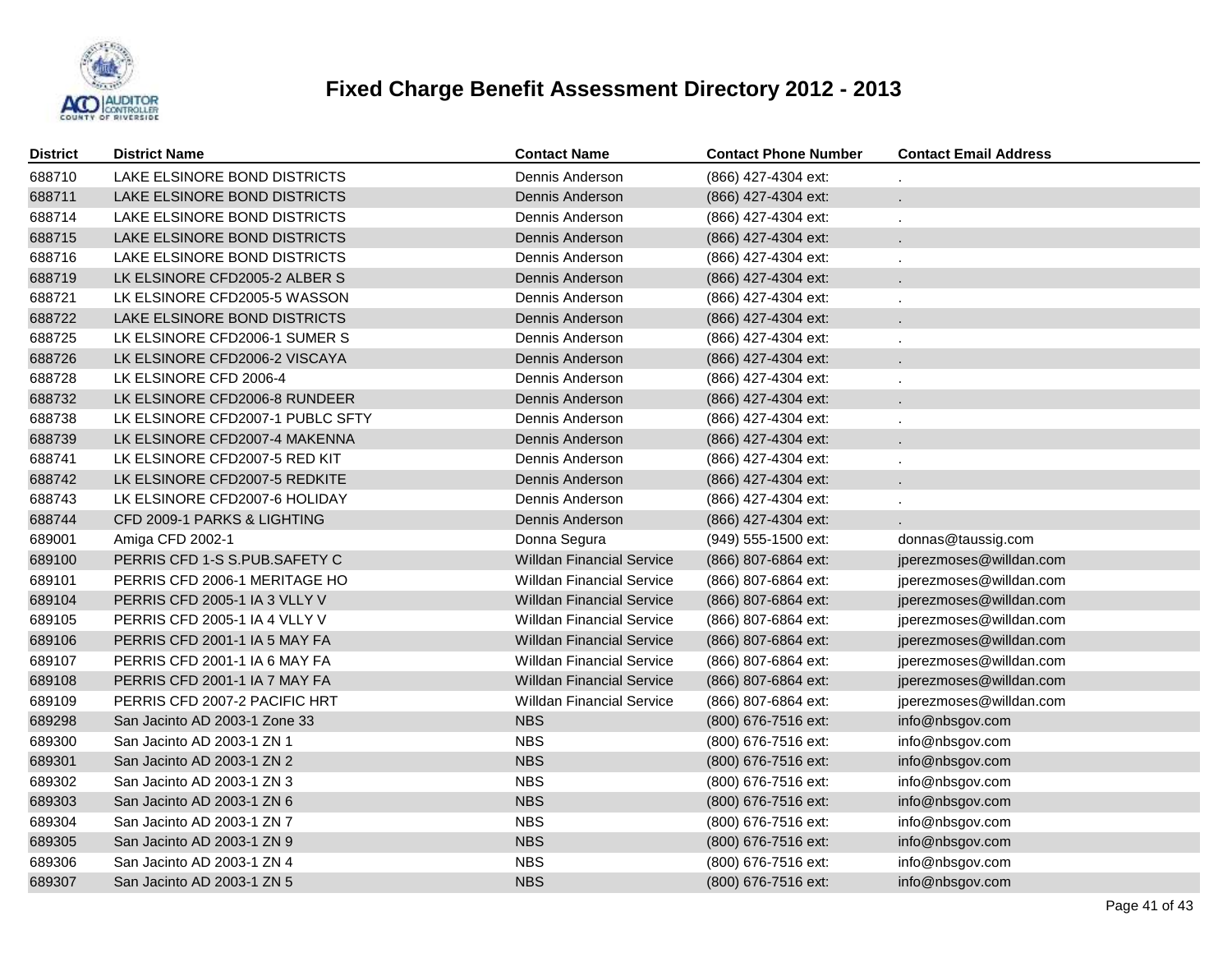# Fixed Charge Benefit Assessment Directory 2012 - 2013

| District | District Name | Contact Name | Contact Phone Number | Contact Email Address |
|---|---|---|---|---|
| 688710 | LAKE ELSINORE BOND DISTRICTS | Dennis Anderson | (866) 427-4304 ext: | . |
| 688711 | LAKE ELSINORE BOND DISTRICTS | Dennis Anderson | (866) 427-4304 ext: | . |
| 688714 | LAKE ELSINORE BOND DISTRICTS | Dennis Anderson | (866) 427-4304 ext: | . |
| 688715 | LAKE ELSINORE BOND DISTRICTS | Dennis Anderson | (866) 427-4304 ext: | . |
| 688716 | LAKE ELSINORE BOND DISTRICTS | Dennis Anderson | (866) 427-4304 ext: | . |
| 688719 | LK ELSINORE CFD2005-2 ALBER S | Dennis Anderson | (866) 427-4304 ext: | . |
| 688721 | LK ELSINORE CFD2005-5 WASSON | Dennis Anderson | (866) 427-4304 ext: | . |
| 688722 | LAKE ELSINORE BOND DISTRICTS | Dennis Anderson | (866) 427-4304 ext: | . |
| 688725 | LK ELSINORE CFD2006-1 SUMER S | Dennis Anderson | (866) 427-4304 ext: | . |
| 688726 | LK ELSINORE CFD2006-2 VISCAYA | Dennis Anderson | (866) 427-4304 ext: | . |
| 688728 | LK ELSINORE CFD 2006-4 | Dennis Anderson | (866) 427-4304 ext: | . |
| 688732 | LK ELSINORE CFD2006-8 RUNDEER | Dennis Anderson | (866) 427-4304 ext: | . |
| 688738 | LK ELSINORE CFD2007-1 PUBLC SFTY | Dennis Anderson | (866) 427-4304 ext: | . |
| 688739 | LK ELSINORE CFD2007-4 MAKENNA | Dennis Anderson | (866) 427-4304 ext: | . |
| 688741 | LK ELSINORE CFD2007-5 RED KIT | Dennis Anderson | (866) 427-4304 ext: | . |
| 688742 | LK ELSINORE CFD2007-5 REDKITE | Dennis Anderson | (866) 427-4304 ext: | . |
| 688743 | LK ELSINORE CFD2007-6 HOLIDAY | Dennis Anderson | (866) 427-4304 ext: | . |
| 688744 | CFD 2009-1 PARKS & LIGHTING | Dennis Anderson | (866) 427-4304 ext: | . |
| 689001 | Amiga CFD 2002-1 | Donna Segura | (949) 555-1500 ext: | donnas@taussig.com |
| 689100 | PERRIS CFD 1-S S.PUB.SAFETY C | Willdan Financial Service | (866) 807-6864 ext: | jperezmoses@willdan.com |
| 689101 | PERRIS CFD 2006-1 MERITAGE HO | Willdan Financial Service | (866) 807-6864 ext: | jperezmoses@willdan.com |
| 689104 | PERRIS CFD 2005-1 IA 3 VLLY V | Willdan Financial Service | (866) 807-6864 ext: | jperezmoses@willdan.com |
| 689105 | PERRIS CFD 2005-1 IA 4 VLLY V | Willdan Financial Service | (866) 807-6864 ext: | jperezmoses@willdan.com |
| 689106 | PERRIS CFD 2001-1 IA 5 MAY FA | Willdan Financial Service | (866) 807-6864 ext: | jperezmoses@willdan.com |
| 689107 | PERRIS CFD 2001-1 IA 6 MAY FA | Willdan Financial Service | (866) 807-6864 ext: | jperezmoses@willdan.com |
| 689108 | PERRIS CFD 2001-1 IA 7 MAY FA | Willdan Financial Service | (866) 807-6864 ext: | jperezmoses@willdan.com |
| 689109 | PERRIS CFD 2007-2 PACIFIC HRT | Willdan Financial Service | (866) 807-6864 ext: | jperezmoses@willdan.com |
| 689298 | San Jacinto AD 2003-1 Zone 33 | NBS | (800) 676-7516 ext: | info@nbsgov.com |
| 689300 | San Jacinto AD 2003-1 ZN 1 | NBS | (800) 676-7516 ext: | info@nbsgov.com |
| 689301 | San Jacinto AD 2003-1 ZN 2 | NBS | (800) 676-7516 ext: | info@nbsgov.com |
| 689302 | San Jacinto AD 2003-1 ZN 3 | NBS | (800) 676-7516 ext: | info@nbsgov.com |
| 689303 | San Jacinto AD 2003-1 ZN 6 | NBS | (800) 676-7516 ext: | info@nbsgov.com |
| 689304 | San Jacinto AD 2003-1 ZN 7 | NBS | (800) 676-7516 ext: | info@nbsgov.com |
| 689305 | San Jacinto AD 2003-1 ZN 9 | NBS | (800) 676-7516 ext: | info@nbsgov.com |
| 689306 | San Jacinto AD 2003-1 ZN 4 | NBS | (800) 676-7516 ext: | info@nbsgov.com |
| 689307 | San Jacinto AD 2003-1 ZN 5 | NBS | (800) 676-7516 ext: | info@nbsgov.com |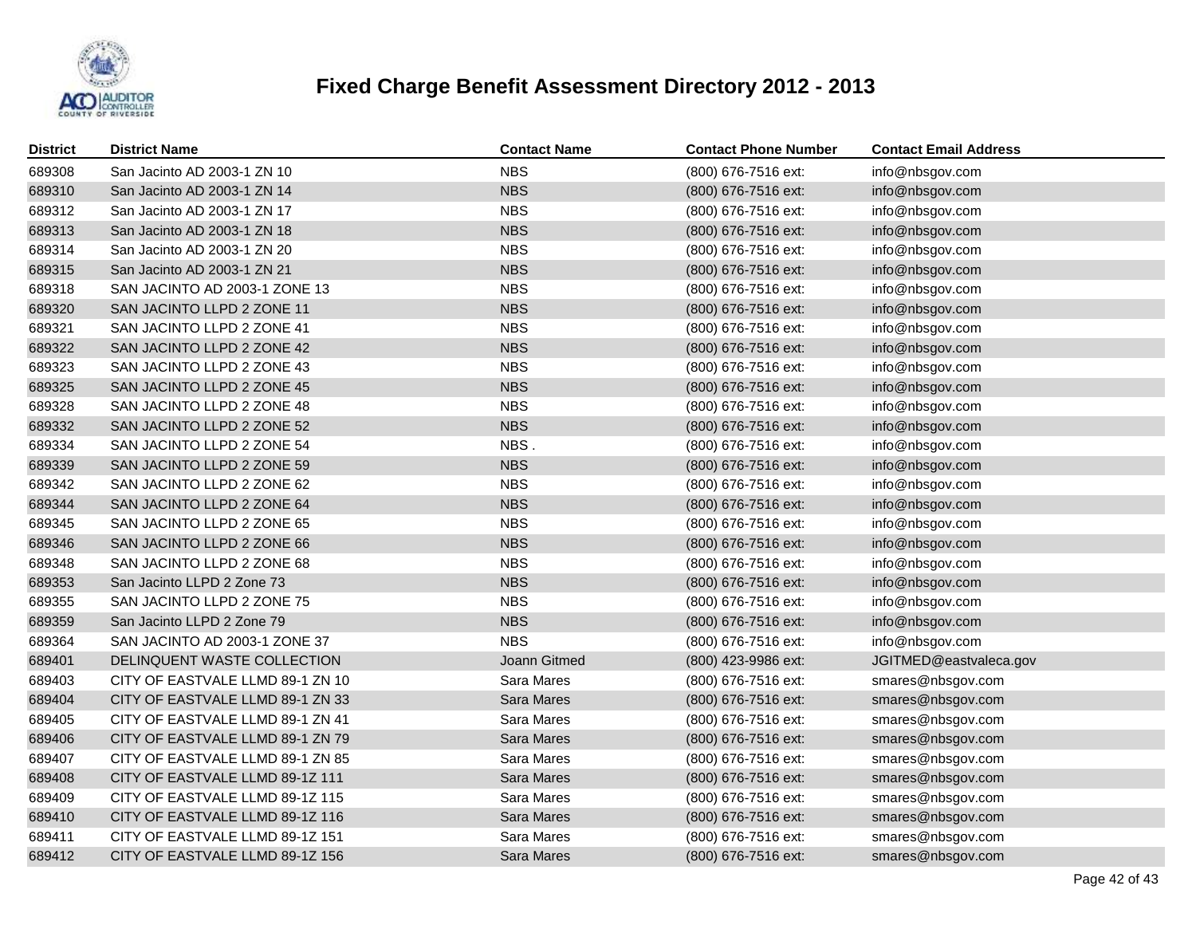# Fixed Charge Benefit Assessment Directory 2012 - 2013

| District | District Name | Contact Name | Contact Phone Number | Contact Email Address |
|---|---|---|---|---|
| 689308 | San Jacinto AD 2003-1 ZN 10 | NBS | (800) 676-7516 ext: | info@nbsgov.com |
| 689310 | San Jacinto AD 2003-1 ZN 14 | NBS | (800) 676-7516 ext: | info@nbsgov.com |
| 689312 | San Jacinto AD 2003-1 ZN 17 | NBS | (800) 676-7516 ext: | info@nbsgov.com |
| 689313 | San Jacinto AD 2003-1 ZN 18 | NBS | (800) 676-7516 ext: | info@nbsgov.com |
| 689314 | San Jacinto AD 2003-1 ZN 20 | NBS | (800) 676-7516 ext: | info@nbsgov.com |
| 689315 | San Jacinto AD 2003-1 ZN 21 | NBS | (800) 676-7516 ext: | info@nbsgov.com |
| 689318 | SAN JACINTO AD 2003-1 ZONE 13 | NBS | (800) 676-7516 ext: | info@nbsgov.com |
| 689320 | SAN JACINTO LLPD 2 ZONE 11 | NBS | (800) 676-7516 ext: | info@nbsgov.com |
| 689321 | SAN JACINTO LLPD 2 ZONE 41 | NBS | (800) 676-7516 ext: | info@nbsgov.com |
| 689322 | SAN JACINTO LLPD 2 ZONE 42 | NBS | (800) 676-7516 ext: | info@nbsgov.com |
| 689323 | SAN JACINTO LLPD 2 ZONE 43 | NBS | (800) 676-7516 ext: | info@nbsgov.com |
| 689325 | SAN JACINTO LLPD 2 ZONE 45 | NBS | (800) 676-7516 ext: | info@nbsgov.com |
| 689328 | SAN JACINTO LLPD 2 ZONE 48 | NBS | (800) 676-7516 ext: | info@nbsgov.com |
| 689332 | SAN JACINTO LLPD 2 ZONE 52 | NBS | (800) 676-7516 ext: | info@nbsgov.com |
| 689334 | SAN JACINTO LLPD 2 ZONE 54 | NBS . | (800) 676-7516 ext: | info@nbsgov.com |
| 689339 | SAN JACINTO LLPD 2 ZONE 59 | NBS | (800) 676-7516 ext: | info@nbsgov.com |
| 689342 | SAN JACINTO LLPD 2 ZONE 62 | NBS | (800) 676-7516 ext: | info@nbsgov.com |
| 689344 | SAN JACINTO LLPD 2 ZONE 64 | NBS | (800) 676-7516 ext: | info@nbsgov.com |
| 689345 | SAN JACINTO LLPD 2 ZONE 65 | NBS | (800) 676-7516 ext: | info@nbsgov.com |
| 689346 | SAN JACINTO LLPD 2 ZONE 66 | NBS | (800) 676-7516 ext: | info@nbsgov.com |
| 689348 | SAN JACINTO LLPD 2 ZONE 68 | NBS | (800) 676-7516 ext: | info@nbsgov.com |
| 689353 | San Jacinto LLPD 2 Zone 73 | NBS | (800) 676-7516 ext: | info@nbsgov.com |
| 689355 | SAN JACINTO LLPD 2 ZONE 75 | NBS | (800) 676-7516 ext: | info@nbsgov.com |
| 689359 | San Jacinto LLPD 2 Zone 79 | NBS | (800) 676-7516 ext: | info@nbsgov.com |
| 689364 | SAN JACINTO AD 2003-1 ZONE 37 | NBS | (800) 676-7516 ext: | info@nbsgov.com |
| 689401 | DELINQUENT WASTE COLLECTION | Joann Gitmed | (800) 423-9986 ext: | JGITMED@eastvaleca.gov |
| 689403 | CITY OF EASTVALE LLMD 89-1 ZN 10 | Sara Mares | (800) 676-7516 ext: | smares@nbsgov.com |
| 689404 | CITY OF EASTVALE LLMD 89-1 ZN 33 | Sara Mares | (800) 676-7516 ext: | smares@nbsgov.com |
| 689405 | CITY OF EASTVALE LLMD 89-1 ZN 41 | Sara Mares | (800) 676-7516 ext: | smares@nbsgov.com |
| 689406 | CITY OF EASTVALE LLMD 89-1 ZN 79 | Sara Mares | (800) 676-7516 ext: | smares@nbsgov.com |
| 689407 | CITY OF EASTVALE LLMD 89-1 ZN 85 | Sara Mares | (800) 676-7516 ext: | smares@nbsgov.com |
| 689408 | CITY OF EASTVALE LLMD 89-1Z 111 | Sara Mares | (800) 676-7516 ext: | smares@nbsgov.com |
| 689409 | CITY OF EASTVALE LLMD 89-1Z 115 | Sara Mares | (800) 676-7516 ext: | smares@nbsgov.com |
| 689410 | CITY OF EASTVALE LLMD 89-1Z 116 | Sara Mares | (800) 676-7516 ext: | smares@nbsgov.com |
| 689411 | CITY OF EASTVALE LLMD 89-1Z 151 | Sara Mares | (800) 676-7516 ext: | smares@nbsgov.com |
| 689412 | CITY OF EASTVALE LLMD 89-1Z 156 | Sara Mares | (800) 676-7516 ext: | smares@nbsgov.com |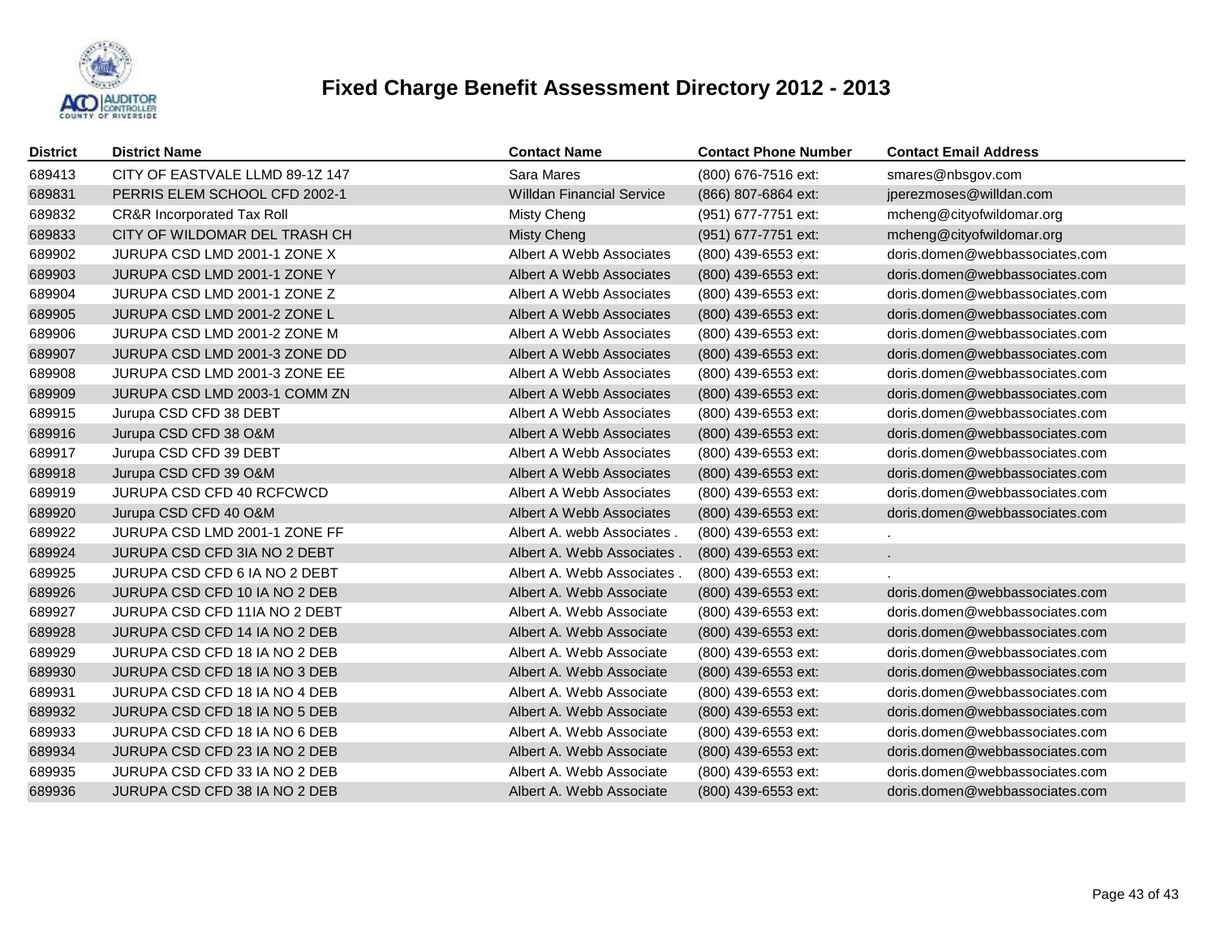# Fixed Charge Benefit Assessment Directory 2012 - 2013

| District | District Name | Contact Name | Contact Phone Number | Contact Email Address |
|---|---|---|---|---|
| 689413 | CITY OF EASTVALE LLMD 89-1Z 147 | Sara Mares | (800) 676-7516 ext: | smares@nbsgov.com |
| 689831 | PERRIS ELEM SCHOOL CFD 2002-1 | Willdan Financial Service | (866) 807-6864 ext: | jperezmoses@willdan.com |
| 689832 | CR&R Incorporated Tax Roll | Misty Cheng | (951) 677-7751 ext: | mcheng@cityofwildomar.org |
| 689833 | CITY OF WILDOMAR DEL TRASH CH | Misty Cheng | (951) 677-7751 ext: | mcheng@cityofwildomar.org |
| 689902 | JURUPA CSD LMD 2001-1 ZONE X | Albert A Webb Associates | (800) 439-6553 ext: | doris.domen@webbassociates.com |
| 689903 | JURUPA CSD LMD 2001-1 ZONE Y | Albert A Webb Associates | (800) 439-6553 ext: | doris.domen@webbassociates.com |
| 689904 | JURUPA CSD LMD 2001-1 ZONE Z | Albert A Webb Associates | (800) 439-6553 ext: | doris.domen@webbassociates.com |
| 689905 | JURUPA CSD LMD 2001-2 ZONE L | Albert A Webb Associates | (800) 439-6553 ext: | doris.domen@webbassociates.com |
| 689906 | JURUPA CSD LMD 2001-2 ZONE M | Albert A Webb Associates | (800) 439-6553 ext: | doris.domen@webbassociates.com |
| 689907 | JURUPA CSD LMD 2001-3 ZONE DD | Albert A Webb Associates | (800) 439-6553 ext: | doris.domen@webbassociates.com |
| 689908 | JURUPA CSD LMD 2001-3 ZONE EE | Albert A Webb Associates | (800) 439-6553 ext: | doris.domen@webbassociates.com |
| 689909 | JURUPA CSD LMD 2003-1 COMM ZN | Albert A Webb Associates | (800) 439-6553 ext: | doris.domen@webbassociates.com |
| 689915 | Jurupa CSD CFD 38 DEBT | Albert A Webb Associates | (800) 439-6553 ext: | doris.domen@webbassociates.com |
| 689916 | Jurupa CSD CFD 38 O&M | Albert A Webb Associates | (800) 439-6553 ext: | doris.domen@webbassociates.com |
| 689917 | Jurupa CSD CFD 39 DEBT | Albert A Webb Associates | (800) 439-6553 ext: | doris.domen@webbassociates.com |
| 689918 | Jurupa CSD CFD 39 O&M | Albert A Webb Associates | (800) 439-6553 ext: | doris.domen@webbassociates.com |
| 689919 | JURUPA CSD CFD 40 RCFCWCD | Albert A Webb Associates | (800) 439-6553 ext: | doris.domen@webbassociates.com |
| 689920 | Jurupa CSD CFD 40 O&M | Albert A Webb Associates | (800) 439-6553 ext: | doris.domen@webbassociates.com |
| 689922 | JURUPA CSD LMD 2001-1 ZONE FF | Albert A. webb Associates . | (800) 439-6553 ext: | . |
| 689924 | JURUPA CSD CFD 3IA NO 2 DEBT | Albert A. Webb Associates . | (800) 439-6553 ext: | . |
| 689925 | JURUPA CSD CFD 6 IA NO 2 DEBT | Albert A. Webb Associates . | (800) 439-6553 ext: | . |
| 689926 | JURUPA CSD CFD 10 IA NO 2 DEB | Albert A. Webb Associate | (800) 439-6553 ext: | doris.domen@webbassociates.com |
| 689927 | JURUPA CSD CFD 11IA NO 2 DEBT | Albert A. Webb Associate | (800) 439-6553 ext: | doris.domen@webbassociates.com |
| 689928 | JURUPA CSD CFD 14 IA NO 2 DEB | Albert A. Webb Associate | (800) 439-6553 ext: | doris.domen@webbassociates.com |
| 689929 | JURUPA CSD CFD 18 IA NO 2 DEB | Albert A. Webb Associate | (800) 439-6553 ext: | doris.domen@webbassociates.com |
| 689930 | JURUPA CSD CFD 18 IA NO 3 DEB | Albert A. Webb Associate | (800) 439-6553 ext: | doris.domen@webbassociates.com |
| 689931 | JURUPA CSD CFD 18 IA NO 4 DEB | Albert A. Webb Associate | (800) 439-6553 ext: | doris.domen@webbassociates.com |
| 689932 | JURUPA CSD CFD 18 IA NO 5 DEB | Albert A. Webb Associate | (800) 439-6553 ext: | doris.domen@webbassociates.com |
| 689933 | JURUPA CSD CFD 18 IA NO 6 DEB | Albert A. Webb Associate | (800) 439-6553 ext: | doris.domen@webbassociates.com |
| 689934 | JURUPA CSD CFD 23 IA NO 2 DEB | Albert A. Webb Associate | (800) 439-6553 ext: | doris.domen@webbassociates.com |
| 689935 | JURUPA CSD CFD 33 IA NO 2 DEB | Albert A. Webb Associate | (800) 439-6553 ext: | doris.domen@webbassociates.com |
| 689936 | JURUPA CSD CFD 38 IA NO 2 DEB | Albert A. Webb Associate | (800) 439-6553 ext: | doris.domen@webbassociates.com |